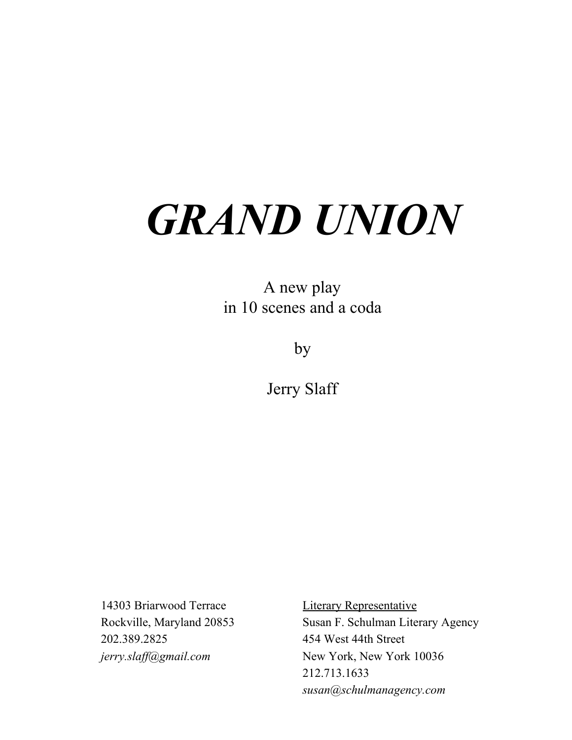# *GRAND UNION*

A new play
in 10 scenes and a coda

by

Jerry Slaff

14303 Briarwood Terrace
Rockville, Maryland 20853
202.389.2825
*jerry.slaff@gmail.com*

<u>Literary Representative</u>
Susan F. Schulman Literary Agency
454 West 44th Street
New York, New York 10036
212.713.1633
*susan@schulmanagency.com*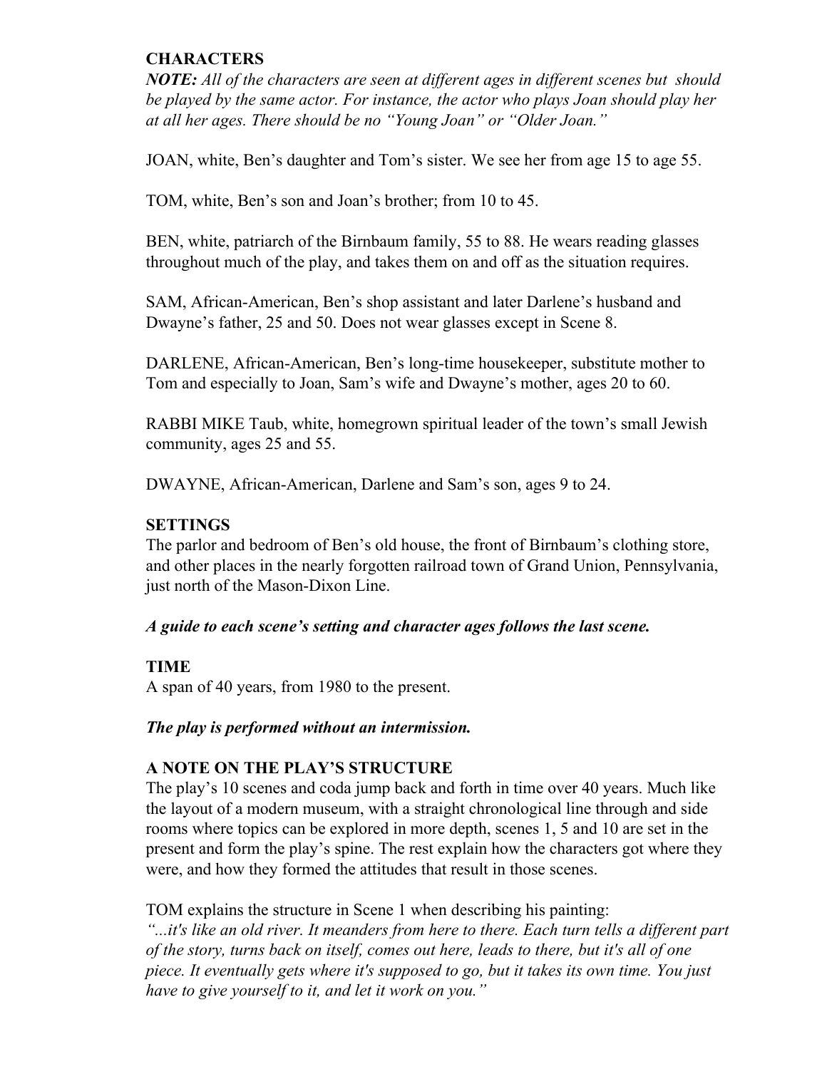## CHARACTERS

***NOTE:*** *All of the characters are seen at different ages in different scenes but should be played by the same actor. For instance, the actor who plays Joan should play her at all her ages. There should be no "Young Joan" or "Older Joan."*

JOAN, white, Ben's daughter and Tom's sister. We see her from age 15 to age 55.

TOM, white, Ben's son and Joan's brother; from 10 to 45.

BEN, white, patriarch of the Birnbaum family, 55 to 88. He wears reading glasses throughout much of the play, and takes them on and off as the situation requires.

SAM, African-American, Ben's shop assistant and later Darlene's husband and Dwayne's father, 25 and 50. Does not wear glasses except in Scene 8.

DARLENE, African-American, Ben's long-time housekeeper, substitute mother to Tom and especially to Joan, Sam's wife and Dwayne's mother, ages 20 to 60.

RABBI MIKE Taub, white, homegrown spiritual leader of the town's small Jewish community, ages 25 and 55.

DWAYNE, African-American, Darlene and Sam's son, ages 9 to 24.

## SETTINGS

The parlor and bedroom of Ben's old house, the front of Birnbaum's clothing store, and other places in the nearly forgotten railroad town of Grand Union, Pennsylvania, just north of the Mason-Dixon Line.

***A guide to each scene's setting and character ages follows the last scene.***

## TIME

A span of 40 years, from 1980 to the present.

***The play is performed without an intermission.***

## A NOTE ON THE PLAY'S STRUCTURE

The play's 10 scenes and coda jump back and forth in time over 40 years. Much like the layout of a modern museum, with a straight chronological line through and side rooms where topics can be explored in more depth, scenes 1, 5 and 10 are set in the present and form the play's spine. The rest explain how the characters got where they were, and how they formed the attitudes that result in those scenes.

TOM explains the structure in Scene 1 when describing his painting:
*"...it's like an old river. It meanders from here to there. Each turn tells a different part of the story, turns back on itself, comes out here, leads to there, but it's all of one piece. It eventually gets where it's supposed to go, but it takes its own time. You just have to give yourself to it, and let it work on you."*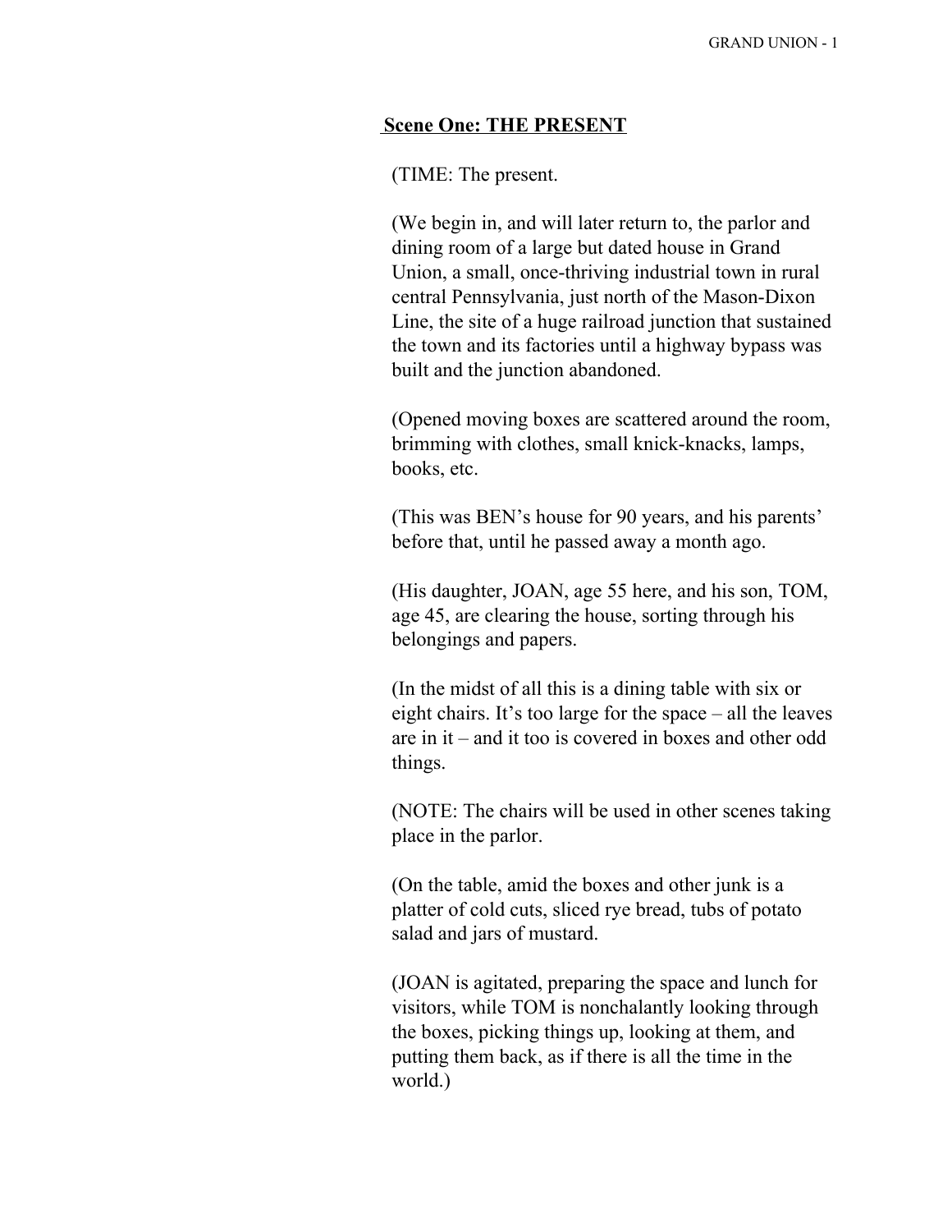## Scene One: THE PRESENT

(TIME: The present.

(We begin in, and will later return to, the parlor and dining room of a large but dated house in Grand Union, a small, once-thriving industrial town in rural central Pennsylvania, just north of the Mason-Dixon Line, the site of a huge railroad junction that sustained the town and its factories until a highway bypass was built and the junction abandoned.

(Opened moving boxes are scattered around the room, brimming with clothes, small knick-knacks, lamps, books, etc.

(This was BEN's house for 90 years, and his parents' before that, until he passed away a month ago.

(His daughter, JOAN, age 55 here, and his son, TOM, age 45, are clearing the house, sorting through his belongings and papers.

(In the midst of all this is a dining table with six or eight chairs. It's too large for the space – all the leaves are in it – and it too is covered in boxes and other odd things.

(NOTE: The chairs will be used in other scenes taking place in the parlor.

(On the table, amid the boxes and other junk is a platter of cold cuts, sliced rye bread, tubs of potato salad and jars of mustard.

(JOAN is agitated, preparing the space and lunch for visitors, while TOM is nonchalantly looking through the boxes, picking things up, looking at them, and putting them back, as if there is all the time in the world.)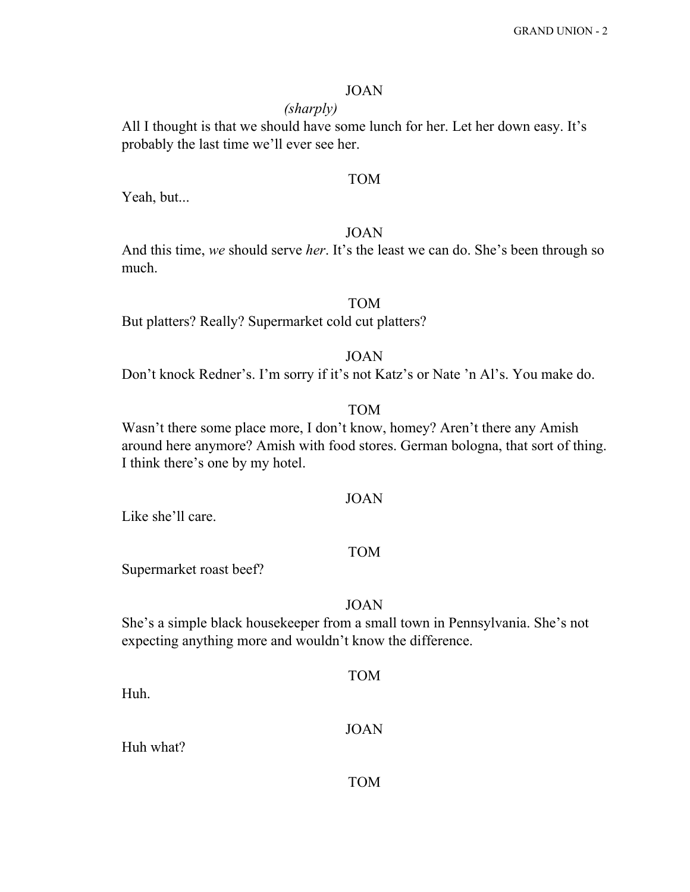JOAN

*(sharply)*

All I thought is that we should have some lunch for her. Let her down easy. It's probably the last time we'll ever see her.

TOM

Yeah, but...

JOAN

And this time, *we* should serve *her*. It's the least we can do. She's been through so much.

TOM

But platters? Really? Supermarket cold cut platters?

JOAN

Don't knock Redner's. I'm sorry if it's not Katz's or Nate 'n Al's. You make do.

TOM

Wasn't there some place more, I don't know, homey? Aren't there any Amish around here anymore? Amish with food stores. German bologna, that sort of thing. I think there's one by my hotel.

JOAN

Like she'll care.

TOM

Supermarket roast beef?

JOAN

She's a simple black housekeeper from a small town in Pennsylvania. She's not expecting anything more and wouldn't know the difference.

TOM

Huh.

JOAN

Huh what?

TOM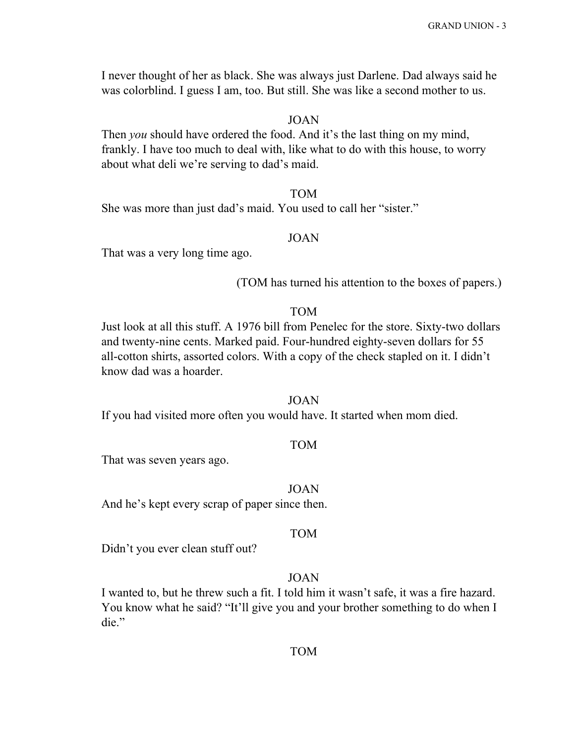I never thought of her as black. She was always just Darlene. Dad always said he was colorblind. I guess I am, too. But still. She was like a second mother to us.

JOAN

Then *you* should have ordered the food. And it's the last thing on my mind, frankly. I have too much to deal with, like what to do with this house, to worry about what deli we're serving to dad's maid.

TOM

She was more than just dad's maid. You used to call her "sister."

JOAN

That was a very long time ago.

(TOM has turned his attention to the boxes of papers.)

TOM

Just look at all this stuff. A 1976 bill from Penelec for the store. Sixty-two dollars and twenty-nine cents. Marked paid. Four-hundred eighty-seven dollars for 55 all-cotton shirts, assorted colors. With a copy of the check stapled on it. I didn't know dad was a hoarder.

JOAN

If you had visited more often you would have. It started when mom died.

TOM

That was seven years ago.

JOAN

And he's kept every scrap of paper since then.

TOM

Didn't you ever clean stuff out?

JOAN

I wanted to, but he threw such a fit. I told him it wasn't safe, it was a fire hazard. You know what he said? "It'll give you and your brother something to do when I die."

TOM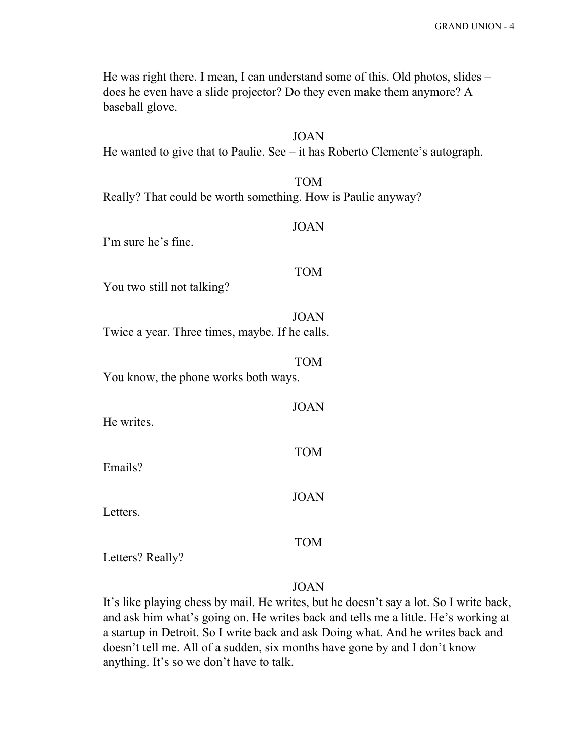He was right there. I mean, I can understand some of this. Old photos, slides – does he even have a slide projector? Do they even make them anymore? A baseball glove.

JOAN

He wanted to give that to Paulie. See – it has Roberto Clemente's autograph.

TOM

Really? That could be worth something. How is Paulie anyway?

JOAN

I'm sure he's fine.

TOM

You two still not talking?

JOAN

Twice a year. Three times, maybe. If he calls.

TOM

You know, the phone works both ways.

JOAN

He writes.

TOM

Emails?

JOAN

Letters.

TOM

Letters? Really?

JOAN

It's like playing chess by mail. He writes, but he doesn't say a lot. So I write back, and ask him what's going on. He writes back and tells me a little. He's working at a startup in Detroit. So I write back and ask Doing what. And he writes back and doesn't tell me. All of a sudden, six months have gone by and I don't know anything. It's so we don't have to talk.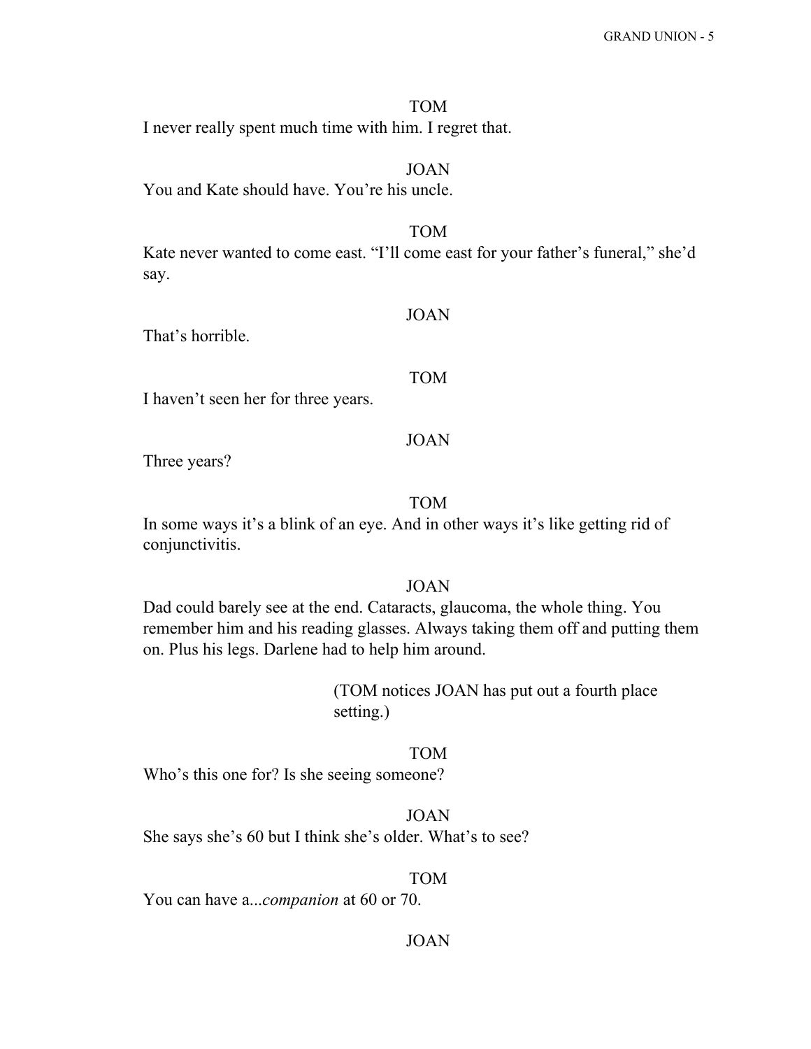TOM

I never really spent much time with him. I regret that.

JOAN

You and Kate should have. You're his uncle.

TOM

Kate never wanted to come east. "I'll come east for your father's funeral," she'd say.

JOAN

That's horrible.

TOM

I haven't seen her for three years.

JOAN

Three years?

TOM

In some ways it's a blink of an eye. And in other ways it's like getting rid of conjunctivitis.

JOAN

Dad could barely see at the end. Cataracts, glaucoma, the whole thing. You remember him and his reading glasses. Always taking them off and putting them on. Plus his legs. Darlene had to help him around.

(TOM notices JOAN has put out a fourth place setting.)

TOM

Who's this one for? Is she seeing someone?

JOAN

She says she's 60 but I think she's older. What's to see?

TOM

You can have a...*companion* at 60 or 70.

JOAN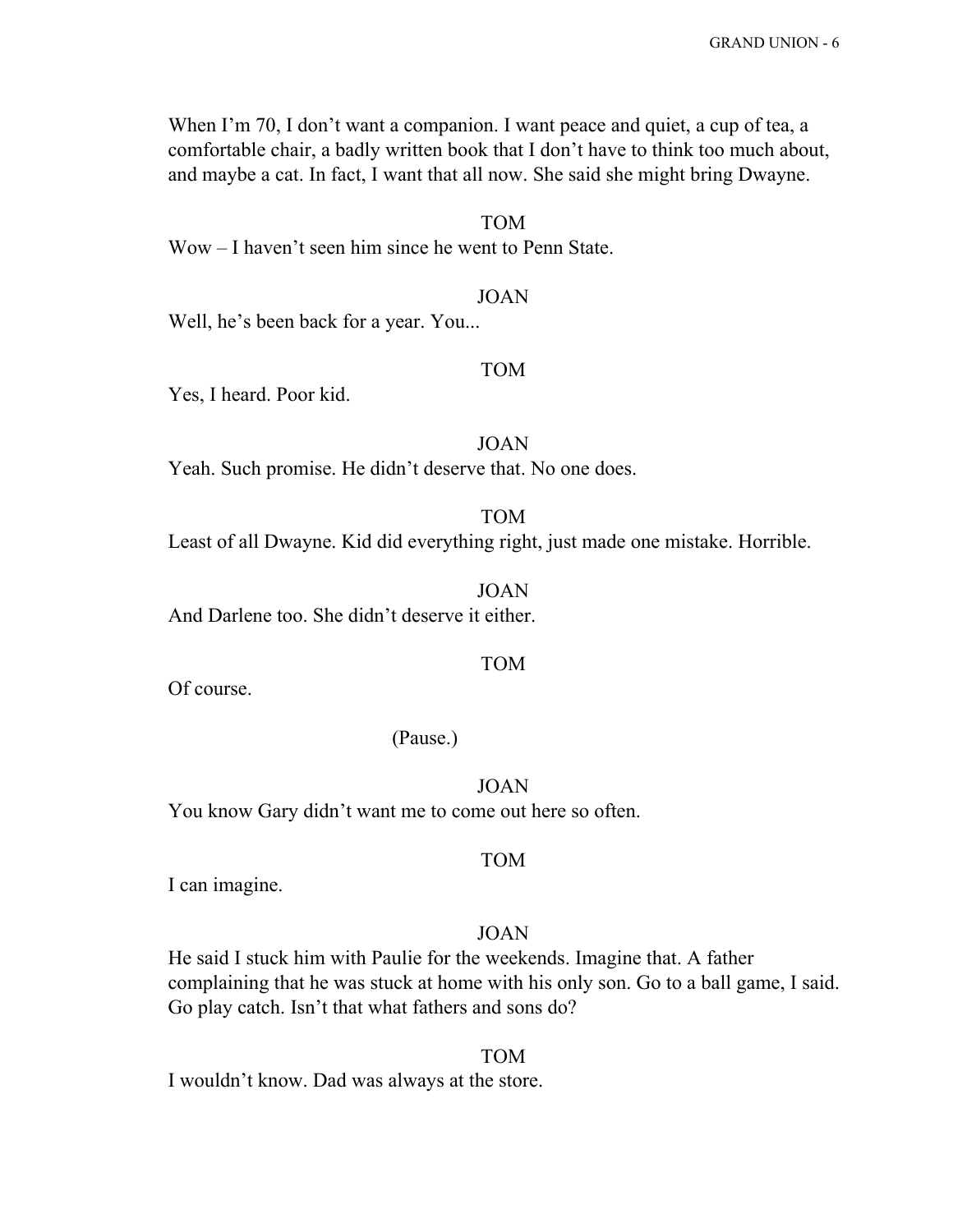When I'm 70, I don't want a companion. I want peace and quiet, a cup of tea, a comfortable chair, a badly written book that I don't have to think too much about, and maybe a cat. In fact, I want that all now. She said she might bring Dwayne.

TOM

Wow – I haven't seen him since he went to Penn State.

JOAN

Well, he's been back for a year. You...

TOM

Yes, I heard. Poor kid.

JOAN

Yeah. Such promise. He didn't deserve that. No one does.

TOM

Least of all Dwayne. Kid did everything right, just made one mistake. Horrible.

JOAN

And Darlene too. She didn't deserve it either.

TOM

Of course.

(Pause.)

JOAN

You know Gary didn't want me to come out here so often.

TOM

I can imagine.

JOAN

He said I stuck him with Paulie for the weekends. Imagine that. A father complaining that he was stuck at home with his only son. Go to a ball game, I said. Go play catch. Isn't that what fathers and sons do?

TOM

I wouldn't know. Dad was always at the store.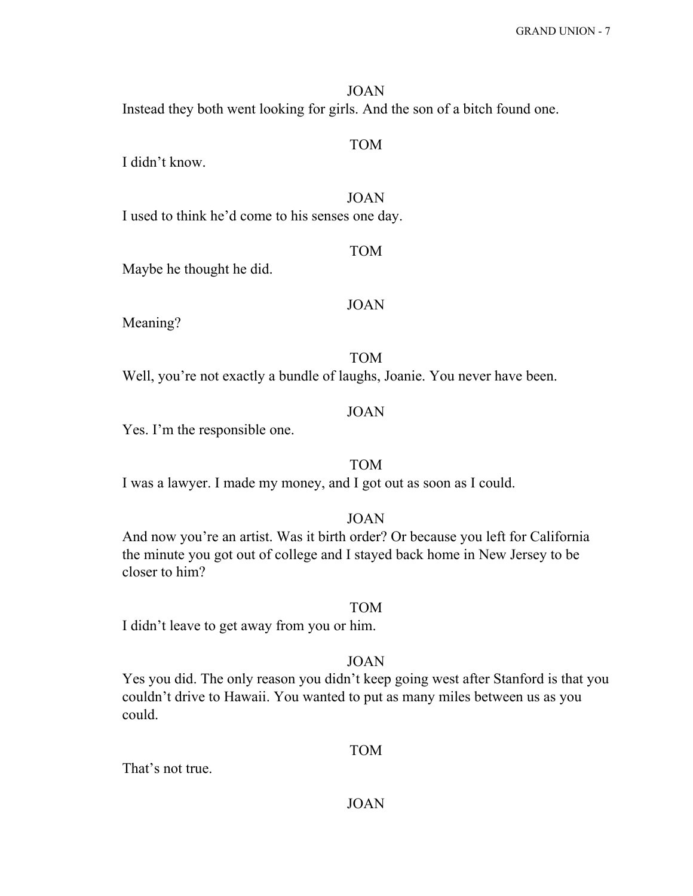JOAN

Instead they both went looking for girls. And the son of a bitch found one.

TOM

I didn't know.

JOAN

I used to think he'd come to his senses one day.

TOM

Maybe he thought he did.

JOAN

Meaning?

TOM

Well, you're not exactly a bundle of laughs, Joanie. You never have been.

JOAN

Yes. I'm the responsible one.

TOM

I was a lawyer. I made my money, and I got out as soon as I could.

JOAN

And now you're an artist. Was it birth order? Or because you left for California the minute you got out of college and I stayed back home in New Jersey to be closer to him?

TOM

I didn't leave to get away from you or him.

JOAN

Yes you did. The only reason you didn't keep going west after Stanford is that you couldn't drive to Hawaii. You wanted to put as many miles between us as you could.

TOM

That's not true.

JOAN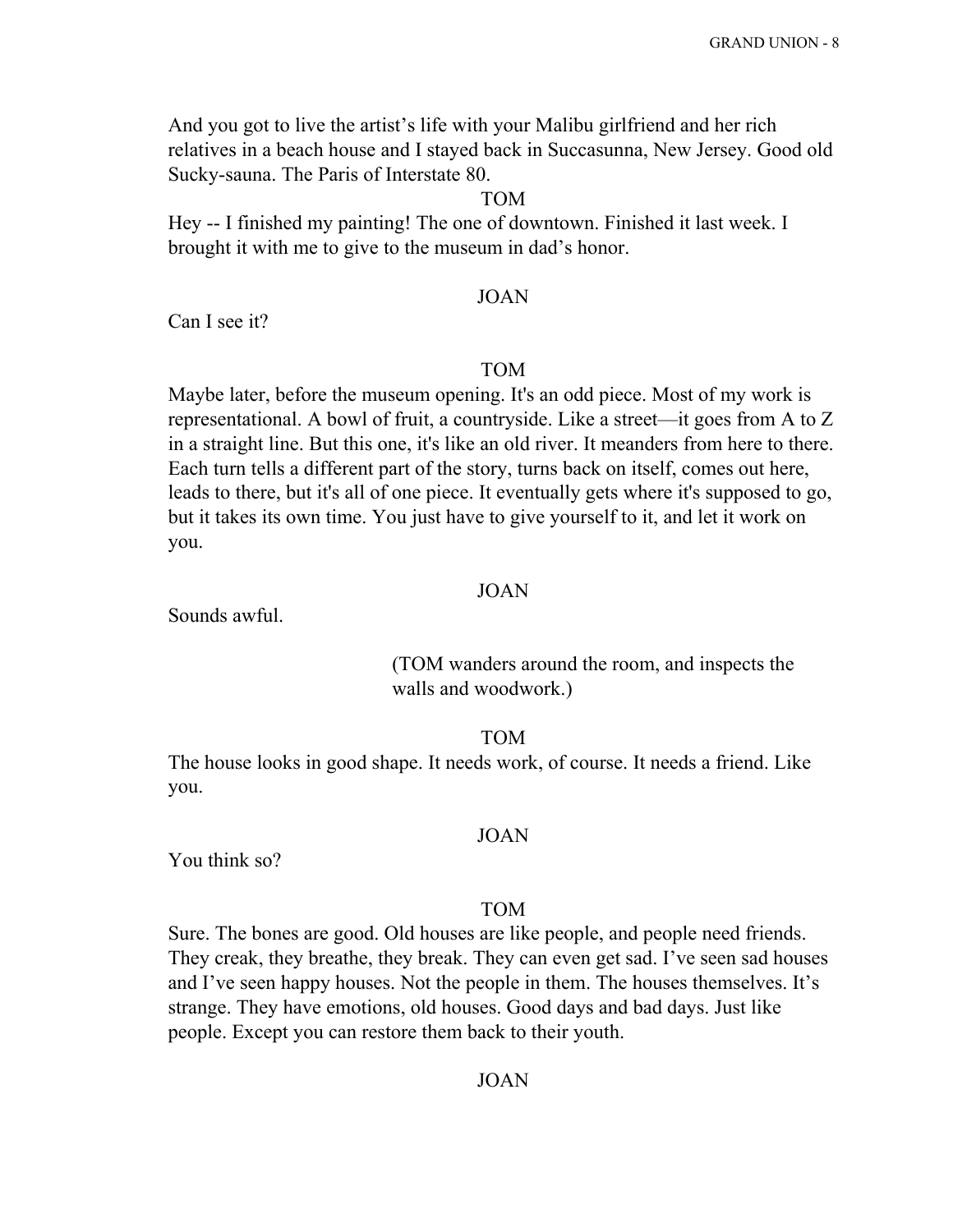And you got to live the artist's life with your Malibu girlfriend and her rich relatives in a beach house and I stayed back in Succasunna, New Jersey. Good old Sucky-sauna. The Paris of Interstate 80.

TOM

Hey -- I finished my painting! The one of downtown. Finished it last week. I brought it with me to give to the museum in dad's honor.

JOAN

Can I see it?

TOM

Maybe later, before the museum opening. It's an odd piece. Most of my work is representational. A bowl of fruit, a countryside. Like a street—it goes from A to Z in a straight line. But this one, it's like an old river. It meanders from here to there. Each turn tells a different part of the story, turns back on itself, comes out here, leads to there, but it's all of one piece. It eventually gets where it's supposed to go, but it takes its own time. You just have to give yourself to it, and let it work on you.

JOAN

Sounds awful.

(TOM wanders around the room, and inspects the walls and woodwork.)

TOM

The house looks in good shape. It needs work, of course. It needs a friend. Like you.

JOAN

You think so?

TOM

Sure. The bones are good. Old houses are like people, and people need friends. They creak, they breathe, they break. They can even get sad. I've seen sad houses and I've seen happy houses. Not the people in them. The houses themselves. It's strange. They have emotions, old houses. Good days and bad days. Just like people. Except you can restore them back to their youth.

JOAN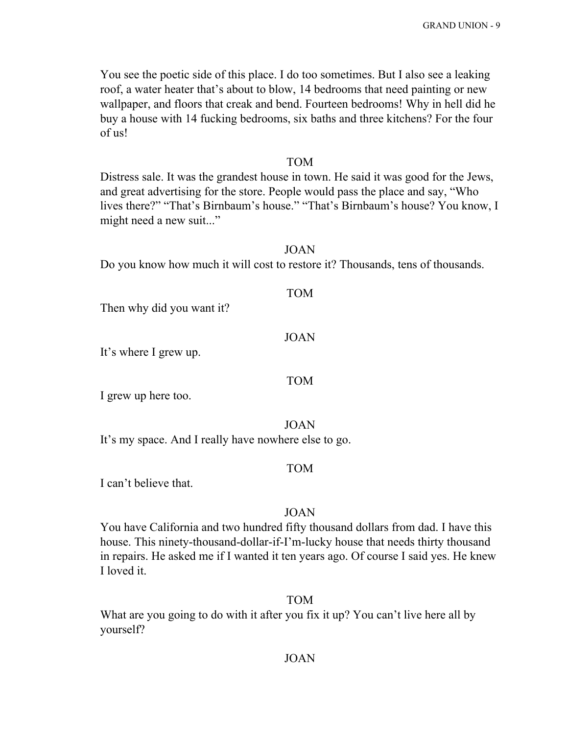You see the poetic side of this place. I do too sometimes. But I also see a leaking roof, a water heater that's about to blow, 14 bedrooms that need painting or new wallpaper, and floors that creak and bend. Fourteen bedrooms! Why in hell did he buy a house with 14 fucking bedrooms, six baths and three kitchens? For the four of us!

TOM

Distress sale. It was the grandest house in town. He said it was good for the Jews, and great advertising for the store. People would pass the place and say, "Who lives there?" "That's Birnbaum's house." "That's Birnbaum's house? You know, I might need a new suit..."

JOAN

Do you know how much it will cost to restore it? Thousands, tens of thousands.

TOM

Then why did you want it?

JOAN

It's where I grew up.

TOM

I grew up here too.

JOAN

It's my space. And I really have nowhere else to go.

TOM

I can't believe that.

JOAN

You have California and two hundred fifty thousand dollars from dad. I have this house. This ninety-thousand-dollar-if-I'm-lucky house that needs thirty thousand in repairs. He asked me if I wanted it ten years ago. Of course I said yes. He knew I loved it.

TOM

What are you going to do with it after you fix it up? You can't live here all by yourself?

JOAN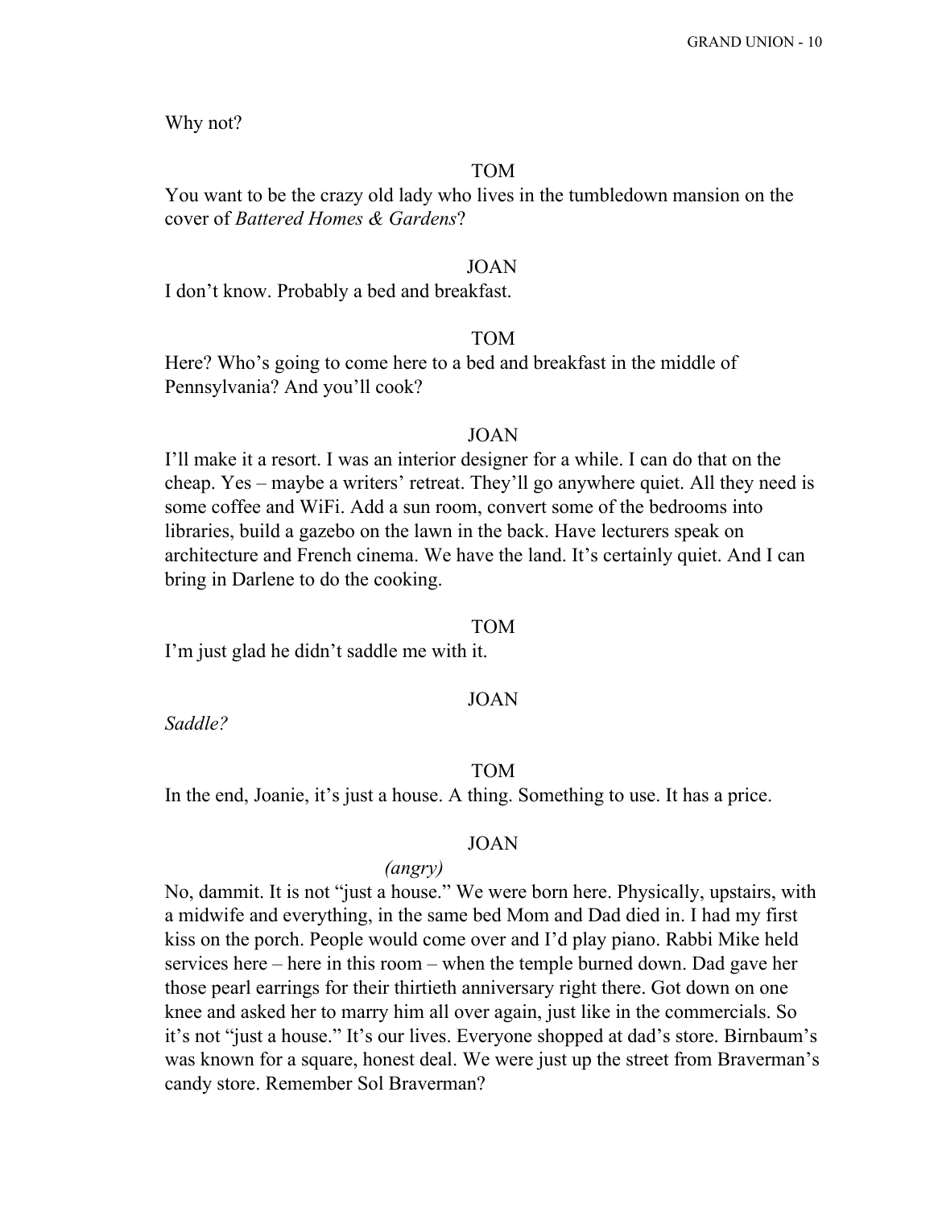Why not?

TOM

You want to be the crazy old lady who lives in the tumbledown mansion on the cover of *Battered Homes & Gardens*?

JOAN

I don't know. Probably a bed and breakfast.

TOM

Here? Who's going to come here to a bed and breakfast in the middle of Pennsylvania? And you'll cook?

JOAN

I'll make it a resort. I was an interior designer for a while. I can do that on the cheap. Yes – maybe a writers' retreat. They'll go anywhere quiet. All they need is some coffee and WiFi. Add a sun room, convert some of the bedrooms into libraries, build a gazebo on the lawn in the back. Have lecturers speak on architecture and French cinema. We have the land. It's certainly quiet. And I can bring in Darlene to do the cooking.

TOM

I'm just glad he didn't saddle me with it.

JOAN

*Saddle?*

TOM

In the end, Joanie, it's just a house. A thing. Something to use. It has a price.

JOAN

*(angry)*

No, dammit. It is not "just a house." We were born here. Physically, upstairs, with a midwife and everything, in the same bed Mom and Dad died in. I had my first kiss on the porch. People would come over and I'd play piano. Rabbi Mike held services here – here in this room – when the temple burned down. Dad gave her those pearl earrings for their thirtieth anniversary right there. Got down on one knee and asked her to marry him all over again, just like in the commercials. So it's not "just a house." It's our lives. Everyone shopped at dad's store. Birnbaum's was known for a square, honest deal. We were just up the street from Braverman's candy store. Remember Sol Braverman?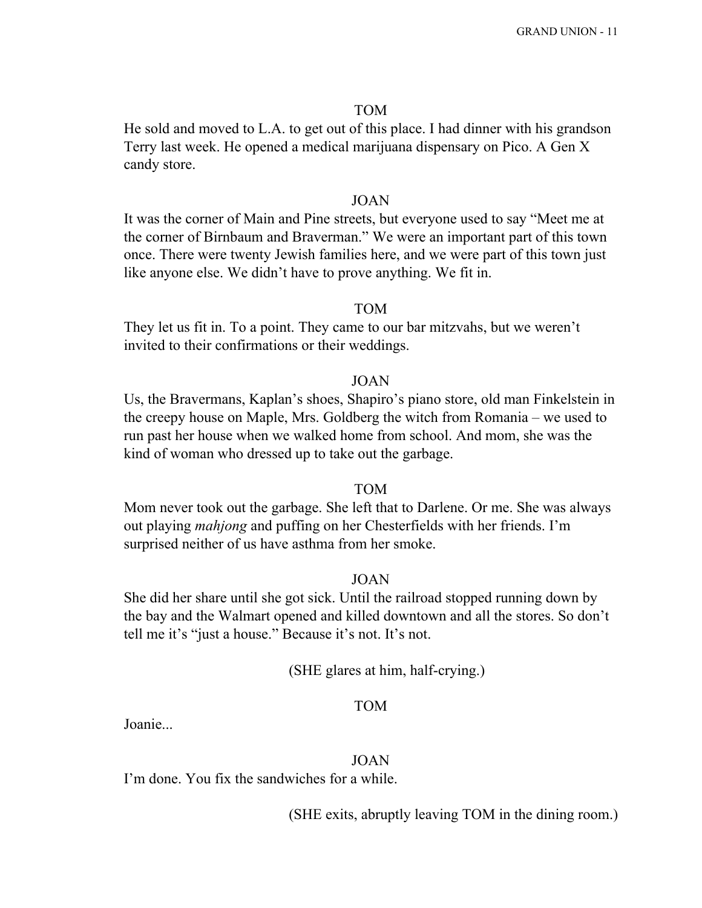TOM

He sold and moved to L.A. to get out of this place. I had dinner with his grandson Terry last week. He opened a medical marijuana dispensary on Pico. A Gen X candy store.

JOAN

It was the corner of Main and Pine streets, but everyone used to say "Meet me at the corner of Birnbaum and Braverman." We were an important part of this town once. There were twenty Jewish families here, and we were part of this town just like anyone else. We didn't have to prove anything. We fit in.

TOM

They let us fit in. To a point. They came to our bar mitzvahs, but we weren't invited to their confirmations or their weddings.

JOAN

Us, the Bravermans, Kaplan's shoes, Shapiro's piano store, old man Finkelstein in the creepy house on Maple, Mrs. Goldberg the witch from Romania – we used to run past her house when we walked home from school. And mom, she was the kind of woman who dressed up to take out the garbage.

TOM

Mom never took out the garbage. She left that to Darlene. Or me. She was always out playing *mahjong* and puffing on her Chesterfields with her friends. I'm surprised neither of us have asthma from her smoke.

JOAN

She did her share until she got sick. Until the railroad stopped running down by the bay and the Walmart opened and killed downtown and all the stores. So don't tell me it's "just a house." Because it's not. It's not.

(SHE glares at him, half-crying.)

TOM

Joanie...

JOAN

I'm done. You fix the sandwiches for a while.

(SHE exits, abruptly leaving TOM in the dining room.)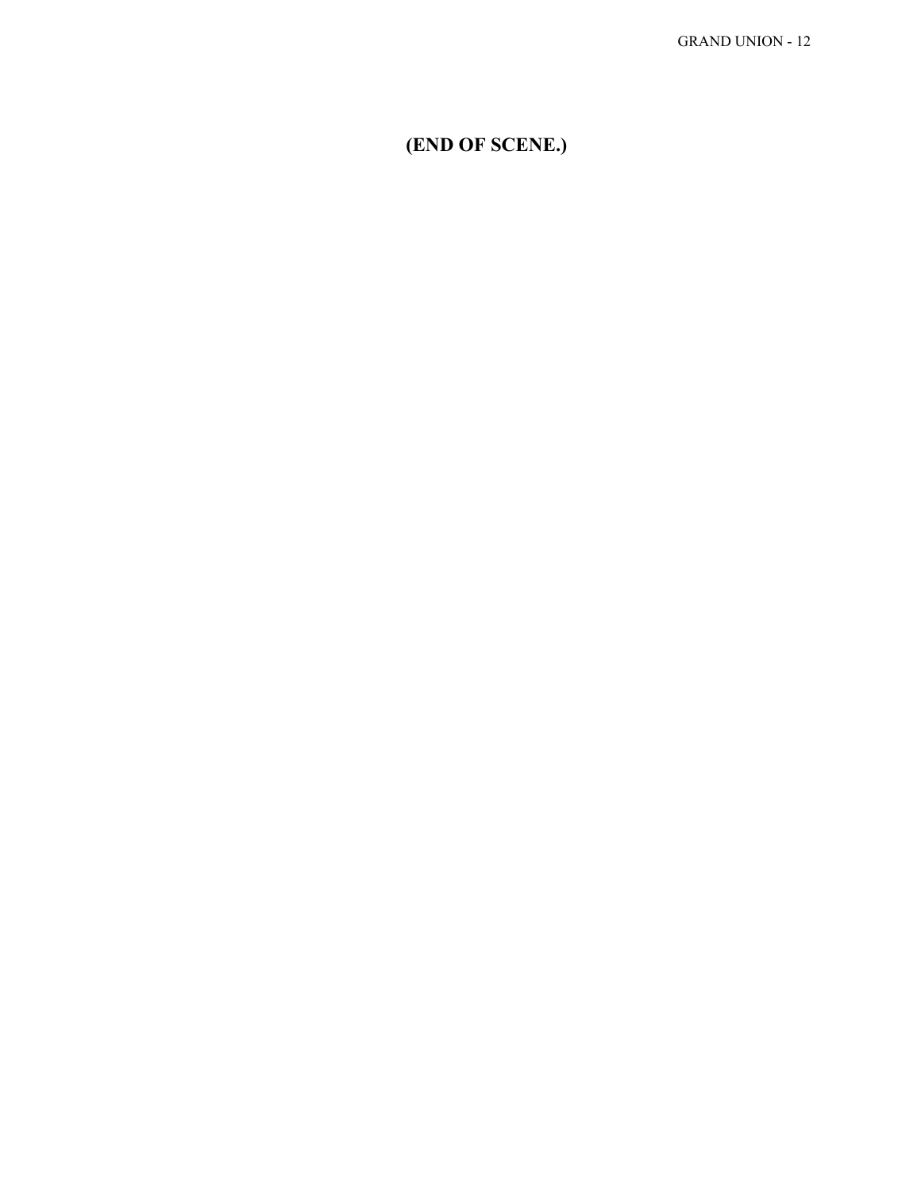**(END OF SCENE.)**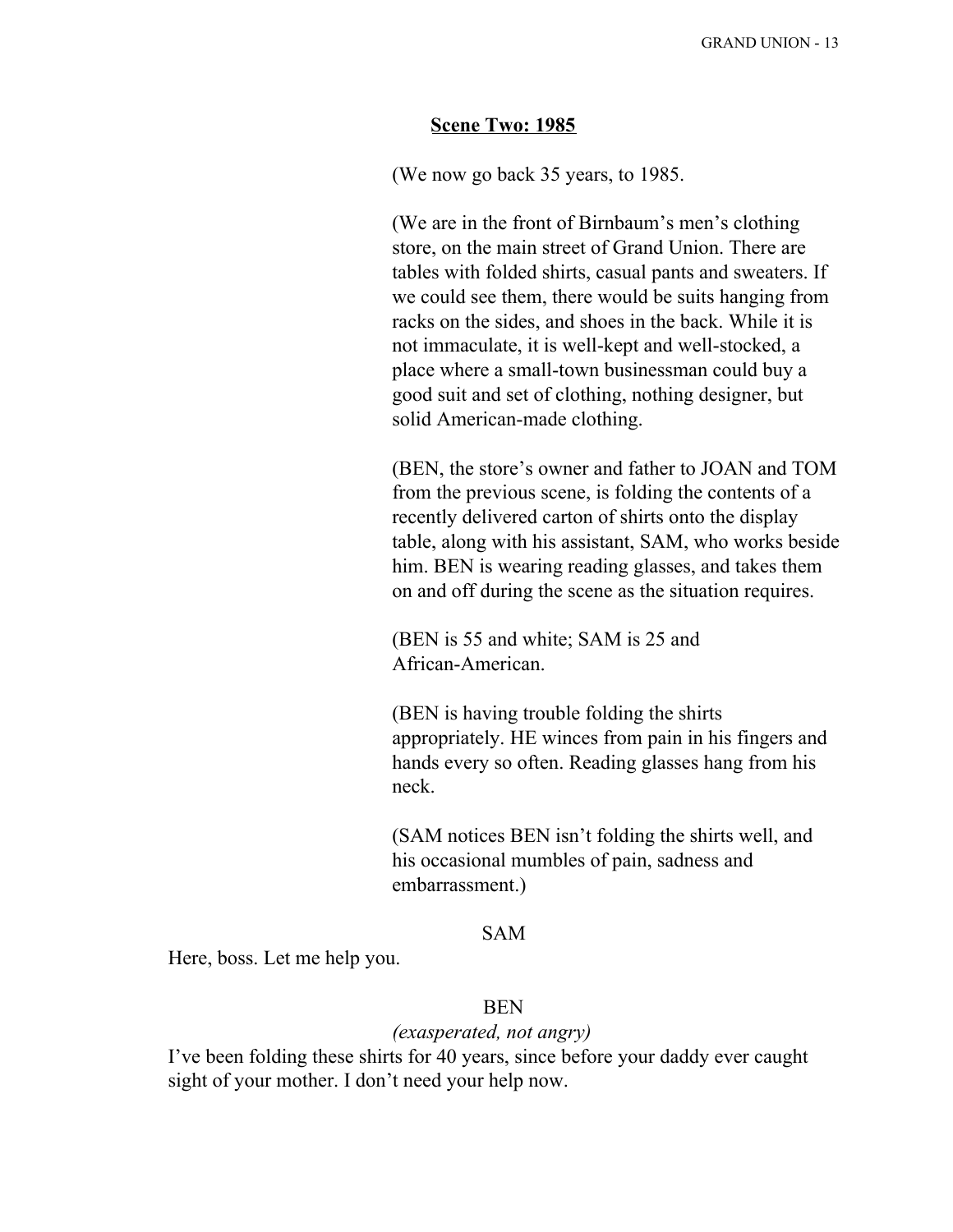**Scene Two: 1985**

(We now go back 35 years, to 1985.

(We are in the front of Birnbaum's men's clothing store, on the main street of Grand Union. There are tables with folded shirts, casual pants and sweaters. If we could see them, there would be suits hanging from racks on the sides, and shoes in the back. While it is not immaculate, it is well-kept and well-stocked, a place where a small-town businessman could buy a good suit and set of clothing, nothing designer, but solid American-made clothing.

(BEN, the store's owner and father to JOAN and TOM from the previous scene, is folding the contents of a recently delivered carton of shirts onto the display table, along with his assistant, SAM, who works beside him. BEN is wearing reading glasses, and takes them on and off during the scene as the situation requires.

(BEN is 55 and white; SAM is 25 and African-American.

(BEN is having trouble folding the shirts appropriately. HE winces from pain in his fingers and hands every so often. Reading glasses hang from his neck.

(SAM notices BEN isn't folding the shirts well, and his occasional mumbles of pain, sadness and embarrassment.)

SAM

Here, boss. Let me help you.

BEN

*(exasperated, not angry)*

I've been folding these shirts for 40 years, since before your daddy ever caught sight of your mother. I don't need your help now.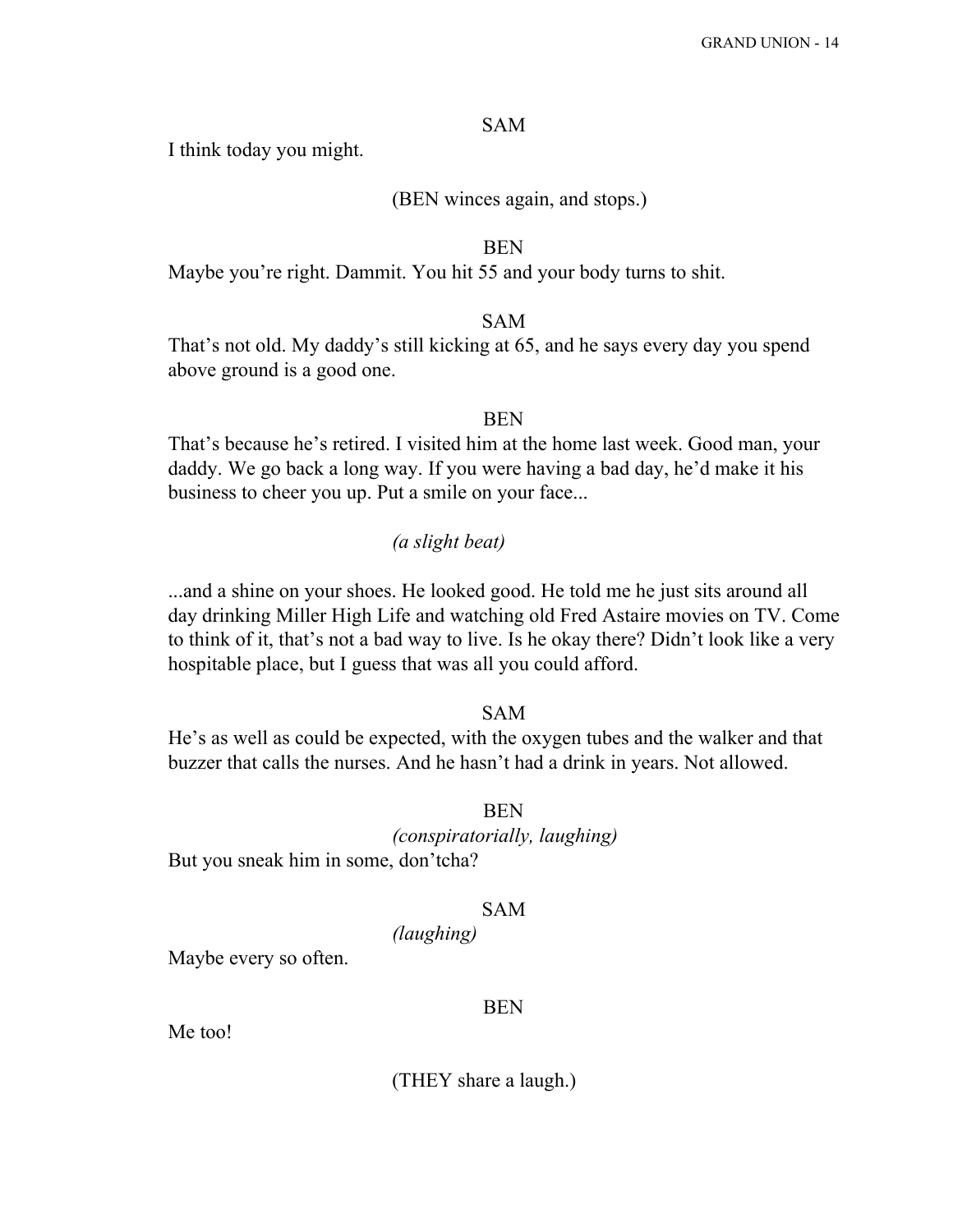SAM

I think today you might.

(BEN winces again, and stops.)

BEN

Maybe you're right. Dammit. You hit 55 and your body turns to shit.

SAM

That's not old. My daddy's still kicking at 65, and he says every day you spend above ground is a good one.

BEN

That's because he's retired. I visited him at the home last week. Good man, your daddy. We go back a long way. If you were having a bad day, he'd make it his business to cheer you up. Put a smile on your face...

*(a slight beat)*

...and a shine on your shoes. He looked good. He told me he just sits around all day drinking Miller High Life and watching old Fred Astaire movies on TV. Come to think of it, that's not a bad way to live. Is he okay there? Didn't look like a very hospitable place, but I guess that was all you could afford.

SAM

He's as well as could be expected, with the oxygen tubes and the walker and that buzzer that calls the nurses. And he hasn't had a drink in years. Not allowed.

BEN

*(conspiratorially, laughing)*

But you sneak him in some, don'tcha?

SAM

*(laughing)*

Maybe every so often.

BEN

Me too!

(THEY share a laugh.)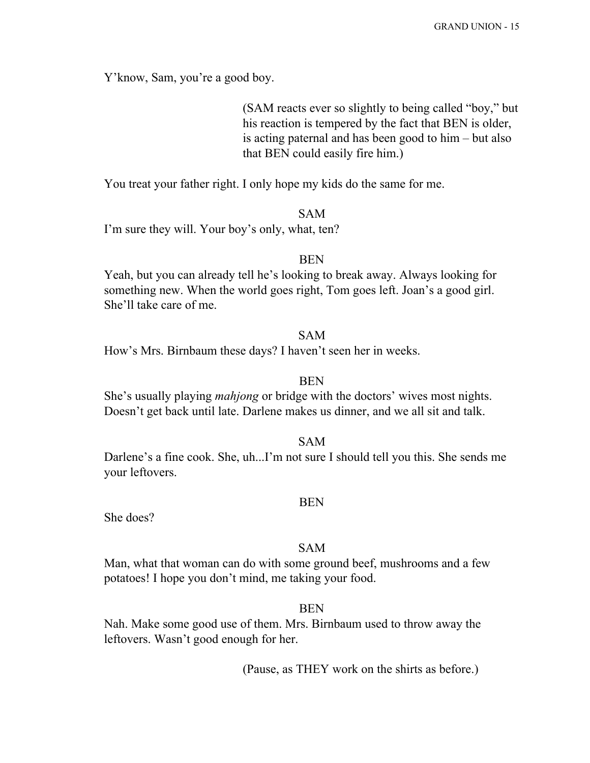Y'know, Sam, you're a good boy.

(SAM reacts ever so slightly to being called "boy," but his reaction is tempered by the fact that BEN is older, is acting paternal and has been good to him – but also that BEN could easily fire him.)

You treat your father right. I only hope my kids do the same for me.

SAM

I'm sure they will. Your boy's only, what, ten?

BEN

Yeah, but you can already tell he's looking to break away. Always looking for something new. When the world goes right, Tom goes left. Joan's a good girl. She'll take care of me.

SAM

How's Mrs. Birnbaum these days? I haven't seen her in weeks.

BEN

She's usually playing *mahjong* or bridge with the doctors' wives most nights. Doesn't get back until late. Darlene makes us dinner, and we all sit and talk.

SAM

Darlene's a fine cook. She, uh...I'm not sure I should tell you this. She sends me your leftovers.

BEN

She does?

SAM

Man, what that woman can do with some ground beef, mushrooms and a few potatoes! I hope you don't mind, me taking your food.

BEN

Nah. Make some good use of them. Mrs. Birnbaum used to throw away the leftovers. Wasn't good enough for her.

(Pause, as THEY work on the shirts as before.)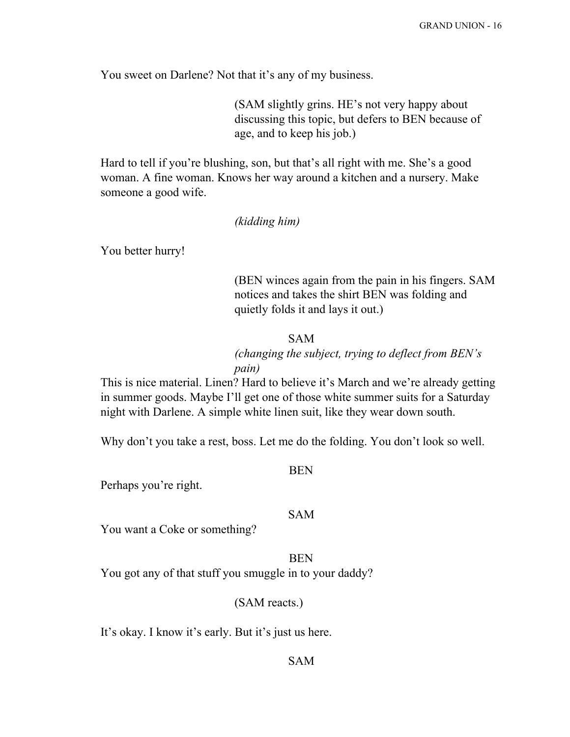You sweet on Darlene? Not that it's any of my business.

(SAM slightly grins. HE's not very happy about discussing this topic, but defers to BEN because of age, and to keep his job.)

Hard to tell if you're blushing, son, but that's all right with me. She's a good woman. A fine woman. Knows her way around a kitchen and a nursery. Make someone a good wife.

*(kidding him)*

You better hurry!

(BEN winces again from the pain in his fingers. SAM notices and takes the shirt BEN was folding and quietly folds it and lays it out.)

SAM

*(changing the subject, trying to deflect from BEN's pain)*

This is nice material. Linen? Hard to believe it's March and we're already getting in summer goods. Maybe I'll get one of those white summer suits for a Saturday night with Darlene. A simple white linen suit, like they wear down south.

Why don't you take a rest, boss. Let me do the folding. You don't look so well.

BEN

Perhaps you're right.

SAM

You want a Coke or something?

BEN

You got any of that stuff you smuggle in to your daddy?

(SAM reacts.)

It's okay. I know it's early. But it's just us here.

SAM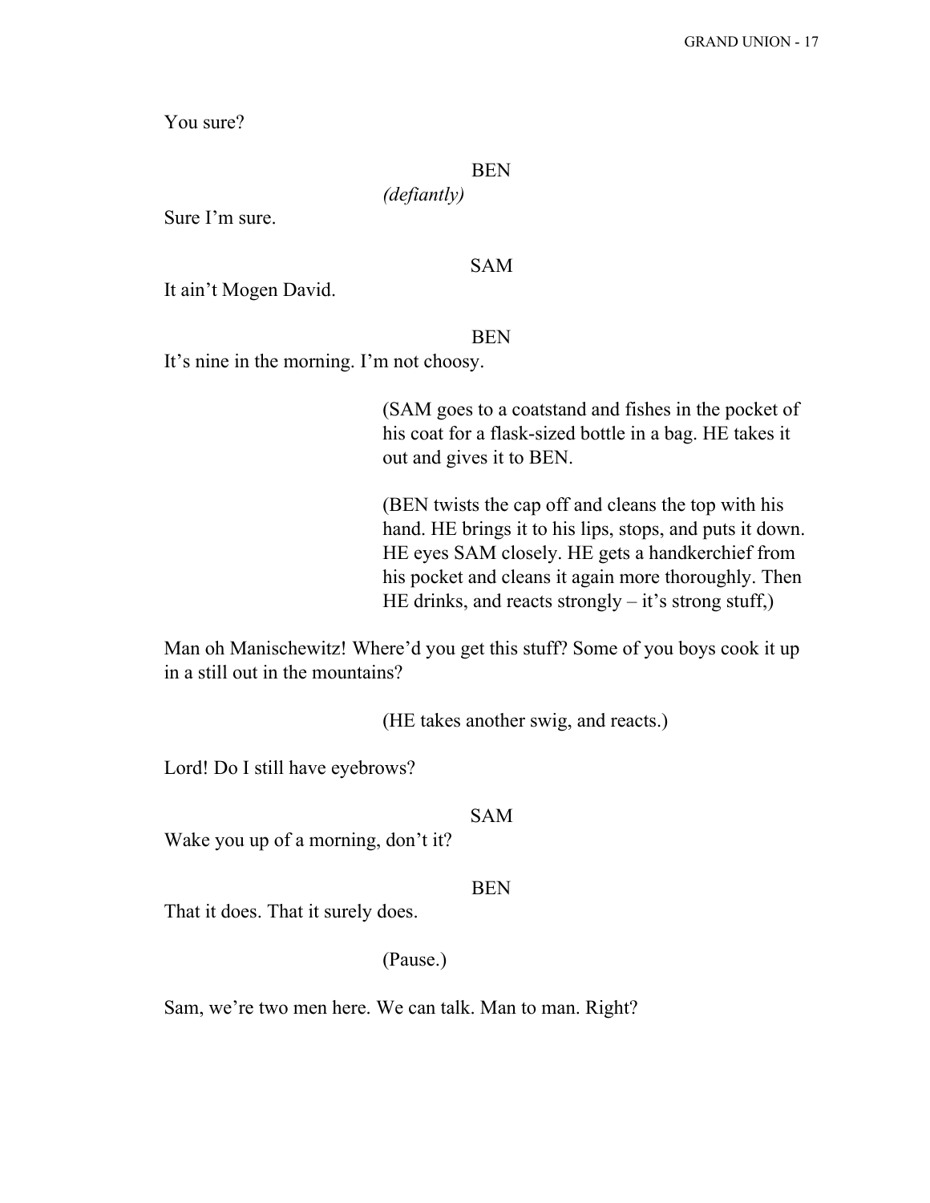You sure?

BEN

*(defiantly)*

Sure I'm sure.

SAM

It ain't Mogen David.

BEN

It's nine in the morning. I'm not choosy.

(SAM goes to a coatstand and fishes in the pocket of his coat for a flask-sized bottle in a bag. HE takes it out and gives it to BEN.

(BEN twists the cap off and cleans the top with his hand. HE brings it to his lips, stops, and puts it down. HE eyes SAM closely. HE gets a handkerchief from his pocket and cleans it again more thoroughly. Then HE drinks, and reacts strongly – it's strong stuff,)

Man oh Manischewitz! Where'd you get this stuff? Some of you boys cook it up in a still out in the mountains?

(HE takes another swig, and reacts.)

Lord! Do I still have eyebrows?

SAM

Wake you up of a morning, don't it?

BEN

That it does. That it surely does.

(Pause.)

Sam, we're two men here. We can talk. Man to man. Right?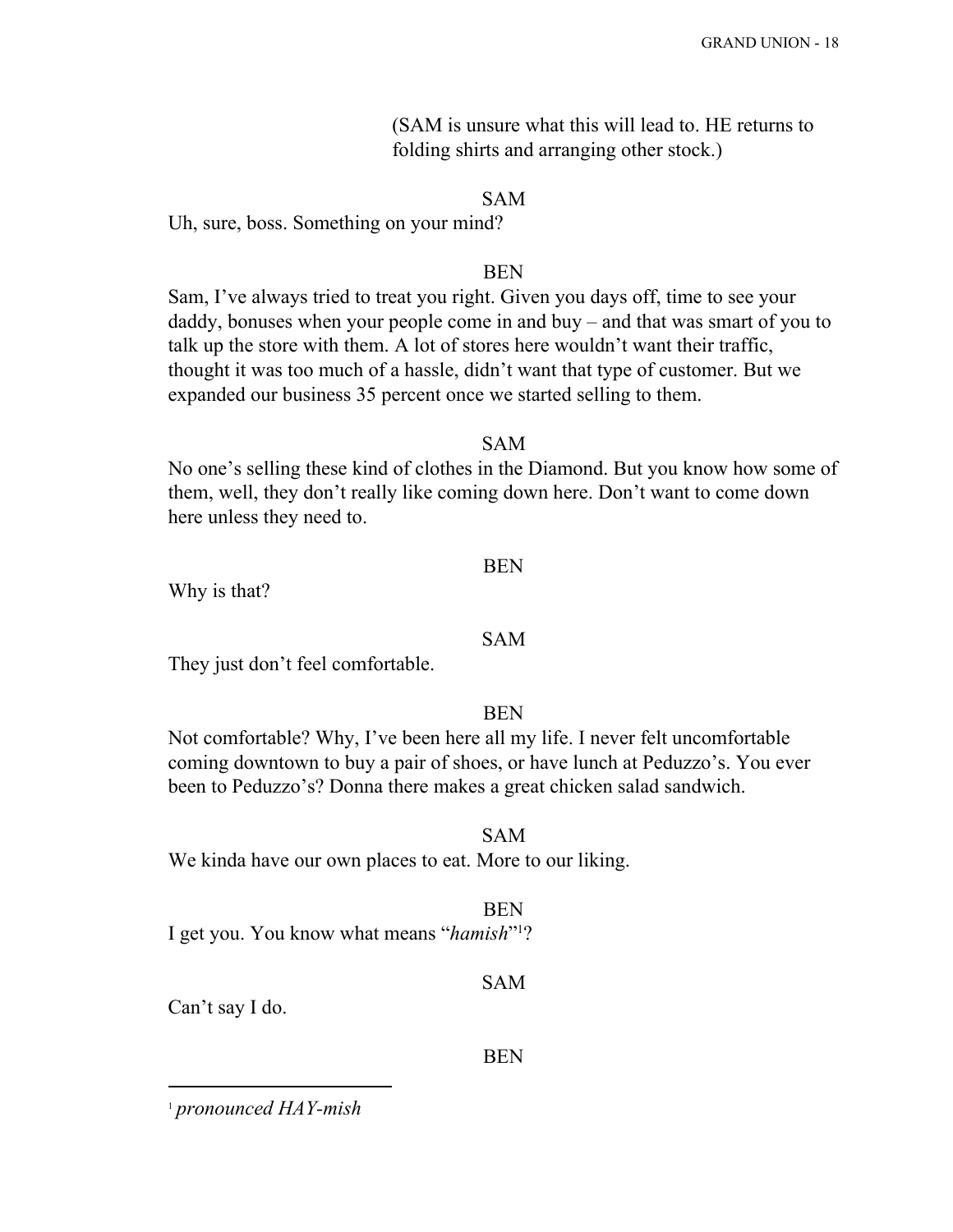(SAM is unsure what this will lead to. HE returns to folding shirts and arranging other stock.)

SAM

Uh, sure, boss. Something on your mind?

BEN

Sam, I've always tried to treat you right. Given you days off, time to see your daddy, bonuses when your people come in and buy – and that was smart of you to talk up the store with them. A lot of stores here wouldn't want their traffic, thought it was too much of a hassle, didn't want that type of customer. But we expanded our business 35 percent once we started selling to them.

SAM

No one's selling these kind of clothes in the Diamond. But you know how some of them, well, they don't really like coming down here. Don't want to come down here unless they need to.

BEN

Why is that?

SAM

They just don't feel comfortable.

BEN

Not comfortable? Why, I've been here all my life. I never felt uncomfortable coming downtown to buy a pair of shoes, or have lunch at Peduzzo's. You ever been to Peduzzo's? Donna there makes a great chicken salad sandwich.

SAM

We kinda have our own places to eat. More to our liking.

BEN

I get you. You know what means "*hamish*"[1]?

SAM

Can't say I do.

BEN

---

[1] *pronounced HAY-mish*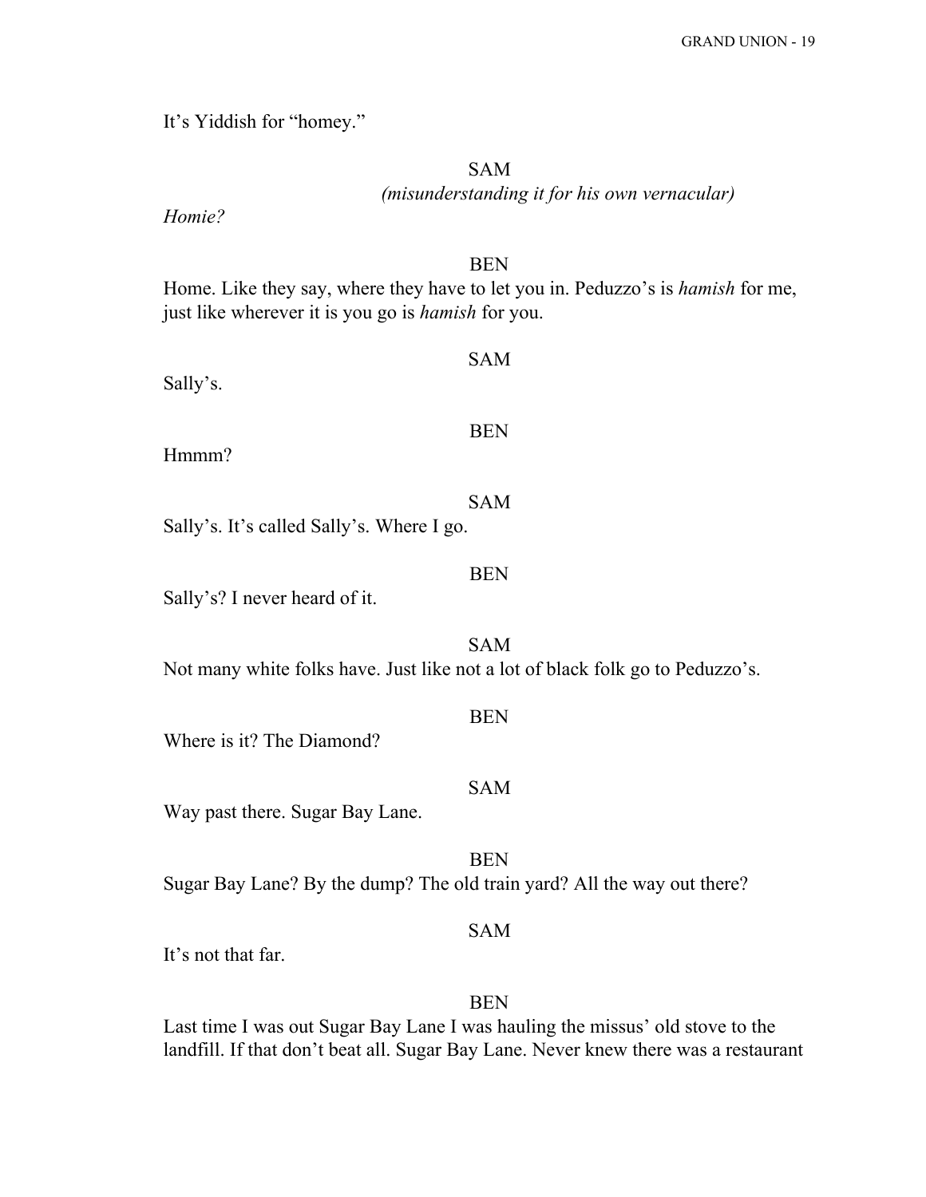It's Yiddish for "homey."

SAM

*(misunderstanding it for his own vernacular)*

*Homie?*

BEN

Home. Like they say, where they have to let you in. Peduzzo's is *hamish* for me, just like wherever it is you go is *hamish* for you.

SAM

Sally's.

BEN

Hmmm?

SAM

Sally's. It's called Sally's. Where I go.

BEN

Sally's? I never heard of it.

SAM

Not many white folks have. Just like not a lot of black folk go to Peduzzo's.

BEN

Where is it? The Diamond?

SAM

Way past there. Sugar Bay Lane.

BEN

Sugar Bay Lane? By the dump? The old train yard? All the way out there?

SAM

It's not that far.

BEN

Last time I was out Sugar Bay Lane I was hauling the missus' old stove to the landfill. If that don't beat all. Sugar Bay Lane. Never knew there was a restaurant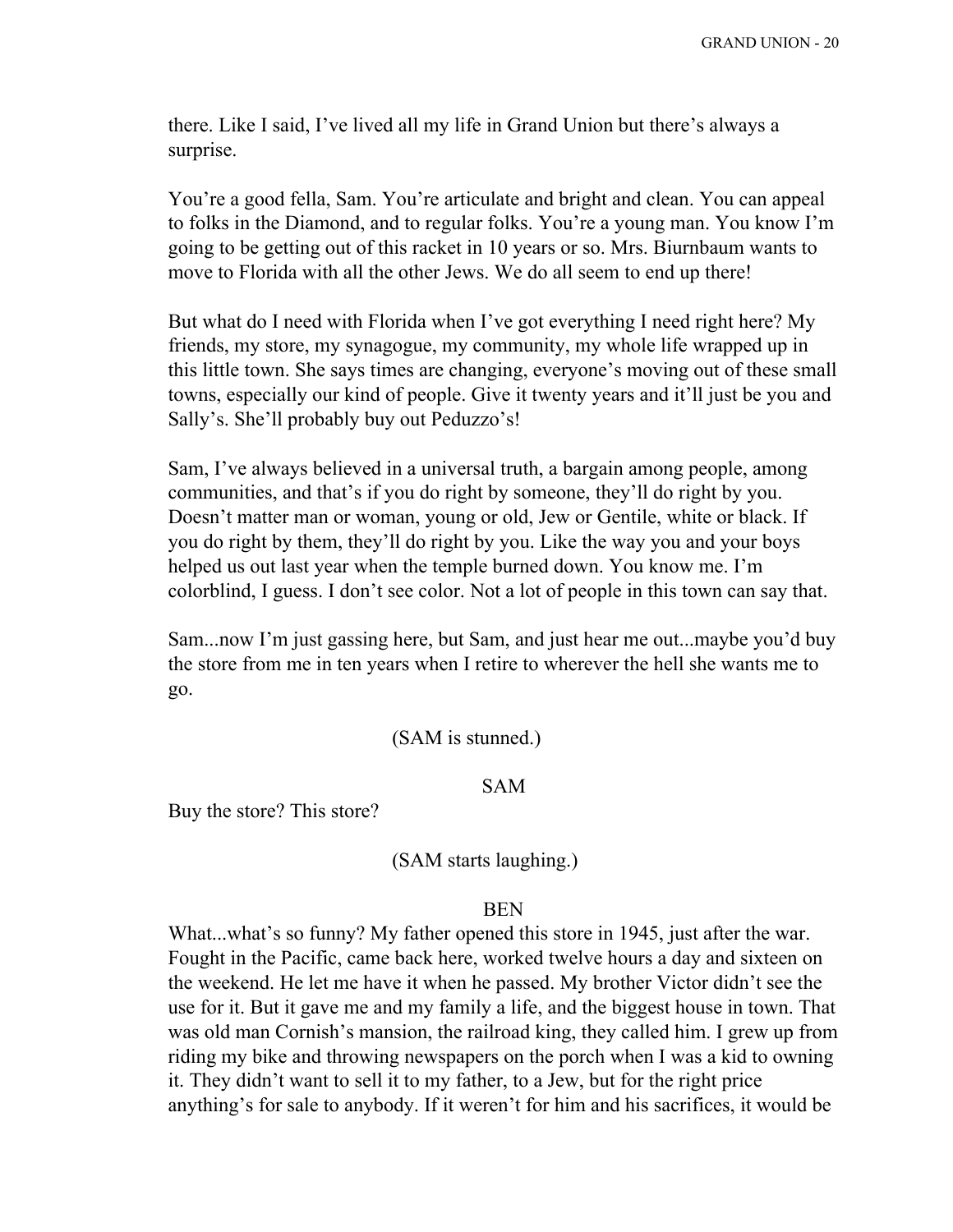there. Like I said, I've lived all my life in Grand Union but there's always a surprise.

You're a good fella, Sam. You're articulate and bright and clean. You can appeal to folks in the Diamond, and to regular folks. You're a young man. You know I'm going to be getting out of this racket in 10 years or so. Mrs. Biurnbaum wants to move to Florida with all the other Jews. We do all seem to end up there!

But what do I need with Florida when I've got everything I need right here? My friends, my store, my synagogue, my community, my whole life wrapped up in this little town. She says times are changing, everyone's moving out of these small towns, especially our kind of people. Give it twenty years and it'll just be you and Sally's. She'll probably buy out Peduzzo's!

Sam, I've always believed in a universal truth, a bargain among people, among communities, and that's if you do right by someone, they'll do right by you. Doesn't matter man or woman, young or old, Jew or Gentile, white or black. If you do right by them, they'll do right by you. Like the way you and your boys helped us out last year when the temple burned down. You know me. I'm colorblind, I guess. I don't see color. Not a lot of people in this town can say that.

Sam...now I'm just gassing here, but Sam, and just hear me out...maybe you'd buy the store from me in ten years when I retire to wherever the hell she wants me to go.

(SAM is stunned.)

SAM

Buy the store? This store?

(SAM starts laughing.)

BEN

What...what's so funny? My father opened this store in 1945, just after the war. Fought in the Pacific, came back here, worked twelve hours a day and sixteen on the weekend. He let me have it when he passed. My brother Victor didn't see the use for it. But it gave me and my family a life, and the biggest house in town. That was old man Cornish's mansion, the railroad king, they called him. I grew up from riding my bike and throwing newspapers on the porch when I was a kid to owning it. They didn't want to sell it to my father, to a Jew, but for the right price anything's for sale to anybody. If it weren't for him and his sacrifices, it would be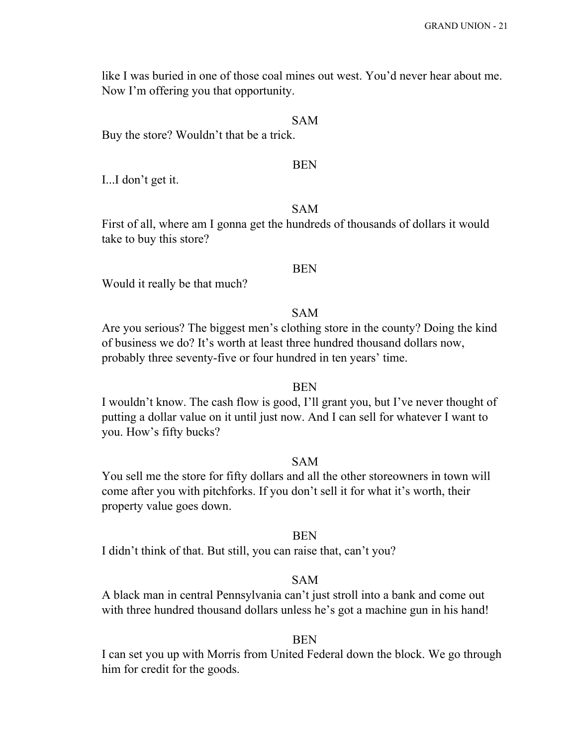like I was buried in one of those coal mines out west. You'd never hear about me. Now I'm offering you that opportunity.

SAM

Buy the store? Wouldn't that be a trick.

BEN

I...I don't get it.

SAM

First of all, where am I gonna get the hundreds of thousands of dollars it would take to buy this store?

BEN

Would it really be that much?

SAM

Are you serious? The biggest men's clothing store in the county? Doing the kind of business we do? It's worth at least three hundred thousand dollars now, probably three seventy-five or four hundred in ten years' time.

BEN

I wouldn't know. The cash flow is good, I'll grant you, but I've never thought of putting a dollar value on it until just now. And I can sell for whatever I want to you. How's fifty bucks?

SAM

You sell me the store for fifty dollars and all the other storeowners in town will come after you with pitchforks. If you don't sell it for what it's worth, their property value goes down.

BEN

I didn't think of that. But still, you can raise that, can't you?

SAM

A black man in central Pennsylvania can't just stroll into a bank and come out with three hundred thousand dollars unless he's got a machine gun in his hand!

BEN

I can set you up with Morris from United Federal down the block. We go through him for credit for the goods.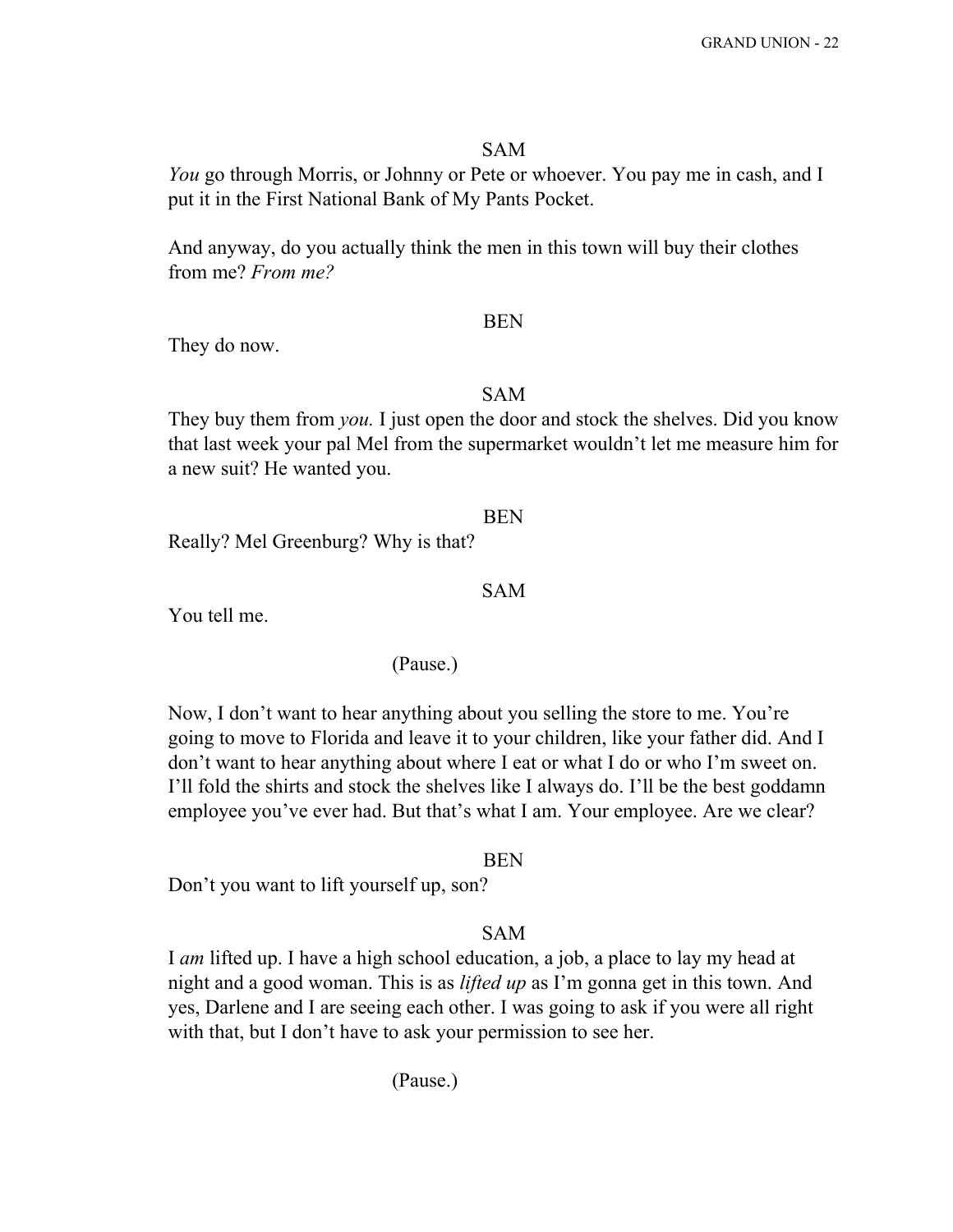SAM

*You* go through Morris, or Johnny or Pete or whoever. You pay me in cash, and I put it in the First National Bank of My Pants Pocket.

And anyway, do you actually think the men in this town will buy their clothes from me? *From me?*

BEN

They do now.

SAM

They buy them from *you.* I just open the door and stock the shelves. Did you know that last week your pal Mel from the supermarket wouldn't let me measure him for a new suit? He wanted you.

BEN

Really? Mel Greenburg? Why is that?

SAM

You tell me.

(Pause.)

Now, I don't want to hear anything about you selling the store to me. You're going to move to Florida and leave it to your children, like your father did. And I don't want to hear anything about where I eat or what I do or who I'm sweet on. I'll fold the shirts and stock the shelves like I always do. I'll be the best goddamn employee you've ever had. But that's what I am. Your employee. Are we clear?

BEN

Don't you want to lift yourself up, son?

SAM

I *am* lifted up. I have a high school education, a job, a place to lay my head at night and a good woman. This is as *lifted up* as I'm gonna get in this town. And yes, Darlene and I are seeing each other. I was going to ask if you were all right with that, but I don't have to ask your permission to see her.

(Pause.)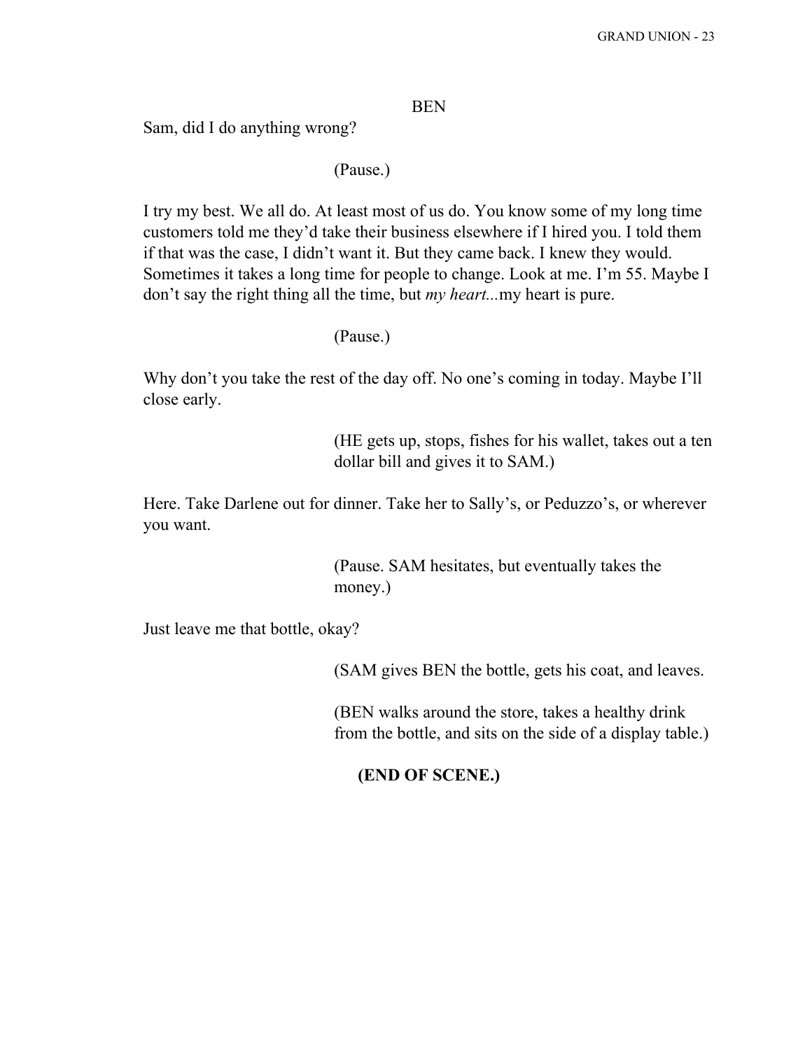BEN

Sam, did I do anything wrong?

(Pause.)

I try my best. We all do. At least most of us do. You know some of my long time customers told me they'd take their business elsewhere if I hired you. I told them if that was the case, I didn't want it. But they came back. I knew they would. Sometimes it takes a long time for people to change. Look at me. I'm 55. Maybe I don't say the right thing all the time, but *my heart...*my heart is pure.

(Pause.)

Why don't you take the rest of the day off. No one's coming in today. Maybe I'll close early.

(HE gets up, stops, fishes for his wallet, takes out a ten dollar bill and gives it to SAM.)

Here. Take Darlene out for dinner. Take her to Sally's, or Peduzzo's, or wherever you want.

(Pause. SAM hesitates, but eventually takes the money.)

Just leave me that bottle, okay?

(SAM gives BEN the bottle, gets his coat, and leaves.

(BEN walks around the store, takes a healthy drink from the bottle, and sits on the side of a display table.)

**(END OF SCENE.)**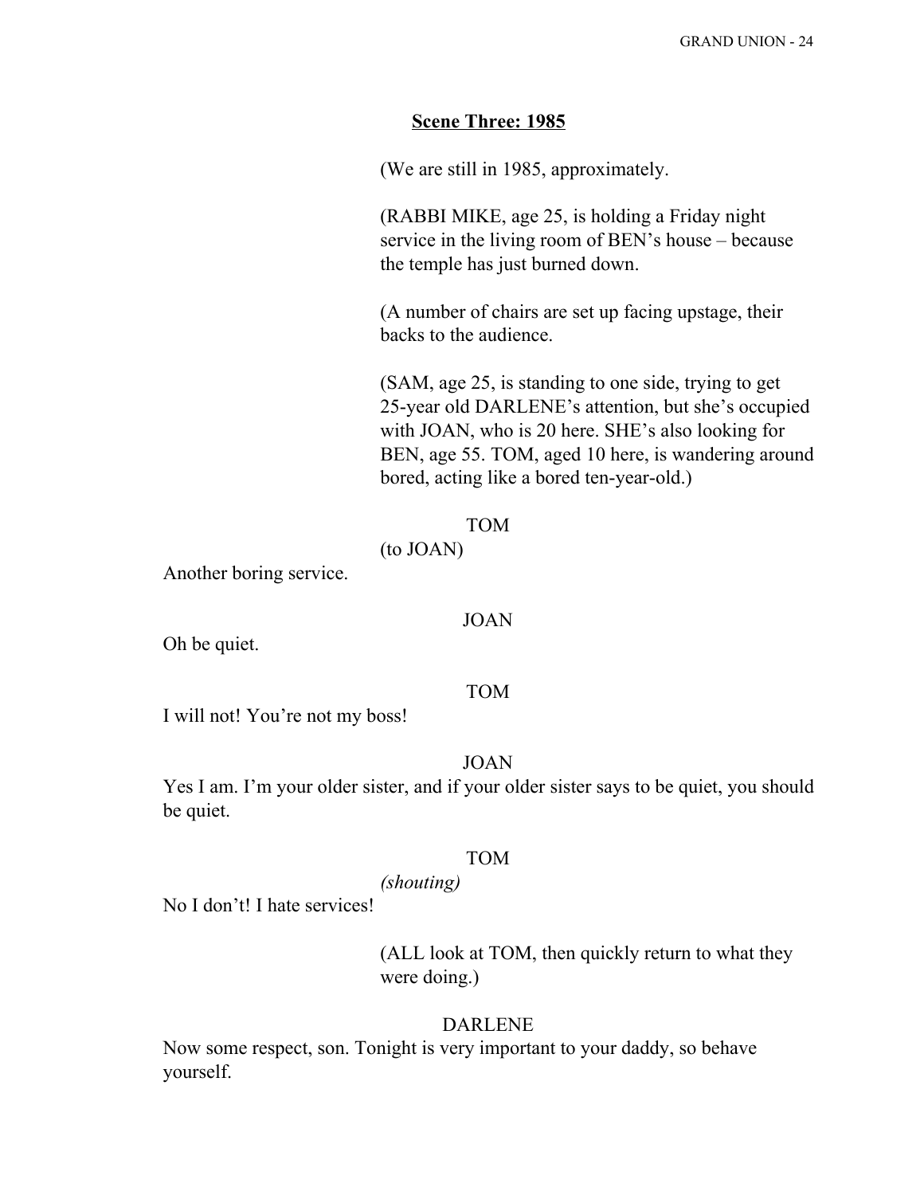**Scene Three: 1985**

(We are still in 1985, approximately.

(RABBI MIKE, age 25, is holding a Friday night service in the living room of BEN's house – because the temple has just burned down.

(A number of chairs are set up facing upstage, their backs to the audience.

(SAM, age 25, is standing to one side, trying to get 25-year old DARLENE's attention, but she's occupied with JOAN, who is 20 here. SHE's also looking for BEN, age 55. TOM, aged 10 here, is wandering around bored, acting like a bored ten-year-old.)

TOM
(to JOAN)
Another boring service.

JOAN
Oh be quiet.

TOM
I will not! You're not my boss!

JOAN
Yes I am. I'm your older sister, and if your older sister says to be quiet, you should be quiet.

TOM
*(shouting)*
No I don't! I hate services!

(ALL look at TOM, then quickly return to what they were doing.)

DARLENE
Now some respect, son. Tonight is very important to your daddy, so behave yourself.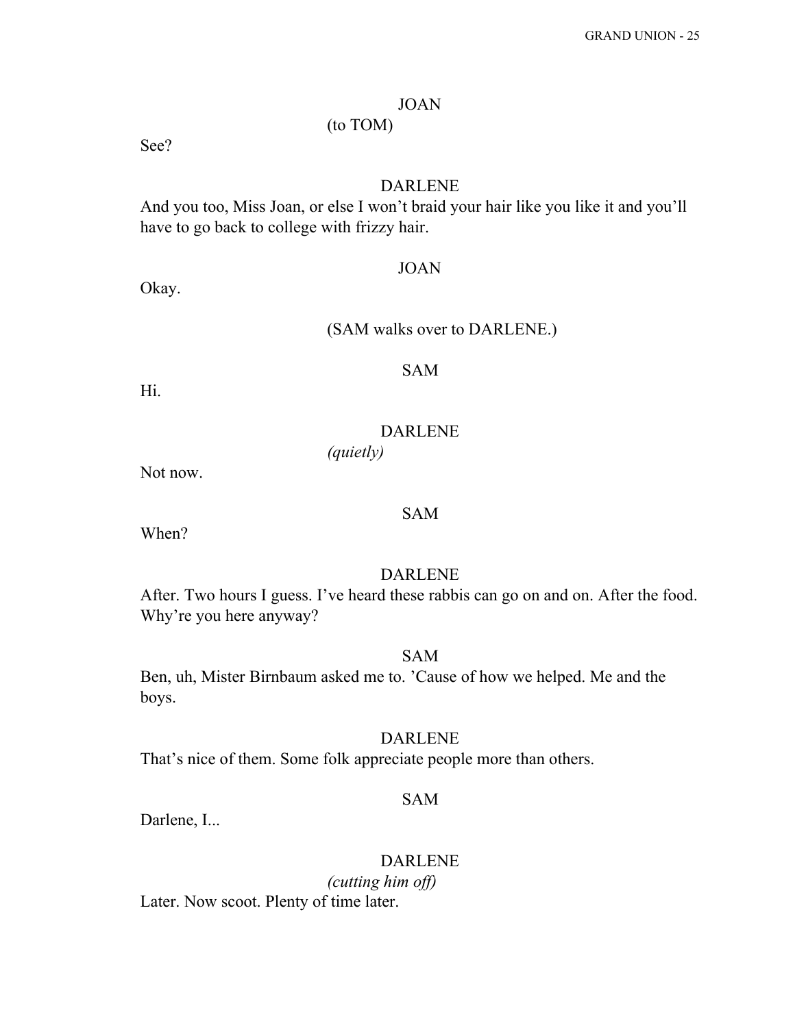JOAN

(to TOM)

See?

DARLENE

And you too, Miss Joan, or else I won't braid your hair like you like it and you'll have to go back to college with frizzy hair.

JOAN

Okay.

(SAM walks over to DARLENE.)

SAM

Hi.

DARLENE

*(quietly)*

Not now.

SAM

When?

DARLENE

After. Two hours I guess. I've heard these rabbis can go on and on. After the food. Why're you here anyway?

SAM

Ben, uh, Mister Birnbaum asked me to. 'Cause of how we helped. Me and the boys.

DARLENE

That's nice of them. Some folk appreciate people more than others.

SAM

Darlene, I...

DARLENE

*(cutting him off)*

Later. Now scoot. Plenty of time later.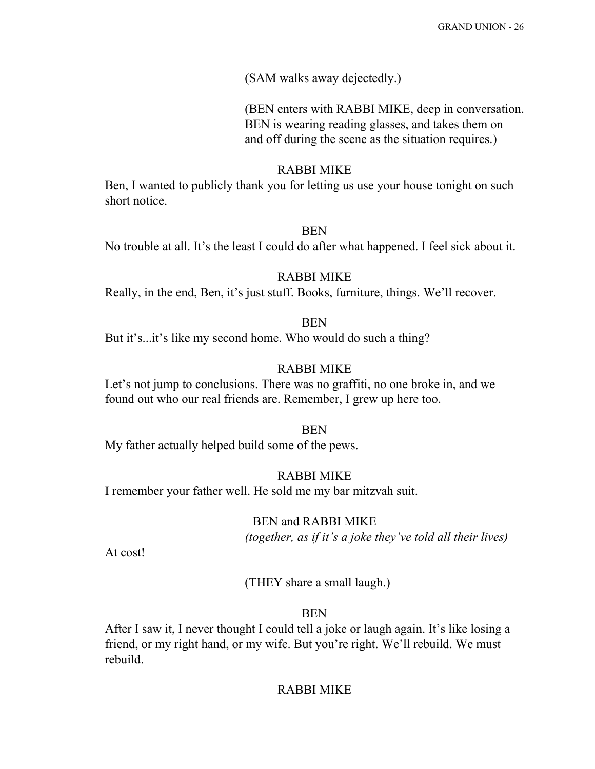(SAM walks away dejectedly.)

(BEN enters with RABBI MIKE, deep in conversation. BEN is wearing reading glasses, and takes them on and off during the scene as the situation requires.)

RABBI MIKE

Ben, I wanted to publicly thank you for letting us use your house tonight on such short notice.

BEN

No trouble at all. It's the least I could do after what happened. I feel sick about it.

RABBI MIKE

Really, in the end, Ben, it's just stuff. Books, furniture, things. We'll recover.

BEN

But it's...it's like my second home. Who would do such a thing?

RABBI MIKE

Let's not jump to conclusions. There was no graffiti, no one broke in, and we found out who our real friends are. Remember, I grew up here too.

BEN

My father actually helped build some of the pews.

RABBI MIKE

I remember your father well. He sold me my bar mitzvah suit.

BEN and RABBI MIKE

*(together, as if it's a joke they've told all their lives)*

At cost!

(THEY share a small laugh.)

BEN

After I saw it, I never thought I could tell a joke or laugh again. It's like losing a friend, or my right hand, or my wife. But you're right. We'll rebuild. We must rebuild.

RABBI MIKE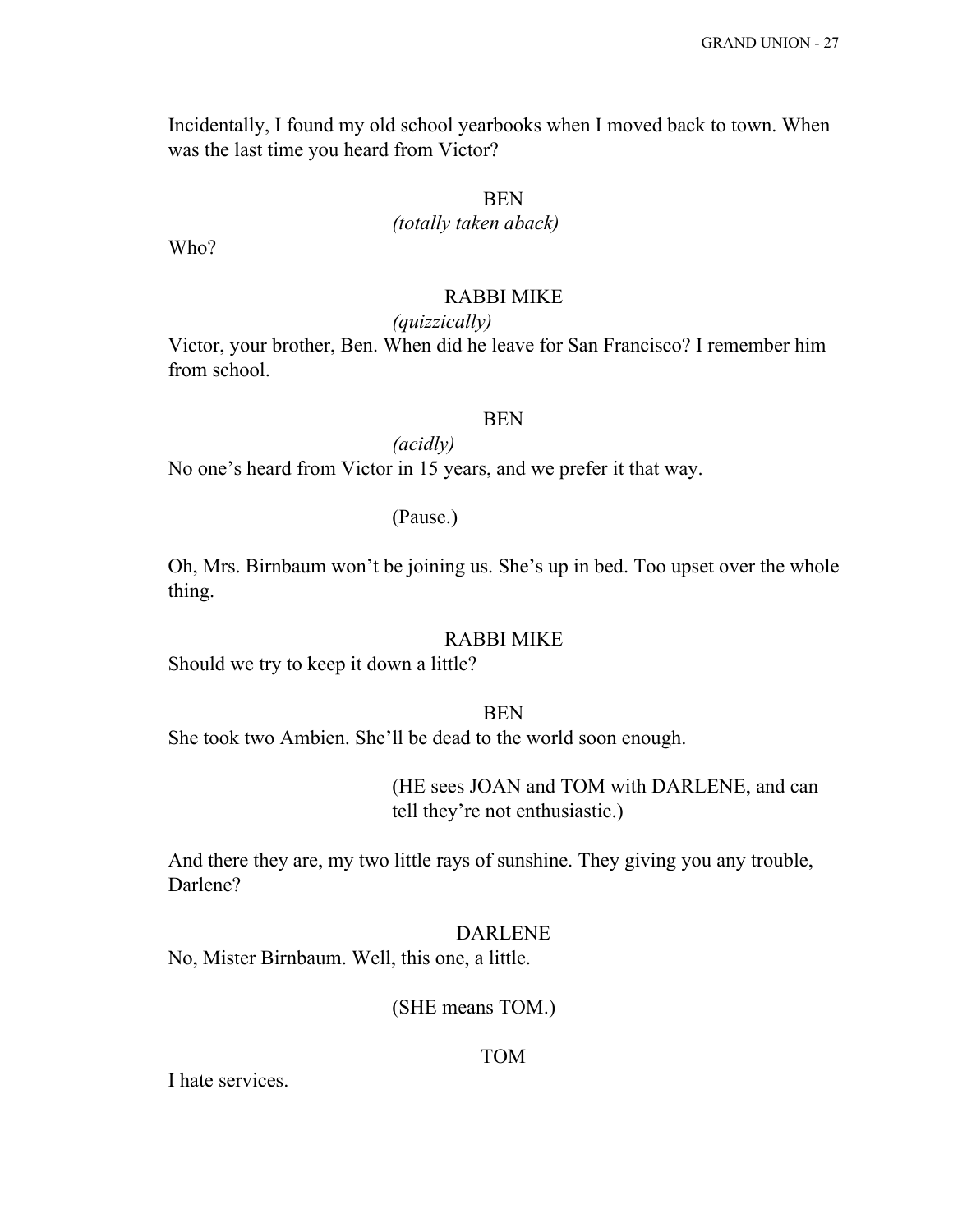Incidentally, I found my old school yearbooks when I moved back to town. When was the last time you heard from Victor?

BEN

*(totally taken aback)*

Who?

RABBI MIKE

*(quizzically)*

Victor, your brother, Ben. When did he leave for San Francisco? I remember him from school.

BEN

*(acidly)*

No one's heard from Victor in 15 years, and we prefer it that way.

(Pause.)

Oh, Mrs. Birnbaum won't be joining us. She's up in bed. Too upset over the whole thing.

RABBI MIKE

Should we try to keep it down a little?

BEN

She took two Ambien. She'll be dead to the world soon enough.

(HE sees JOAN and TOM with DARLENE, and can tell they're not enthusiastic.)

And there they are, my two little rays of sunshine. They giving you any trouble, Darlene?

DARLENE

No, Mister Birnbaum. Well, this one, a little.

(SHE means TOM.)

TOM

I hate services.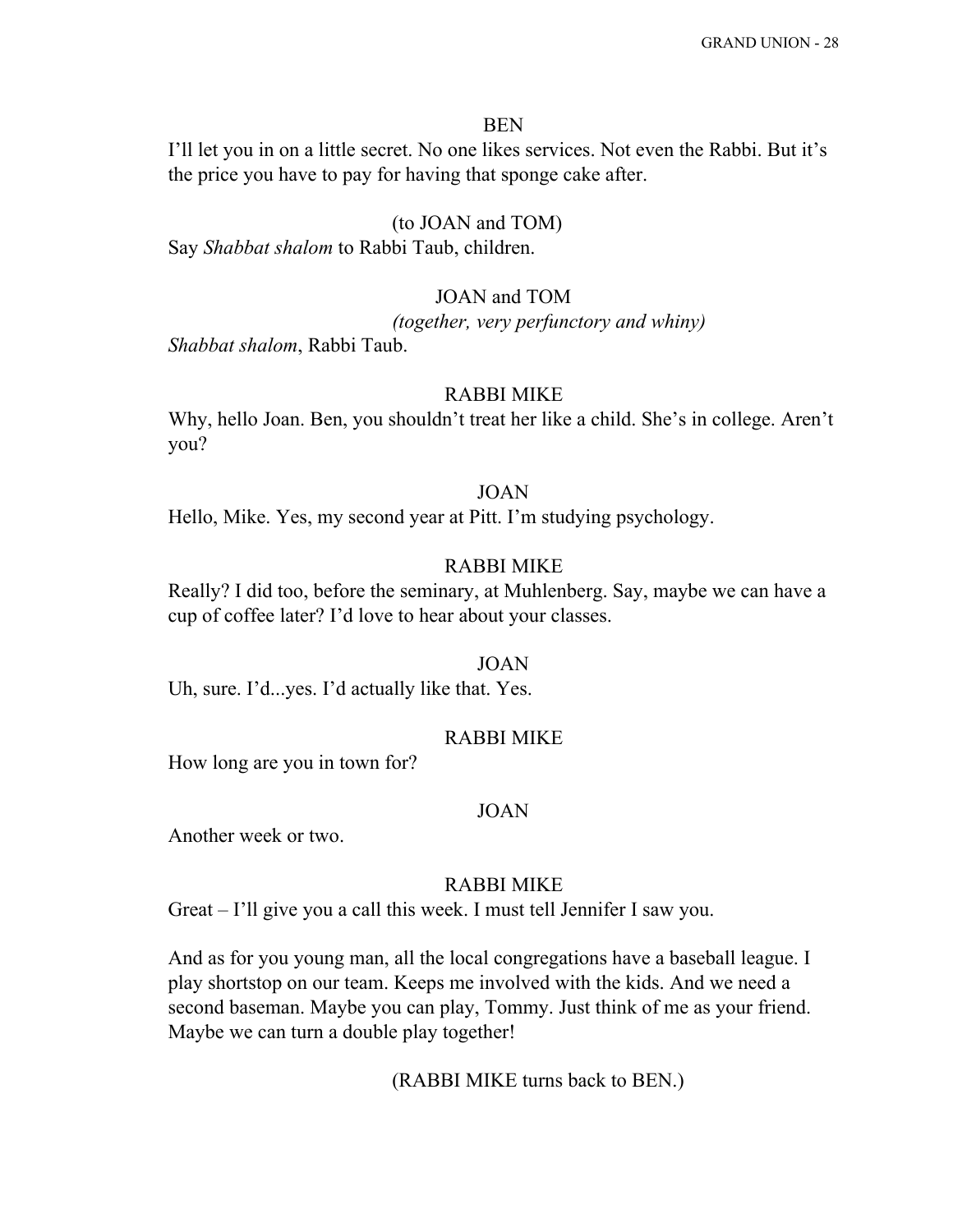BEN

I'll let you in on a little secret. No one likes services. Not even the Rabbi. But it's the price you have to pay for having that sponge cake after.

(to JOAN and TOM)

Say *Shabbat shalom* to Rabbi Taub, children.

JOAN and TOM

*(together, very perfunctory and whiny)*

*Shabbat shalom*, Rabbi Taub.

RABBI MIKE

Why, hello Joan. Ben, you shouldn't treat her like a child. She's in college. Aren't you?

JOAN

Hello, Mike. Yes, my second year at Pitt. I'm studying psychology.

RABBI MIKE

Really? I did too, before the seminary, at Muhlenberg. Say, maybe we can have a cup of coffee later? I'd love to hear about your classes.

JOAN

Uh, sure. I'd...yes. I'd actually like that. Yes.

RABBI MIKE

How long are you in town for?

JOAN

Another week or two.

RABBI MIKE

Great – I'll give you a call this week. I must tell Jennifer I saw you.

And as for you young man, all the local congregations have a baseball league. I play shortstop on our team. Keeps me involved with the kids. And we need a second baseman. Maybe you can play, Tommy. Just think of me as your friend. Maybe we can turn a double play together!

(RABBI MIKE turns back to BEN.)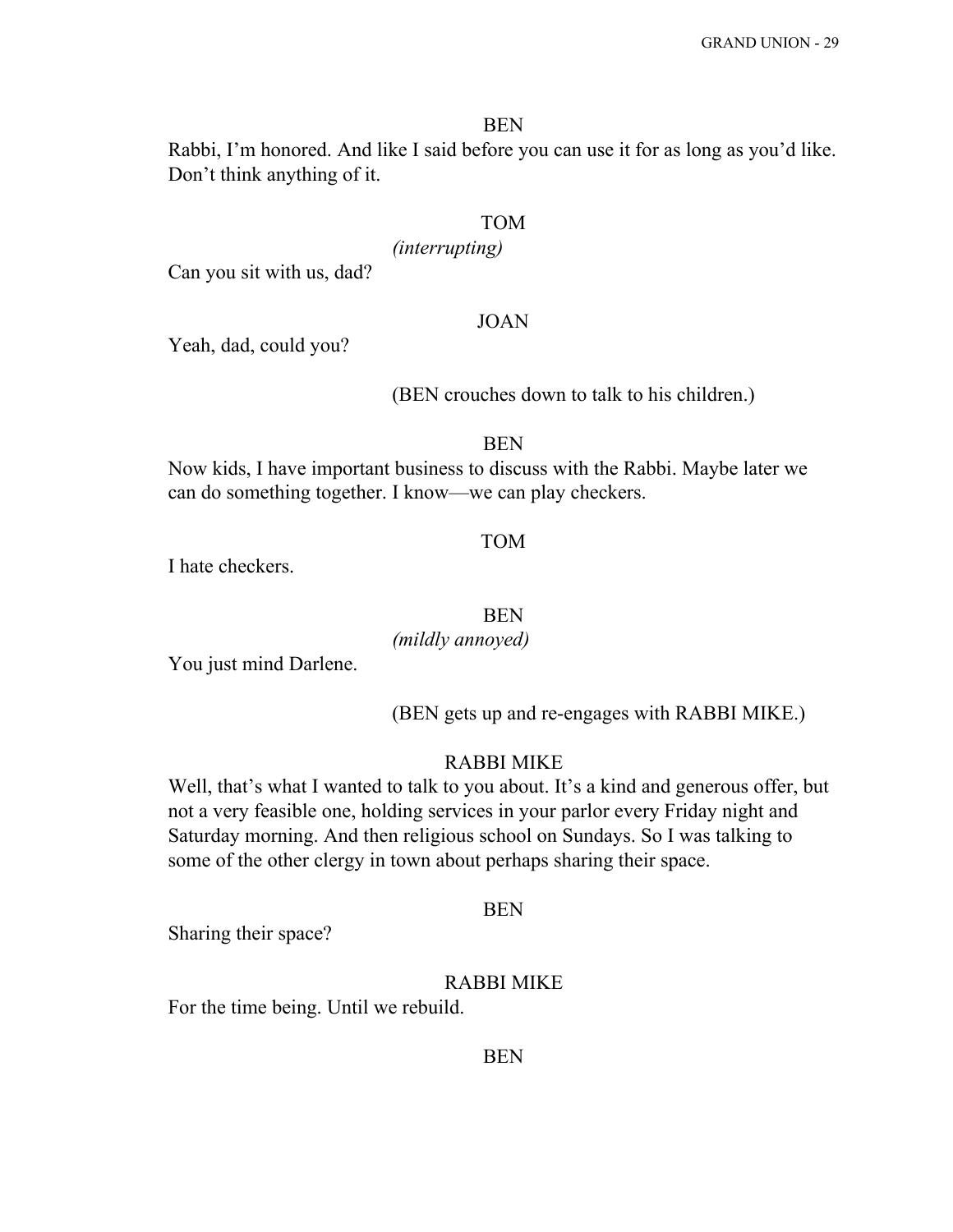BEN

Rabbi, I'm honored. And like I said before you can use it for as long as you'd like. Don't think anything of it.

TOM

*(interrupting)*

Can you sit with us, dad?

JOAN

Yeah, dad, could you?

(BEN crouches down to talk to his children.)

BEN

Now kids, I have important business to discuss with the Rabbi. Maybe later we can do something together. I know—we can play checkers.

TOM

I hate checkers.

BEN

*(mildly annoyed)*

You just mind Darlene.

(BEN gets up and re-engages with RABBI MIKE.)

RABBI MIKE

Well, that's what I wanted to talk to you about. It's a kind and generous offer, but not a very feasible one, holding services in your parlor every Friday night and Saturday morning. And then religious school on Sundays. So I was talking to some of the other clergy in town about perhaps sharing their space.

BEN

Sharing their space?

RABBI MIKE

For the time being. Until we rebuild.

BEN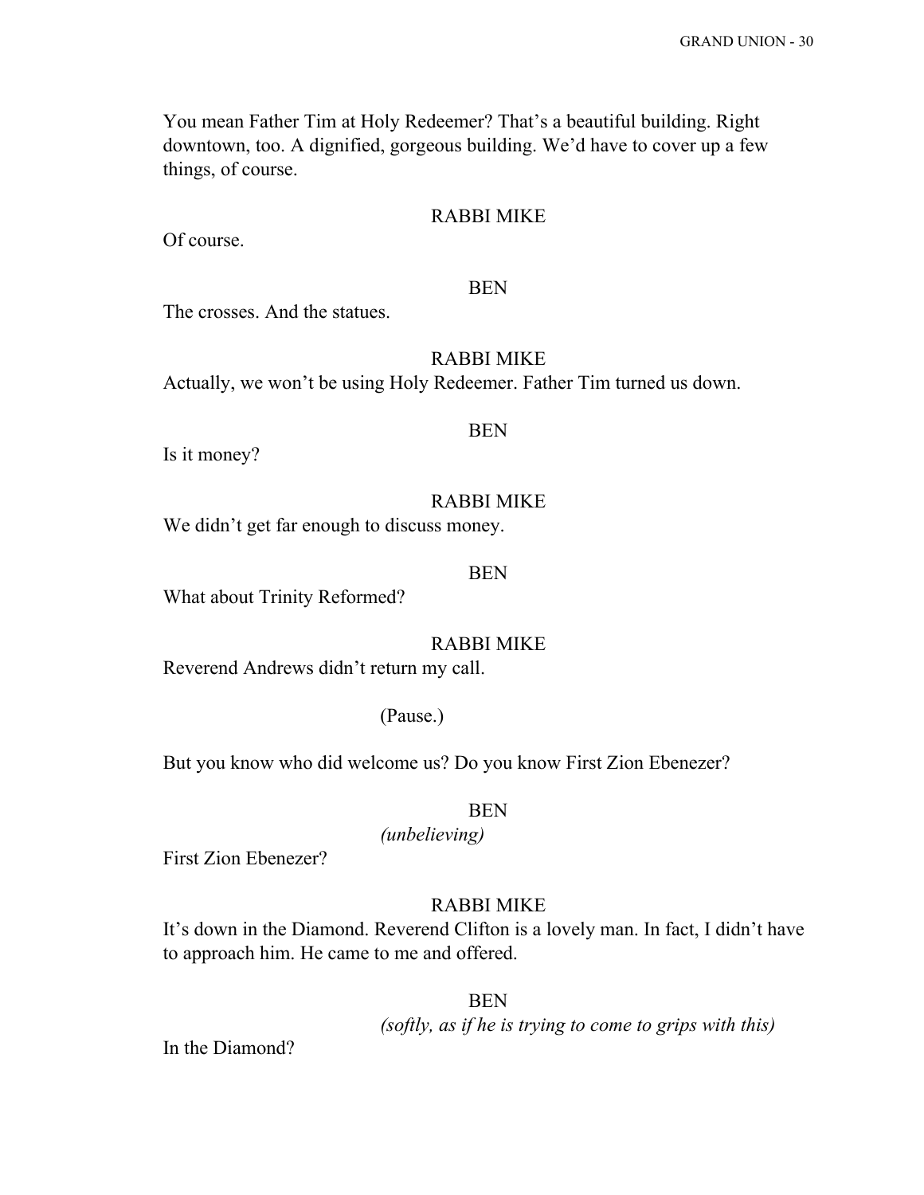You mean Father Tim at Holy Redeemer? That's a beautiful building. Right downtown, too. A dignified, gorgeous building. We'd have to cover up a few things, of course.

RABBI MIKE

Of course.

BEN

The crosses. And the statues.

RABBI MIKE

Actually, we won't be using Holy Redeemer. Father Tim turned us down.

BEN

Is it money?

RABBI MIKE

We didn't get far enough to discuss money.

BEN

What about Trinity Reformed?

RABBI MIKE

Reverend Andrews didn't return my call.

(Pause.)

But you know who did welcome us? Do you know First Zion Ebenezer?

BEN

*(unbelieving)*

First Zion Ebenezer?

RABBI MIKE

It's down in the Diamond. Reverend Clifton is a lovely man. In fact, I didn't have to approach him. He came to me and offered.

BEN

*(softly, as if he is trying to come to grips with this)*

In the Diamond?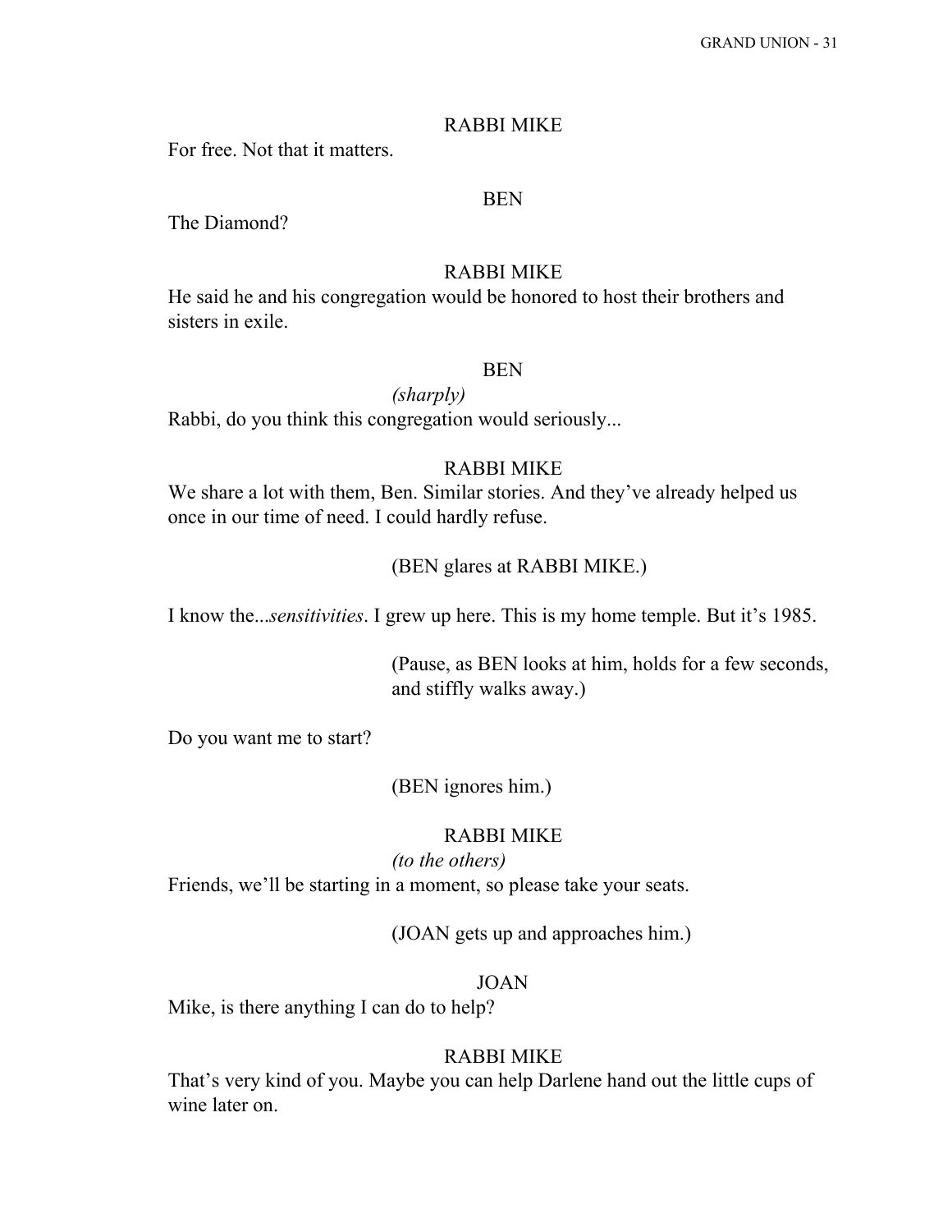RABBI MIKE

For free. Not that it matters.

BEN

The Diamond?

RABBI MIKE

He said he and his congregation would be honored to host their brothers and sisters in exile.

BEN

*(sharply)*

Rabbi, do you think this congregation would seriously...

RABBI MIKE

We share a lot with them, Ben. Similar stories. And they've already helped us once in our time of need. I could hardly refuse.

(BEN glares at RABBI MIKE.)

I know the...*sensitivities*. I grew up here. This is my home temple. But it's 1985.

(Pause, as BEN looks at him, holds for a few seconds, and stiffly walks away.)

Do you want me to start?

(BEN ignores him.)

RABBI MIKE

*(to the others)*

Friends, we'll be starting in a moment, so please take your seats.

(JOAN gets up and approaches him.)

JOAN

Mike, is there anything I can do to help?

RABBI MIKE

That's very kind of you. Maybe you can help Darlene hand out the little cups of wine later on.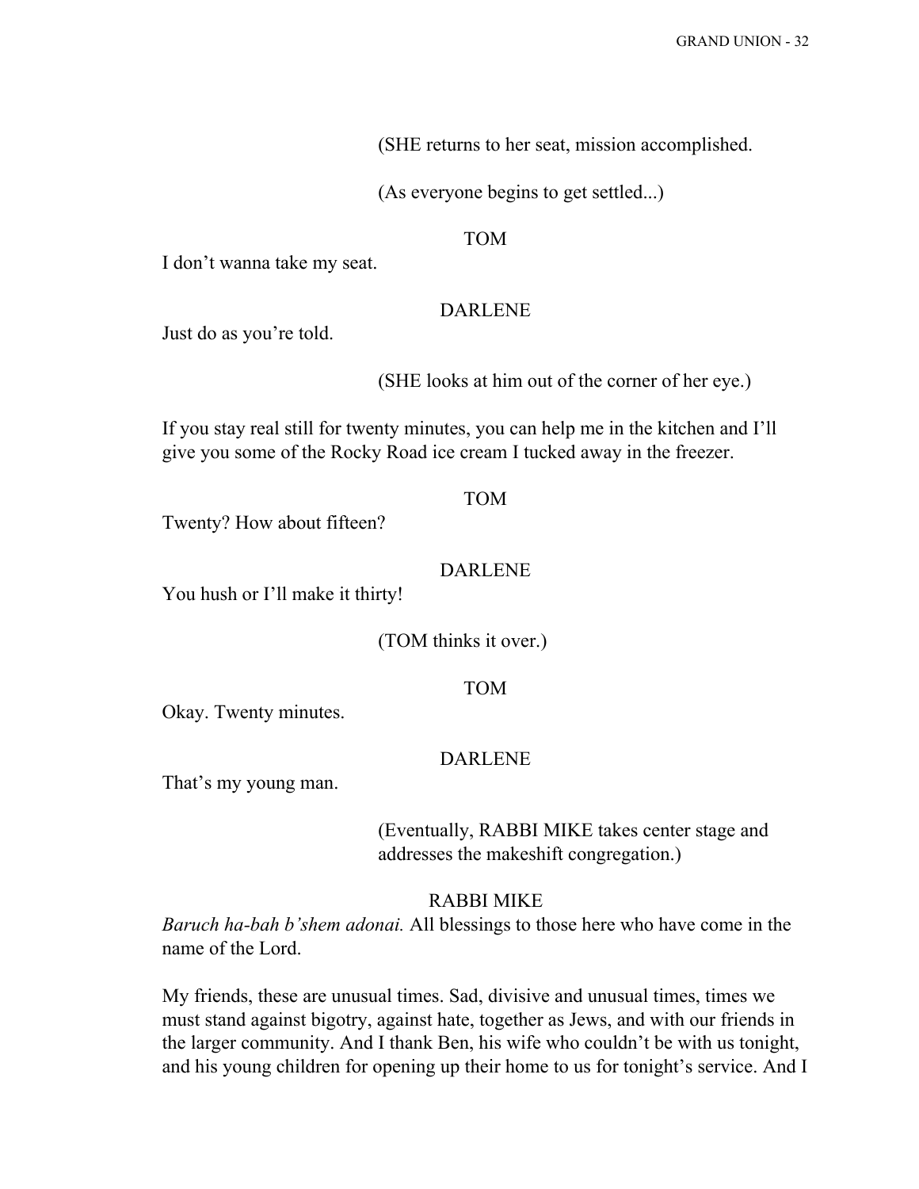(SHE returns to her seat, mission accomplished.

(As everyone begins to get settled...)

TOM

I don't wanna take my seat.

DARLENE

Just do as you're told.

(SHE looks at him out of the corner of her eye.)

If you stay real still for twenty minutes, you can help me in the kitchen and I'll give you some of the Rocky Road ice cream I tucked away in the freezer.

TOM

Twenty? How about fifteen?

DARLENE

You hush or I'll make it thirty!

(TOM thinks it over.)

TOM

Okay. Twenty minutes.

DARLENE

That's my young man.

(Eventually, RABBI MIKE takes center stage and addresses the makeshift congregation.)

RABBI MIKE

*Baruch ha-bah b'shem adonai.* All blessings to those here who have come in the name of the Lord.

My friends, these are unusual times. Sad, divisive and unusual times, times we must stand against bigotry, against hate, together as Jews, and with our friends in the larger community. And I thank Ben, his wife who couldn't be with us tonight, and his young children for opening up their home to us for tonight's service. And I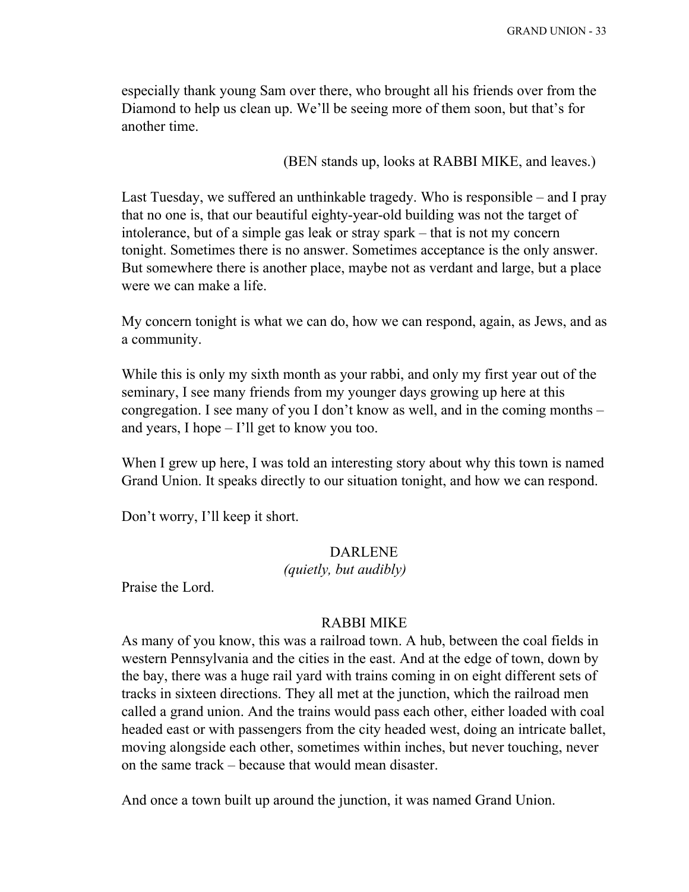especially thank young Sam over there, who brought all his friends over from the Diamond to help us clean up. We'll be seeing more of them soon, but that's for another time.

(BEN stands up, looks at RABBI MIKE, and leaves.)

Last Tuesday, we suffered an unthinkable tragedy. Who is responsible – and I pray that no one is, that our beautiful eighty-year-old building was not the target of intolerance, but of a simple gas leak or stray spark – that is not my concern tonight. Sometimes there is no answer. Sometimes acceptance is the only answer. But somewhere there is another place, maybe not as verdant and large, but a place were we can make a life.

My concern tonight is what we can do, how we can respond, again, as Jews, and as a community.

While this is only my sixth month as your rabbi, and only my first year out of the seminary, I see many friends from my younger days growing up here at this congregation. I see many of you I don't know as well, and in the coming months – and years, I hope – I'll get to know you too.

When I grew up here, I was told an interesting story about why this town is named Grand Union. It speaks directly to our situation tonight, and how we can respond.

Don't worry, I'll keep it short.

DARLENE

*(quietly, but audibly)*

Praise the Lord.

RABBI MIKE

As many of you know, this was a railroad town. A hub, between the coal fields in western Pennsylvania and the cities in the east. And at the edge of town, down by the bay, there was a huge rail yard with trains coming in on eight different sets of tracks in sixteen directions. They all met at the junction, which the railroad men called a grand union. And the trains would pass each other, either loaded with coal headed east or with passengers from the city headed west, doing an intricate ballet, moving alongside each other, sometimes within inches, but never touching, never on the same track – because that would mean disaster.

And once a town built up around the junction, it was named Grand Union.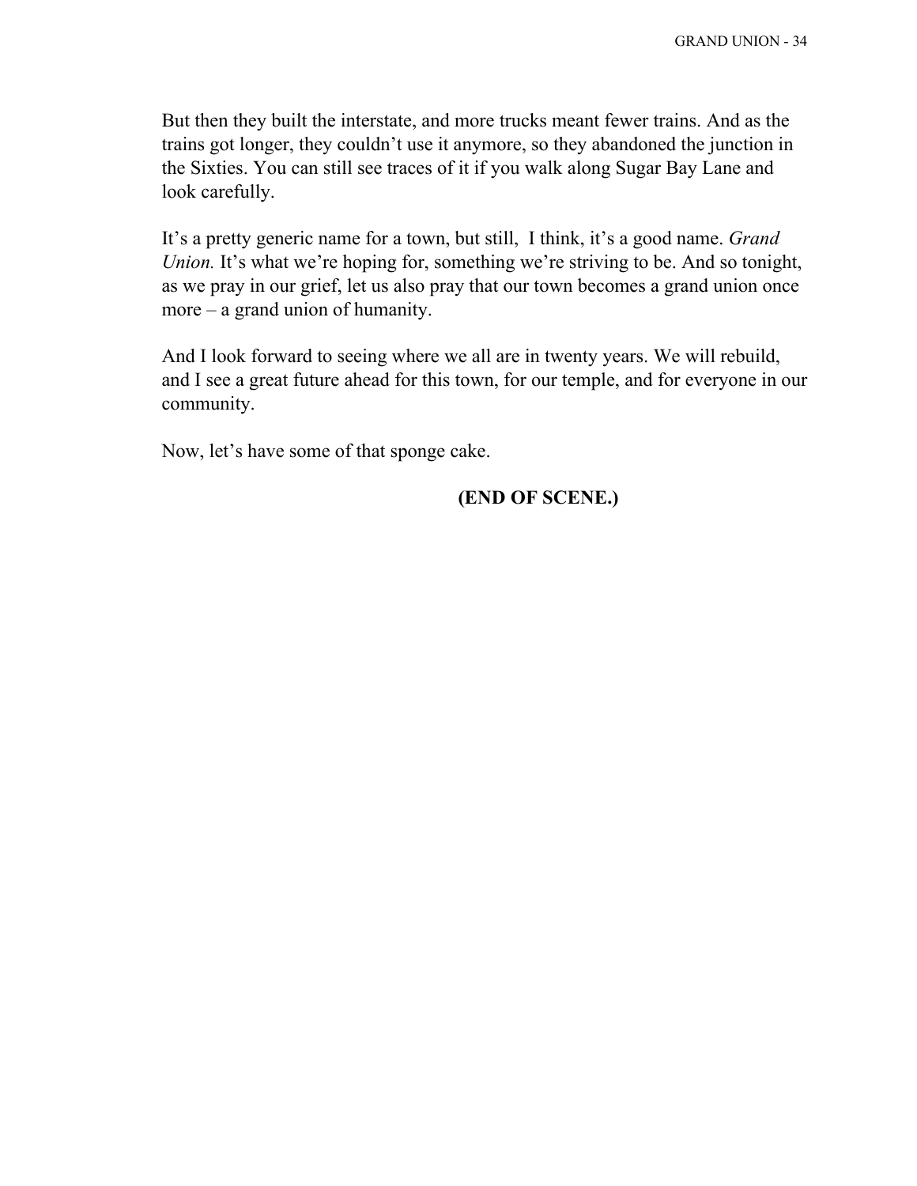But then they built the interstate, and more trucks meant fewer trains. And as the trains got longer, they couldn't use it anymore, so they abandoned the junction in the Sixties. You can still see traces of it if you walk along Sugar Bay Lane and look carefully.

It's a pretty generic name for a town, but still, I think, it's a good name. *Grand Union.* It's what we're hoping for, something we're striving to be. And so tonight, as we pray in our grief, let us also pray that our town becomes a grand union once more – a grand union of humanity.

And I look forward to seeing where we all are in twenty years. We will rebuild, and I see a great future ahead for this town, for our temple, and for everyone in our community.

Now, let's have some of that sponge cake.

**(END OF SCENE.)**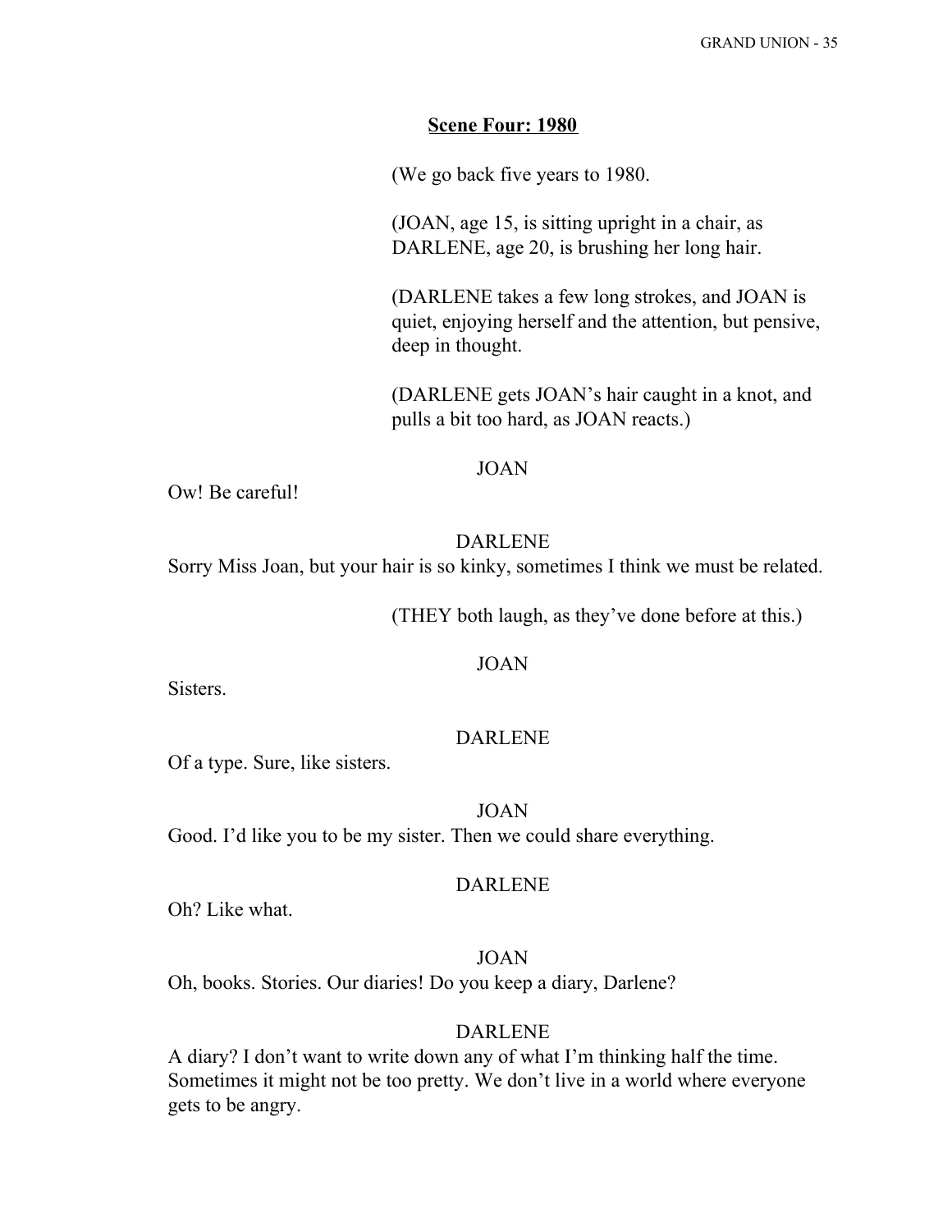**Scene Four: 1980**

(We go back five years to 1980.

(JOAN, age 15, is sitting upright in a chair, as DARLENE, age 20, is brushing her long hair.

(DARLENE takes a few long strokes, and JOAN is quiet, enjoying herself and the attention, but pensive, deep in thought.

(DARLENE gets JOAN's hair caught in a knot, and pulls a bit too hard, as JOAN reacts.)

JOAN

Ow! Be careful!

DARLENE

Sorry Miss Joan, but your hair is so kinky, sometimes I think we must be related.

(THEY both laugh, as they've done before at this.)

JOAN

Sisters.

DARLENE

Of a type. Sure, like sisters.

JOAN

Good. I'd like you to be my sister. Then we could share everything.

DARLENE

Oh? Like what.

JOAN

Oh, books. Stories. Our diaries! Do you keep a diary, Darlene?

DARLENE

A diary? I don't want to write down any of what I'm thinking half the time. Sometimes it might not be too pretty. We don't live in a world where everyone gets to be angry.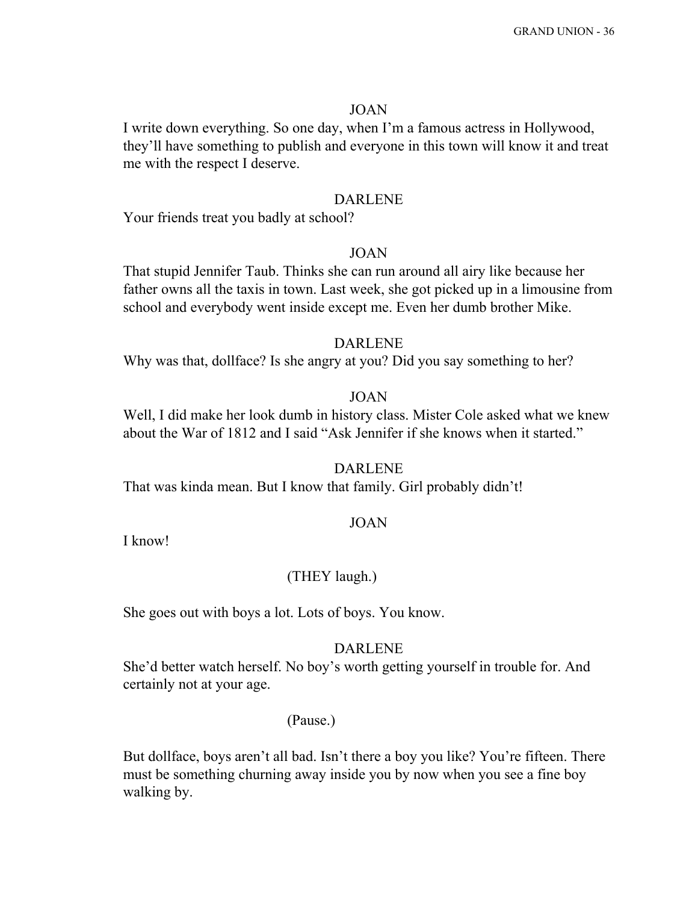JOAN

I write down everything. So one day, when I'm a famous actress in Hollywood, they'll have something to publish and everyone in this town will know it and treat me with the respect I deserve.

DARLENE

Your friends treat you badly at school?

JOAN

That stupid Jennifer Taub. Thinks she can run around all airy like because her father owns all the taxis in town. Last week, she got picked up in a limousine from school and everybody went inside except me. Even her dumb brother Mike.

DARLENE

Why was that, dollface? Is she angry at you? Did you say something to her?

JOAN

Well, I did make her look dumb in history class. Mister Cole asked what we knew about the War of 1812 and I said "Ask Jennifer if she knows when it started."

DARLENE

That was kinda mean. But I know that family. Girl probably didn't!

JOAN

I know!

(THEY laugh.)

She goes out with boys a lot. Lots of boys. You know.

DARLENE

She'd better watch herself. No boy's worth getting yourself in trouble for. And certainly not at your age.

(Pause.)

But dollface, boys aren't all bad. Isn't there a boy you like? You're fifteen. There must be something churning away inside you by now when you see a fine boy walking by.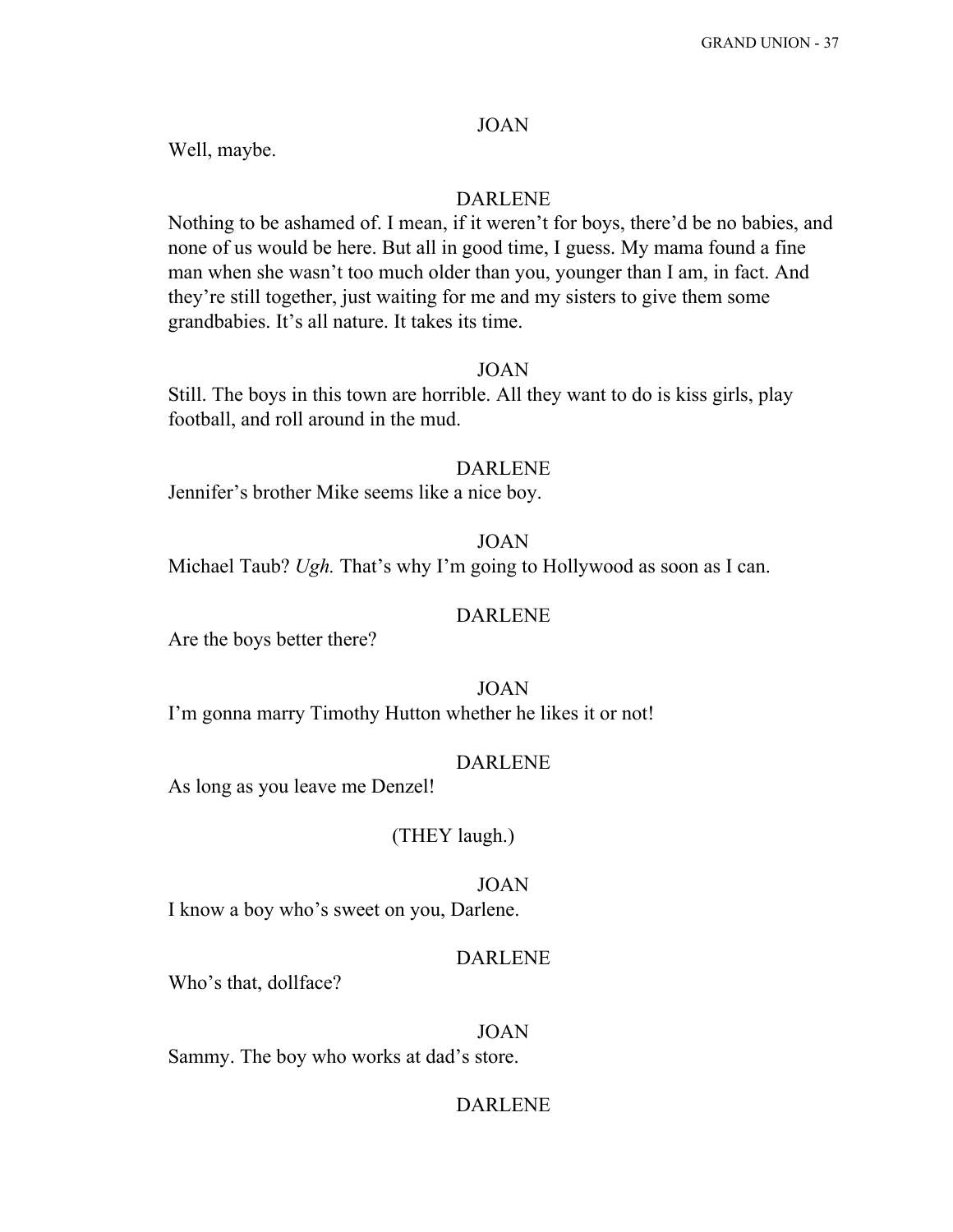JOAN

Well, maybe.

DARLENE

Nothing to be ashamed of. I mean, if it weren't for boys, there'd be no babies, and none of us would be here. But all in good time, I guess. My mama found a fine man when she wasn't too much older than you, younger than I am, in fact. And they're still together, just waiting for me and my sisters to give them some grandbabies. It's all nature. It takes its time.

JOAN

Still. The boys in this town are horrible. All they want to do is kiss girls, play football, and roll around in the mud.

DARLENE

Jennifer's brother Mike seems like a nice boy.

JOAN

Michael Taub? *Ugh.* That's why I'm going to Hollywood as soon as I can.

DARLENE

Are the boys better there?

JOAN

I'm gonna marry Timothy Hutton whether he likes it or not!

DARLENE

As long as you leave me Denzel!

(THEY laugh.)

JOAN

I know a boy who's sweet on you, Darlene.

DARLENE

Who's that, dollface?

JOAN

Sammy. The boy who works at dad's store.

DARLENE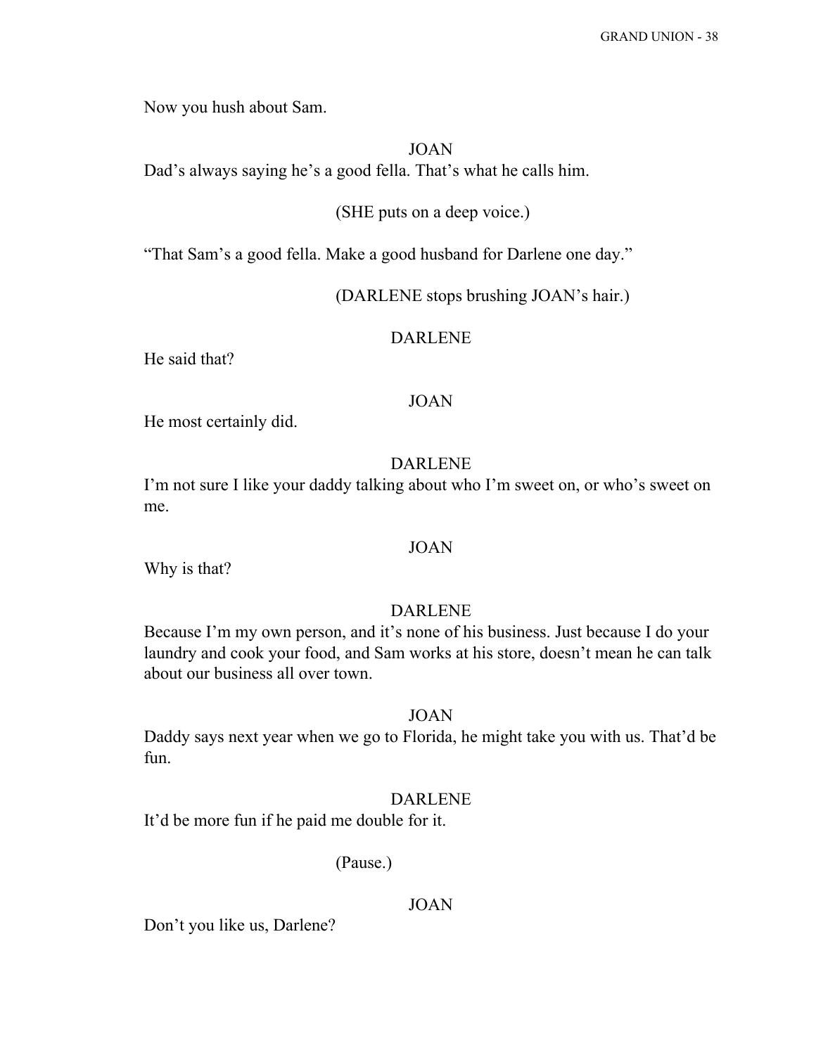Now you hush about Sam.

JOAN

Dad's always saying he's a good fella. That's what he calls him.

(SHE puts on a deep voice.)

"That Sam's a good fella. Make a good husband for Darlene one day."

(DARLENE stops brushing JOAN's hair.)

DARLENE

He said that?

JOAN

He most certainly did.

DARLENE

I'm not sure I like your daddy talking about who I'm sweet on, or who's sweet on me.

JOAN

Why is that?

DARLENE

Because I'm my own person, and it's none of his business. Just because I do your laundry and cook your food, and Sam works at his store, doesn't mean he can talk about our business all over town.

JOAN

Daddy says next year when we go to Florida, he might take you with us. That'd be fun.

DARLENE

It'd be more fun if he paid me double for it.

(Pause.)

JOAN

Don't you like us, Darlene?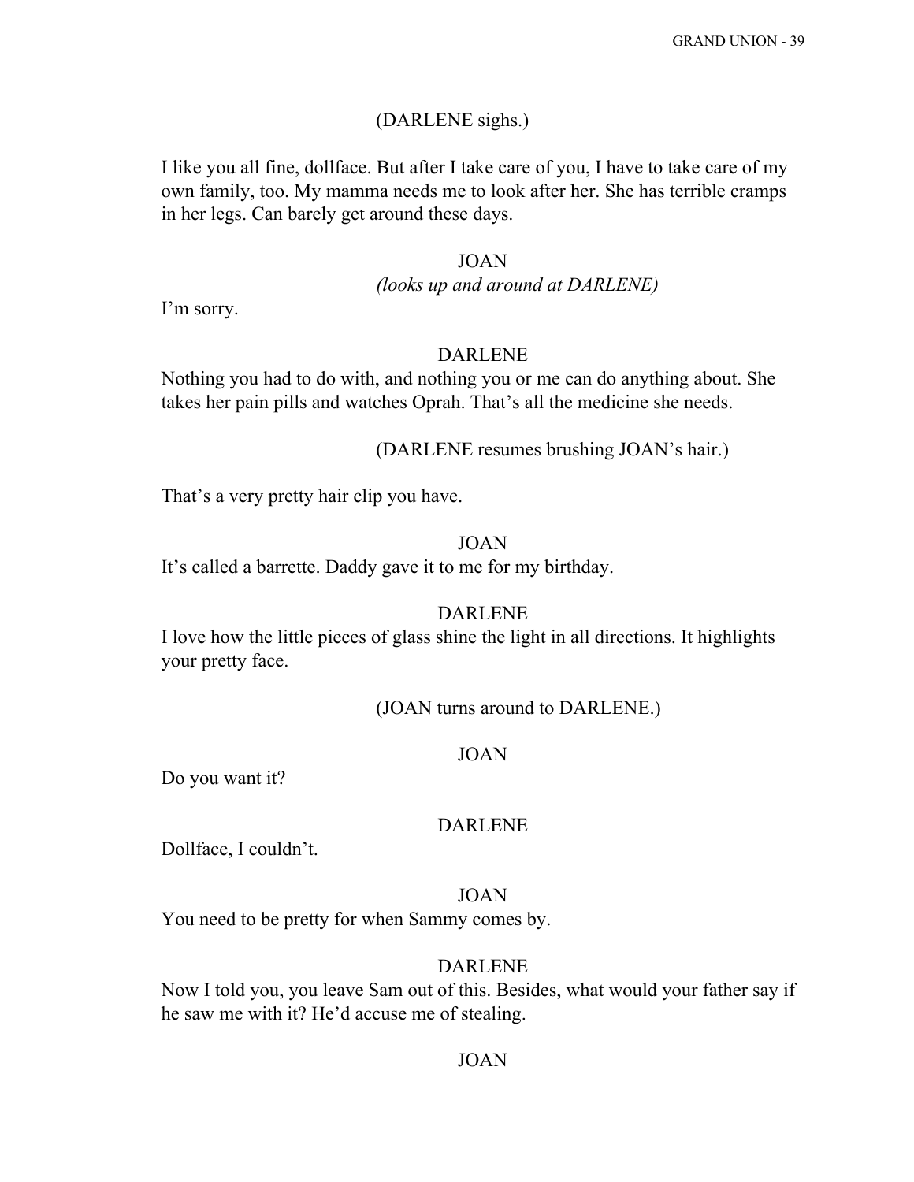(DARLENE sighs.)

I like you all fine, dollface. But after I take care of you, I have to take care of my own family, too. My mamma needs me to look after her. She has terrible cramps in her legs. Can barely get around these days.

JOAN
*(looks up and around at DARLENE)*

I'm sorry.

DARLENE

Nothing you had to do with, and nothing you or me can do anything about. She takes her pain pills and watches Oprah. That's all the medicine she needs.

(DARLENE resumes brushing JOAN's hair.)

That's a very pretty hair clip you have.

JOAN

It's called a barrette. Daddy gave it to me for my birthday.

DARLENE

I love how the little pieces of glass shine the light in all directions. It highlights your pretty face.

(JOAN turns around to DARLENE.)

JOAN

Do you want it?

DARLENE

Dollface, I couldn't.

JOAN

You need to be pretty for when Sammy comes by.

DARLENE

Now I told you, you leave Sam out of this. Besides, what would your father say if he saw me with it? He'd accuse me of stealing.

JOAN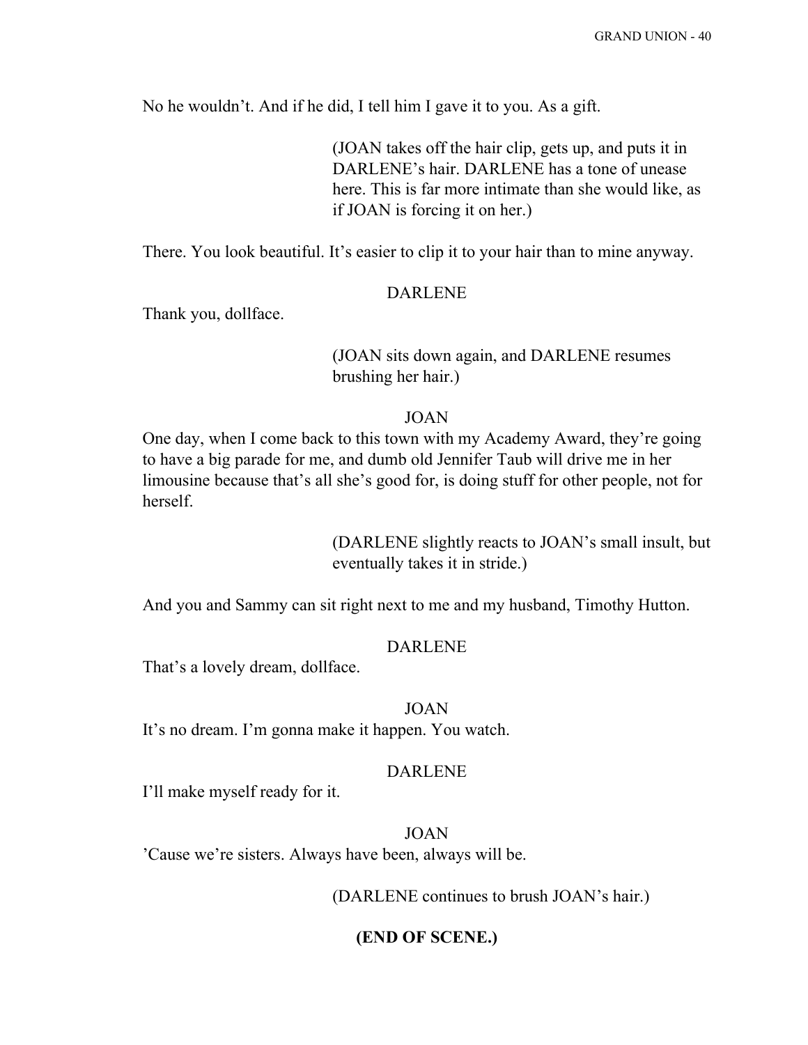No he wouldn't. And if he did, I tell him I gave it to you. As a gift.

(JOAN takes off the hair clip, gets up, and puts it in DARLENE's hair. DARLENE has a tone of unease here. This is far more intimate than she would like, as if JOAN is forcing it on her.)

There. You look beautiful. It's easier to clip it to your hair than to mine anyway.

DARLENE

Thank you, dollface.

(JOAN sits down again, and DARLENE resumes brushing her hair.)

JOAN

One day, when I come back to this town with my Academy Award, they're going to have a big parade for me, and dumb old Jennifer Taub will drive me in her limousine because that's all she's good for, is doing stuff for other people, not for herself.

(DARLENE slightly reacts to JOAN's small insult, but eventually takes it in stride.)

And you and Sammy can sit right next to me and my husband, Timothy Hutton.

DARLENE

That's a lovely dream, dollface.

JOAN

It's no dream. I'm gonna make it happen. You watch.

DARLENE

I'll make myself ready for it.

JOAN

'Cause we're sisters. Always have been, always will be.

(DARLENE continues to brush JOAN's hair.)

**(END OF SCENE.)**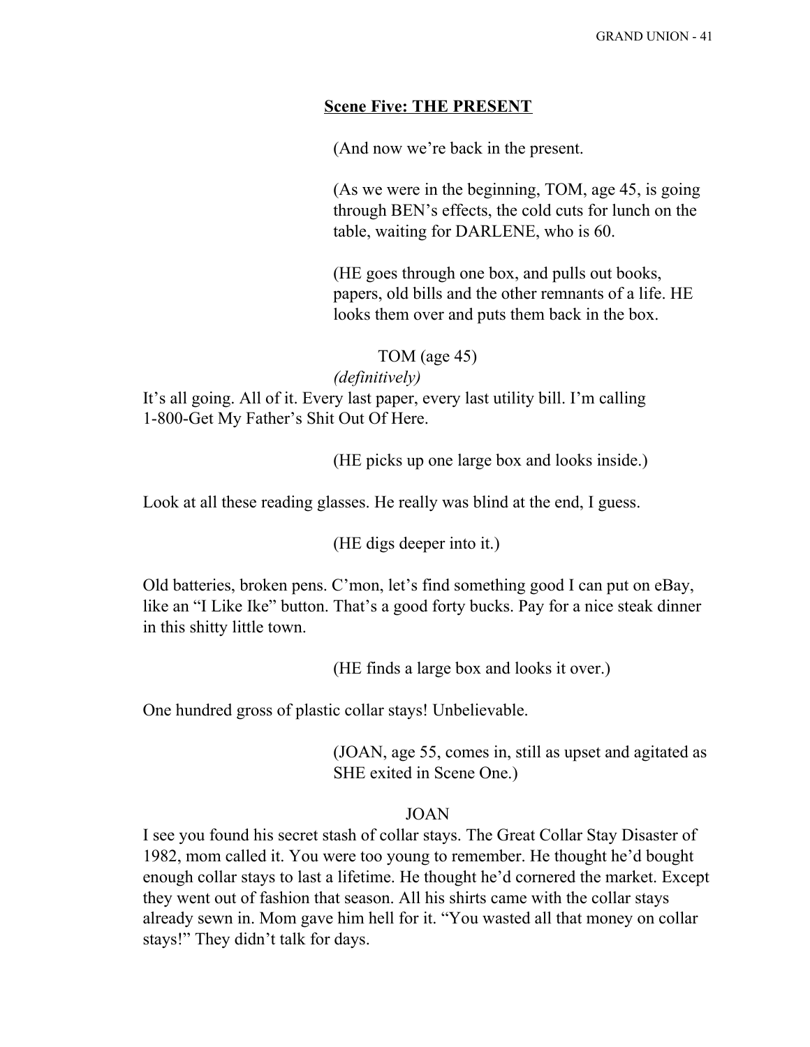**Scene Five: THE PRESENT**

(And now we're back in the present.

(As we were in the beginning, TOM, age 45, is going through BEN's effects, the cold cuts for lunch on the table, waiting for DARLENE, who is 60.

(HE goes through one box, and pulls out books, papers, old bills and the other remnants of a life. HE looks them over and puts them back in the box.

TOM (age 45)
*(definitively)*
It's all going. All of it. Every last paper, every last utility bill. I'm calling 1-800-Get My Father's Shit Out Of Here.

(HE picks up one large box and looks inside.)

Look at all these reading glasses. He really was blind at the end, I guess.

(HE digs deeper into it.)

Old batteries, broken pens. C'mon, let's find something good I can put on eBay, like an "I Like Ike" button. That's a good forty bucks. Pay for a nice steak dinner in this shitty little town.

(HE finds a large box and looks it over.)

One hundred gross of plastic collar stays! Unbelievable.

(JOAN, age 55, comes in, still as upset and agitated as SHE exited in Scene One.)

JOAN
I see you found his secret stash of collar stays. The Great Collar Stay Disaster of 1982, mom called it. You were too young to remember. He thought he'd bought enough collar stays to last a lifetime. He thought he'd cornered the market. Except they went out of fashion that season. All his shirts came with the collar stays already sewn in. Mom gave him hell for it. "You wasted all that money on collar stays!" They didn't talk for days.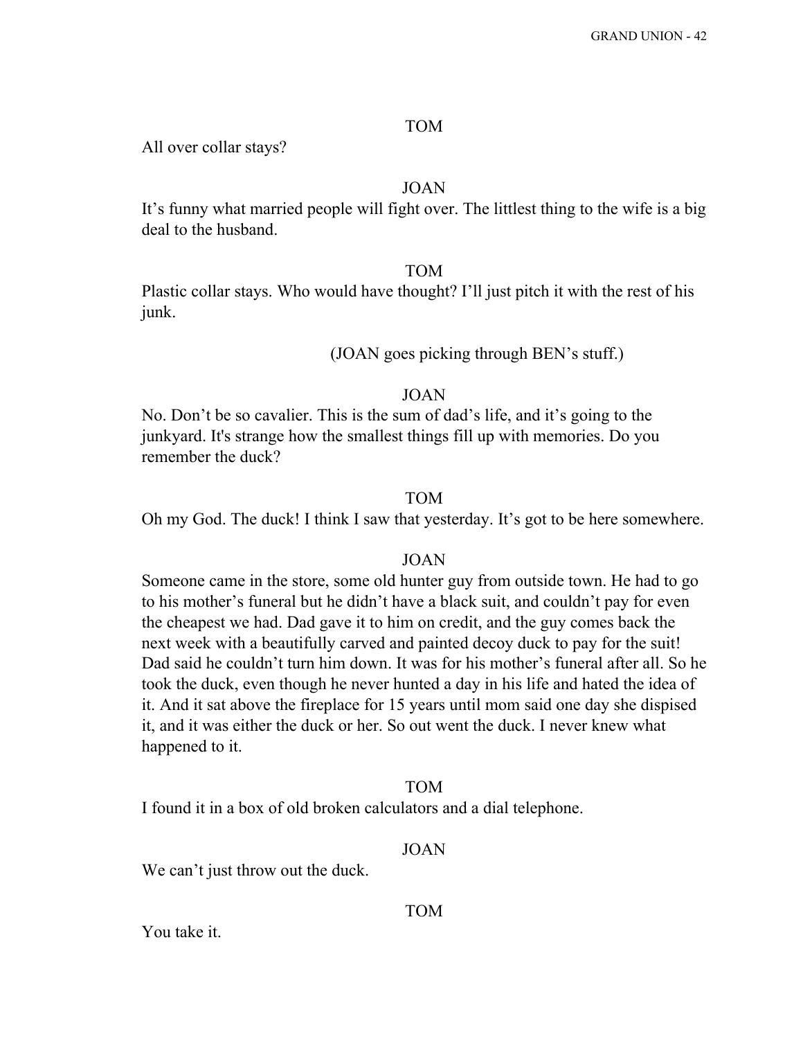TOM

All over collar stays?

JOAN

It's funny what married people will fight over. The littlest thing to the wife is a big deal to the husband.

TOM

Plastic collar stays. Who would have thought? I'll just pitch it with the rest of his junk.

(JOAN goes picking through BEN's stuff.)

JOAN

No. Don't be so cavalier. This is the sum of dad's life, and it's going to the junkyard. It's strange how the smallest things fill up with memories. Do you remember the duck?

TOM

Oh my God. The duck! I think I saw that yesterday. It's got to be here somewhere.

JOAN

Someone came in the store, some old hunter guy from outside town. He had to go to his mother's funeral but he didn't have a black suit, and couldn't pay for even the cheapest we had. Dad gave it to him on credit, and the guy comes back the next week with a beautifully carved and painted decoy duck to pay for the suit! Dad said he couldn't turn him down. It was for his mother's funeral after all. So he took the duck, even though he never hunted a day in his life and hated the idea of it. And it sat above the fireplace for 15 years until mom said one day she dispised it, and it was either the duck or her. So out went the duck. I never knew what happened to it.

TOM

I found it in a box of old broken calculators and a dial telephone.

JOAN

We can't just throw out the duck.

TOM

You take it.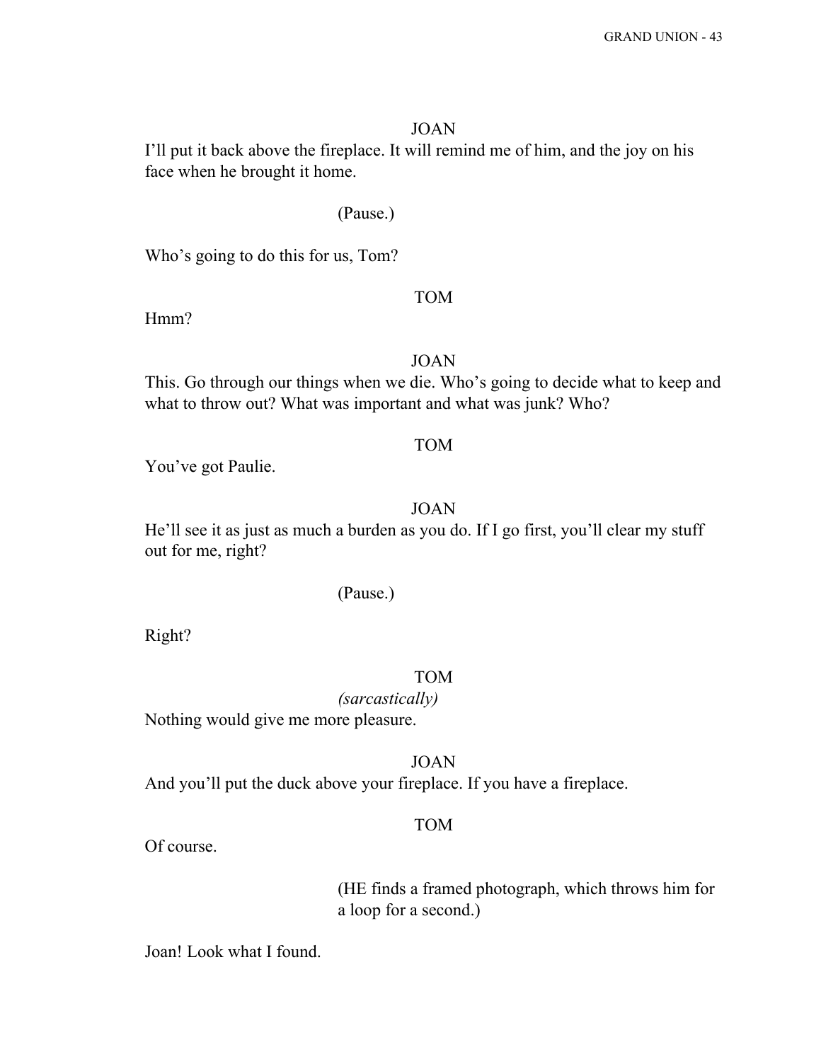JOAN

I'll put it back above the fireplace. It will remind me of him, and the joy on his face when he brought it home.

(Pause.)

Who's going to do this for us, Tom?

TOM

Hmm?

JOAN

This. Go through our things when we die. Who's going to decide what to keep and what to throw out? What was important and what was junk? Who?

TOM

You've got Paulie.

JOAN

He'll see it as just as much a burden as you do. If I go first, you'll clear my stuff out for me, right?

(Pause.)

Right?

TOM

*(sarcastically)*

Nothing would give me more pleasure.

JOAN

And you'll put the duck above your fireplace. If you have a fireplace.

TOM

Of course.

(HE finds a framed photograph, which throws him for a loop for a second.)

Joan! Look what I found.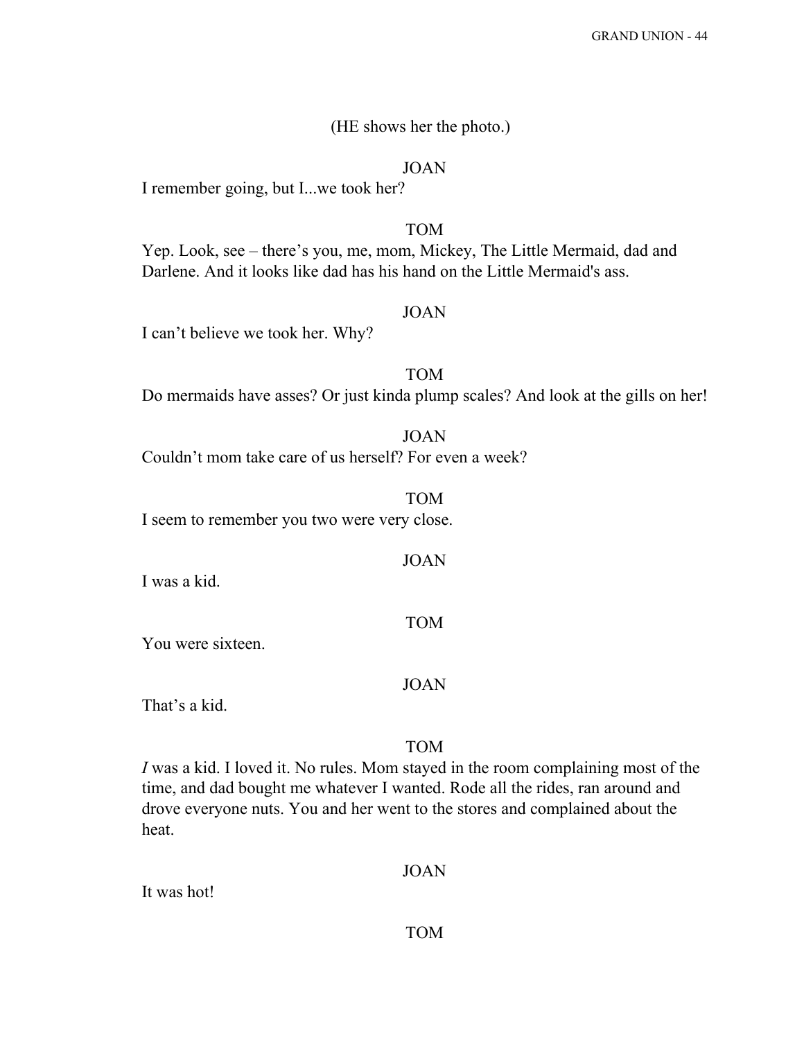(HE shows her the photo.)

JOAN

I remember going, but I...we took her?

TOM

Yep. Look, see – there's you, me, mom, Mickey, The Little Mermaid, dad and Darlene. And it looks like dad has his hand on the Little Mermaid's ass.

JOAN

I can't believe we took her. Why?

TOM

Do mermaids have asses? Or just kinda plump scales? And look at the gills on her!

JOAN

Couldn't mom take care of us herself? For even a week?

TOM

I seem to remember you two were very close.

JOAN

I was a kid.

TOM

You were sixteen.

JOAN

That's a kid.

TOM

*I* was a kid. I loved it. No rules. Mom stayed in the room complaining most of the time, and dad bought me whatever I wanted. Rode all the rides, ran around and drove everyone nuts. You and her went to the stores and complained about the heat.

JOAN

It was hot!

TOM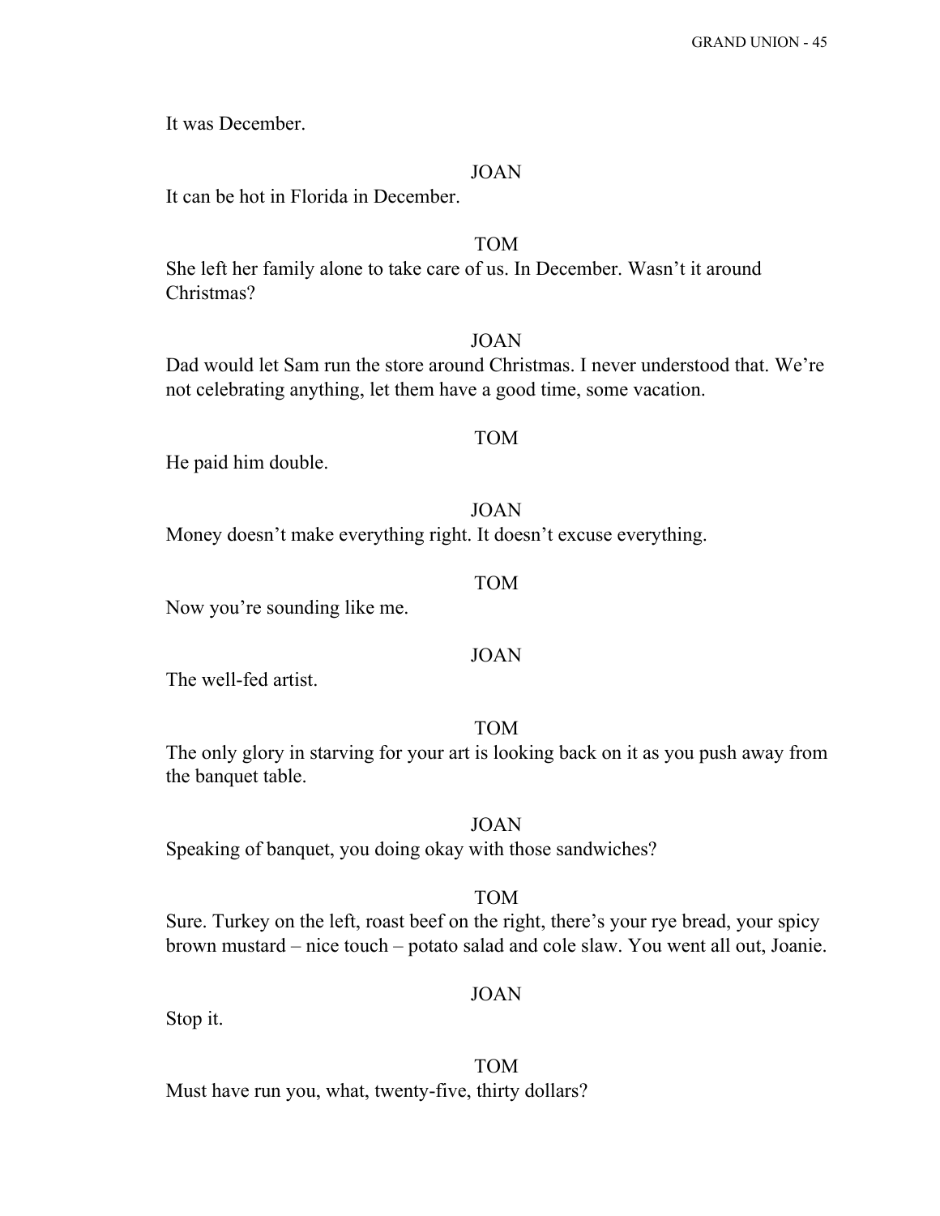It was December.

JOAN

It can be hot in Florida in December.

TOM

She left her family alone to take care of us. In December. Wasn't it around Christmas?

JOAN

Dad would let Sam run the store around Christmas. I never understood that. We're not celebrating anything, let them have a good time, some vacation.

TOM

He paid him double.

JOAN

Money doesn't make everything right. It doesn't excuse everything.

TOM

Now you're sounding like me.

JOAN

The well-fed artist.

TOM

The only glory in starving for your art is looking back on it as you push away from the banquet table.

JOAN

Speaking of banquet, you doing okay with those sandwiches?

TOM

Sure. Turkey on the left, roast beef on the right, there's your rye bread, your spicy brown mustard – nice touch – potato salad and cole slaw. You went all out, Joanie.

JOAN

Stop it.

TOM

Must have run you, what, twenty-five, thirty dollars?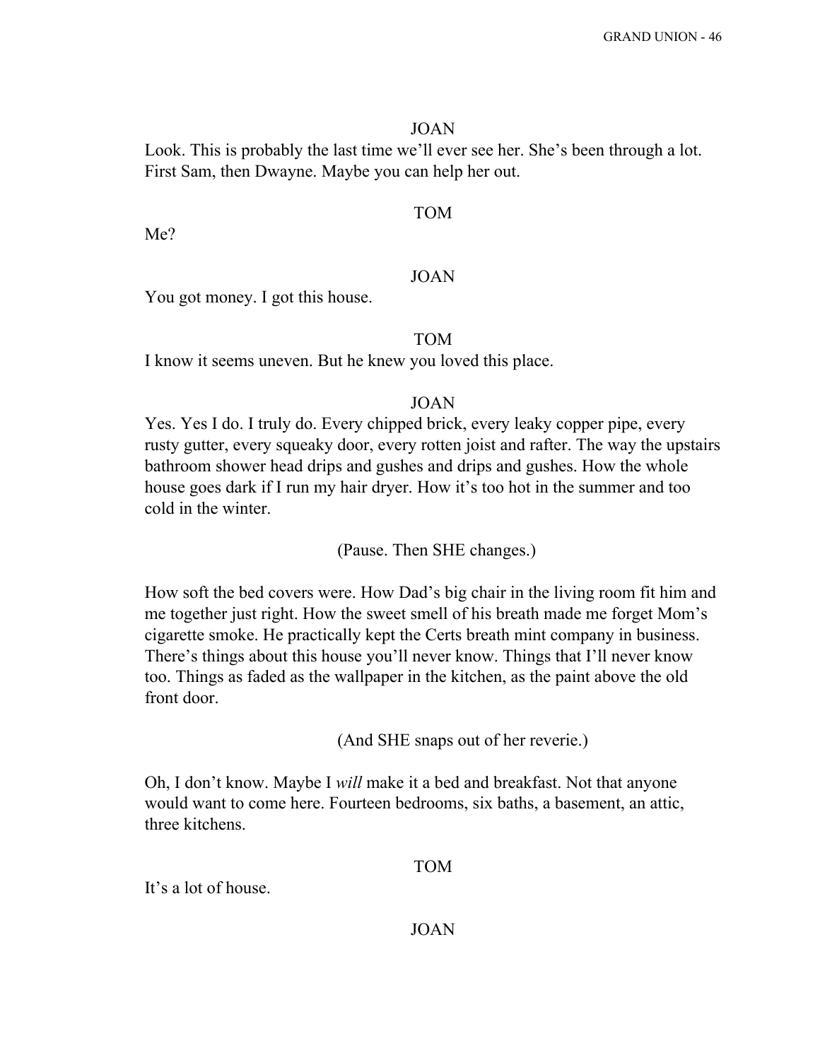JOAN

Look. This is probably the last time we'll ever see her. She's been through a lot. First Sam, then Dwayne. Maybe you can help her out.

TOM

Me?

JOAN

You got money. I got this house.

TOM

I know it seems uneven. But he knew you loved this place.

JOAN

Yes. Yes I do. I truly do. Every chipped brick, every leaky copper pipe, every rusty gutter, every squeaky door, every rotten joist and rafter. The way the upstairs bathroom shower head drips and gushes and drips and gushes. How the whole house goes dark if I run my hair dryer. How it's too hot in the summer and too cold in the winter.

(Pause. Then SHE changes.)

How soft the bed covers were. How Dad's big chair in the living room fit him and me together just right. How the sweet smell of his breath made me forget Mom's cigarette smoke. He practically kept the Certs breath mint company in business. There's things about this house you'll never know. Things that I'll never know too. Things as faded as the wallpaper in the kitchen, as the paint above the old front door.

(And SHE snaps out of her reverie.)

Oh, I don't know. Maybe I *will* make it a bed and breakfast. Not that anyone would want to come here. Fourteen bedrooms, six baths, a basement, an attic, three kitchens.

TOM

It's a lot of house.

JOAN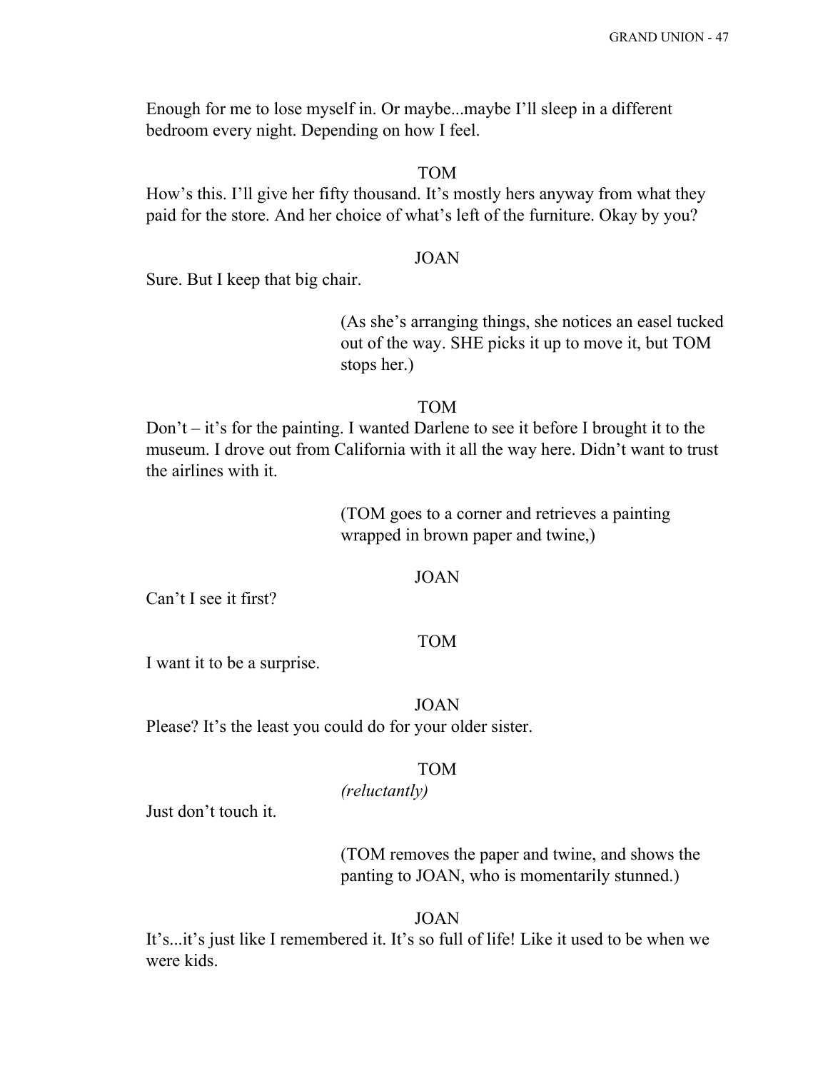Enough for me to lose myself in. Or maybe...maybe I'll sleep in a different bedroom every night. Depending on how I feel.

TOM

How's this. I'll give her fifty thousand. It's mostly hers anyway from what they paid for the store. And her choice of what's left of the furniture. Okay by you?

JOAN

Sure. But I keep that big chair.

(As she's arranging things, she notices an easel tucked out of the way. SHE picks it up to move it, but TOM stops her.)

TOM

Don't – it's for the painting. I wanted Darlene to see it before I brought it to the museum. I drove out from California with it all the way here. Didn't want to trust the airlines with it.

(TOM goes to a corner and retrieves a painting wrapped in brown paper and twine,)

JOAN

Can't I see it first?

TOM

I want it to be a surprise.

JOAN

Please? It's the least you could do for your older sister.

TOM

*(reluctantly)*

Just don't touch it.

(TOM removes the paper and twine, and shows the panting to JOAN, who is momentarily stunned.)

JOAN

It's...it's just like I remembered it. It's so full of life! Like it used to be when we were kids.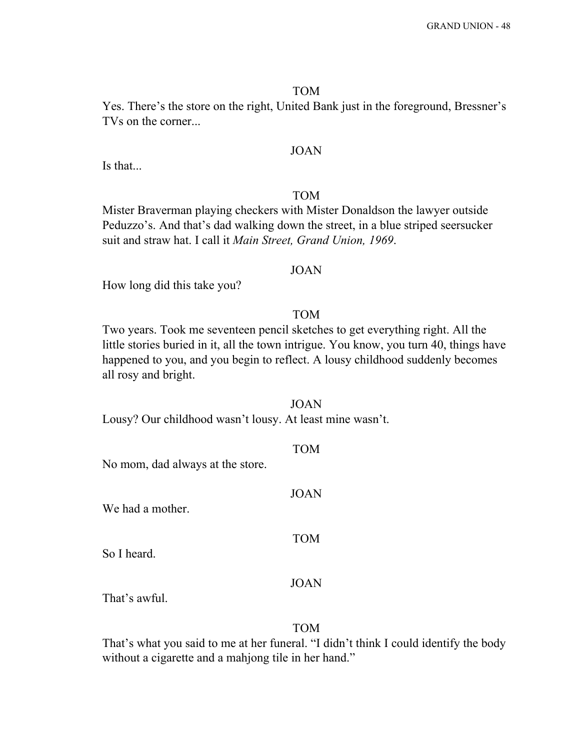TOM

Yes. There's the store on the right, United Bank just in the foreground, Bressner's TVs on the corner...

JOAN

Is that...

TOM

Mister Braverman playing checkers with Mister Donaldson the lawyer outside Peduzzo's. And that's dad walking down the street, in a blue striped seersucker suit and straw hat. I call it *Main Street, Grand Union, 1969*.

JOAN

How long did this take you?

TOM

Two years. Took me seventeen pencil sketches to get everything right. All the little stories buried in it, all the town intrigue. You know, you turn 40, things have happened to you, and you begin to reflect. A lousy childhood suddenly becomes all rosy and bright.

JOAN

Lousy? Our childhood wasn't lousy. At least mine wasn't.

TOM

No mom, dad always at the store.

JOAN

We had a mother.

TOM

So I heard.

JOAN

That's awful.

TOM

That's what you said to me at her funeral. "I didn't think I could identify the body without a cigarette and a mahjong tile in her hand."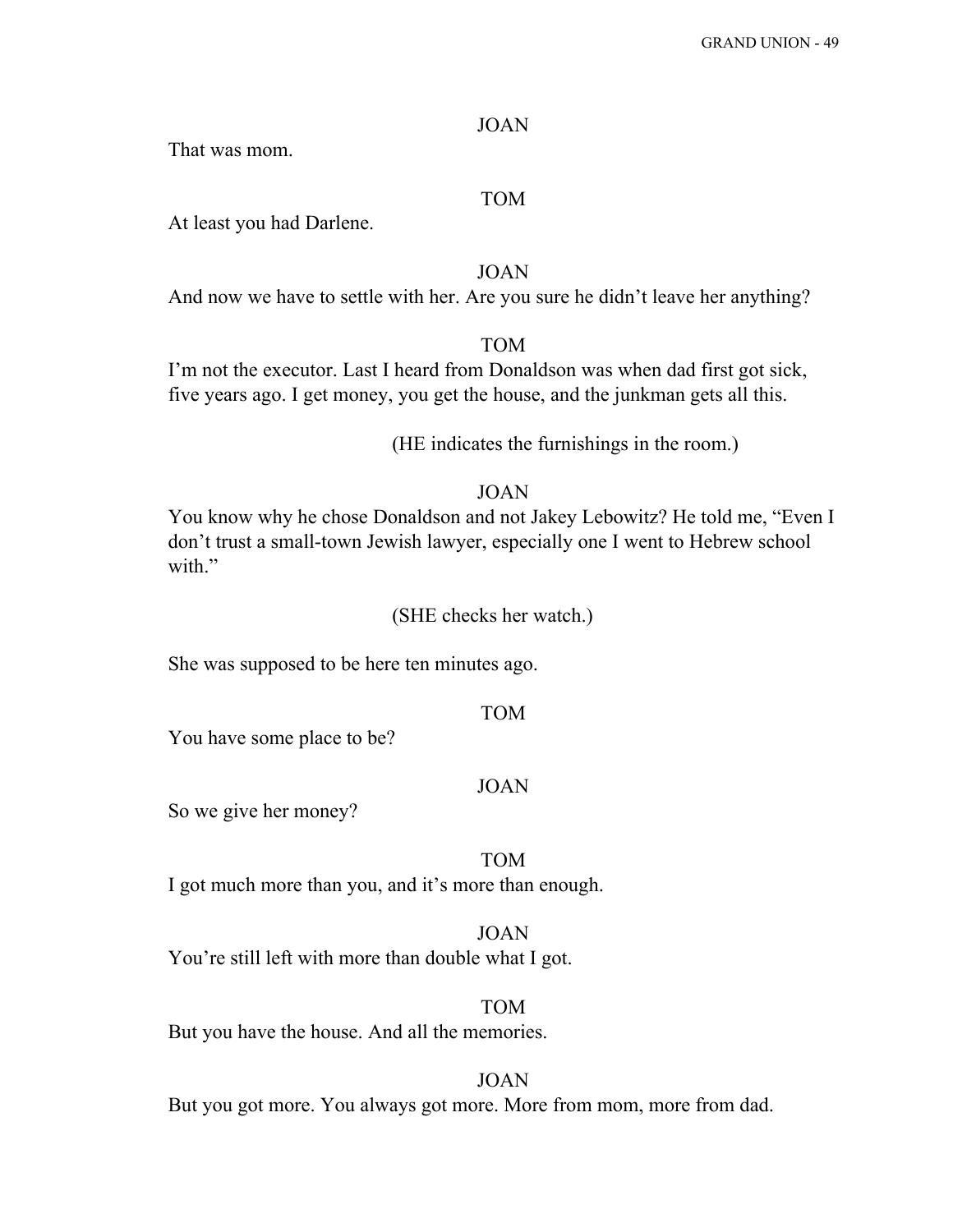JOAN

That was mom.

TOM

At least you had Darlene.

JOAN

And now we have to settle with her. Are you sure he didn't leave her anything?

TOM

I'm not the executor. Last I heard from Donaldson was when dad first got sick, five years ago. I get money, you get the house, and the junkman gets all this.

(HE indicates the furnishings in the room.)

JOAN

You know why he chose Donaldson and not Jakey Lebowitz? He told me, "Even I don't trust a small-town Jewish lawyer, especially one I went to Hebrew school with."

(SHE checks her watch.)

She was supposed to be here ten minutes ago.

TOM

You have some place to be?

JOAN

So we give her money?

TOM

I got much more than you, and it's more than enough.

JOAN

You're still left with more than double what I got.

TOM

But you have the house. And all the memories.

JOAN

But you got more. You always got more. More from mom, more from dad.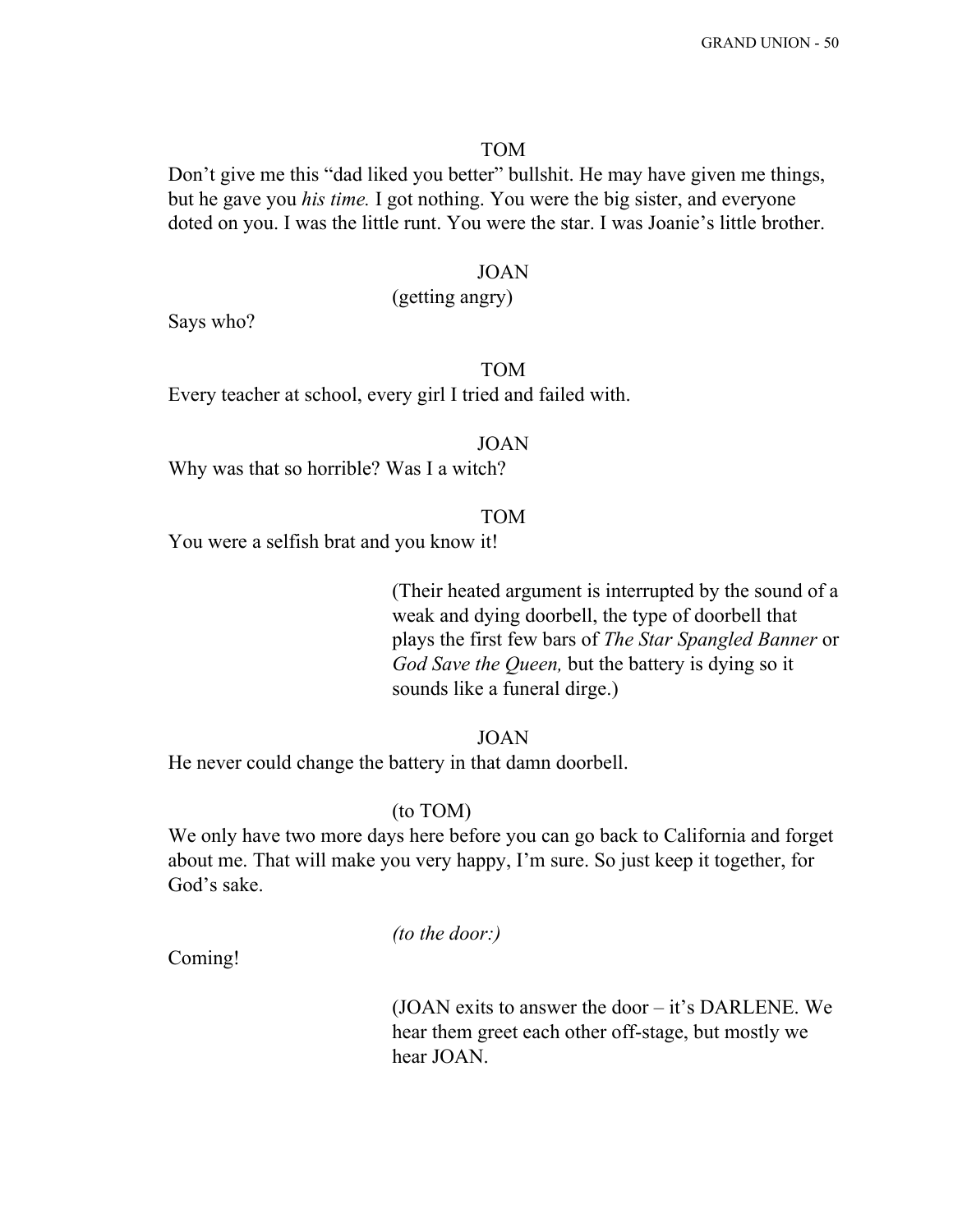TOM

Don't give me this "dad liked you better" bullshit. He may have given me things, but he gave you *his time.* I got nothing. You were the big sister, and everyone doted on you. I was the little runt. You were the star. I was Joanie's little brother.

JOAN

(getting angry)

Says who?

TOM

Every teacher at school, every girl I tried and failed with.

JOAN

Why was that so horrible? Was I a witch?

TOM

You were a selfish brat and you know it!

(Their heated argument is interrupted by the sound of a weak and dying doorbell, the type of doorbell that plays the first few bars of *The Star Spangled Banner* or *God Save the Queen,* but the battery is dying so it sounds like a funeral dirge.)

JOAN

He never could change the battery in that damn doorbell.

(to TOM)

We only have two more days here before you can go back to California and forget about me. That will make you very happy, I'm sure. So just keep it together, for God's sake.

*(to the door:)*

Coming!

(JOAN exits to answer the door – it's DARLENE. We hear them greet each other off-stage, but mostly we hear JOAN.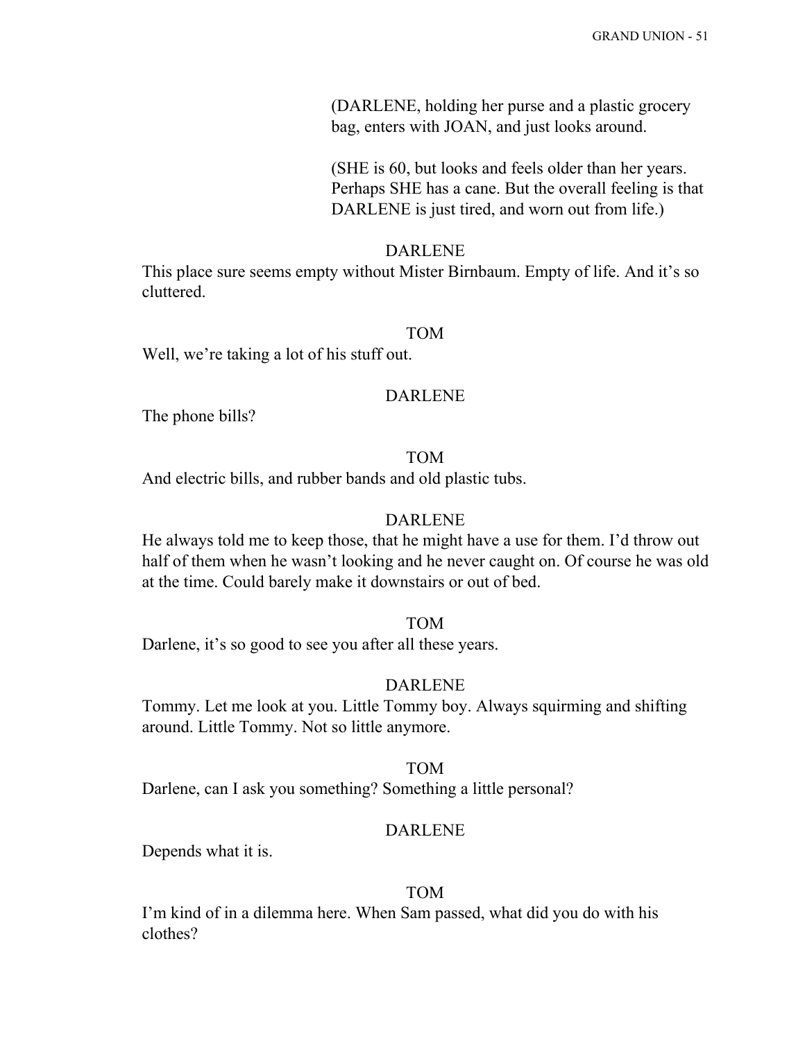(DARLENE, holding her purse and a plastic grocery bag, enters with JOAN, and just looks around.

(SHE is 60, but looks and feels older than her years. Perhaps SHE has a cane. But the overall feeling is that DARLENE is just tired, and worn out from life.)

DARLENE

This place sure seems empty without Mister Birnbaum. Empty of life. And it's so cluttered.

TOM

Well, we're taking a lot of his stuff out.

DARLENE

The phone bills?

TOM

And electric bills, and rubber bands and old plastic tubs.

DARLENE

He always told me to keep those, that he might have a use for them. I'd throw out half of them when he wasn't looking and he never caught on. Of course he was old at the time. Could barely make it downstairs or out of bed.

TOM

Darlene, it's so good to see you after all these years.

DARLENE

Tommy. Let me look at you. Little Tommy boy. Always squirming and shifting around. Little Tommy. Not so little anymore.

TOM

Darlene, can I ask you something? Something a little personal?

DARLENE

Depends what it is.

TOM

I'm kind of in a dilemma here. When Sam passed, what did you do with his clothes?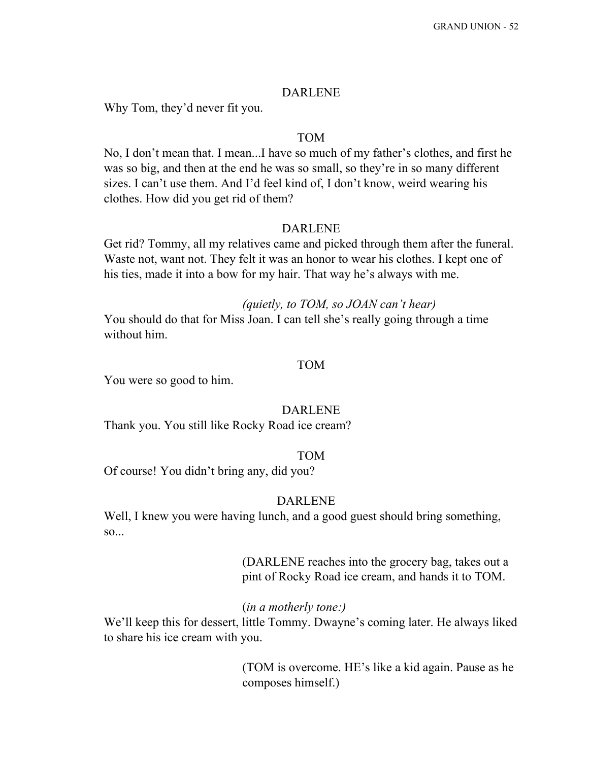DARLENE

Why Tom, they'd never fit you.

TOM

No, I don't mean that. I mean...I have so much of my father's clothes, and first he was so big, and then at the end he was so small, so they're in so many different sizes. I can't use them. And I'd feel kind of, I don't know, weird wearing his clothes. How did you get rid of them?

DARLENE

Get rid? Tommy, all my relatives came and picked through them after the funeral. Waste not, want not. They felt it was an honor to wear his clothes. I kept one of his ties, made it into a bow for my hair. That way he's always with me.

*(quietly, to TOM, so JOAN can't hear)*

You should do that for Miss Joan. I can tell she's really going through a time without him.

TOM

You were so good to him.

DARLENE

Thank you. You still like Rocky Road ice cream?

TOM

Of course! You didn't bring any, did you?

DARLENE

Well, I knew you were having lunch, and a good guest should bring something, so...

(DARLENE reaches into the grocery bag, takes out a pint of Rocky Road ice cream, and hands it to TOM.

(*in a motherly tone:)*

We'll keep this for dessert, little Tommy. Dwayne's coming later. He always liked to share his ice cream with you.

(TOM is overcome. HE's like a kid again. Pause as he composes himself.)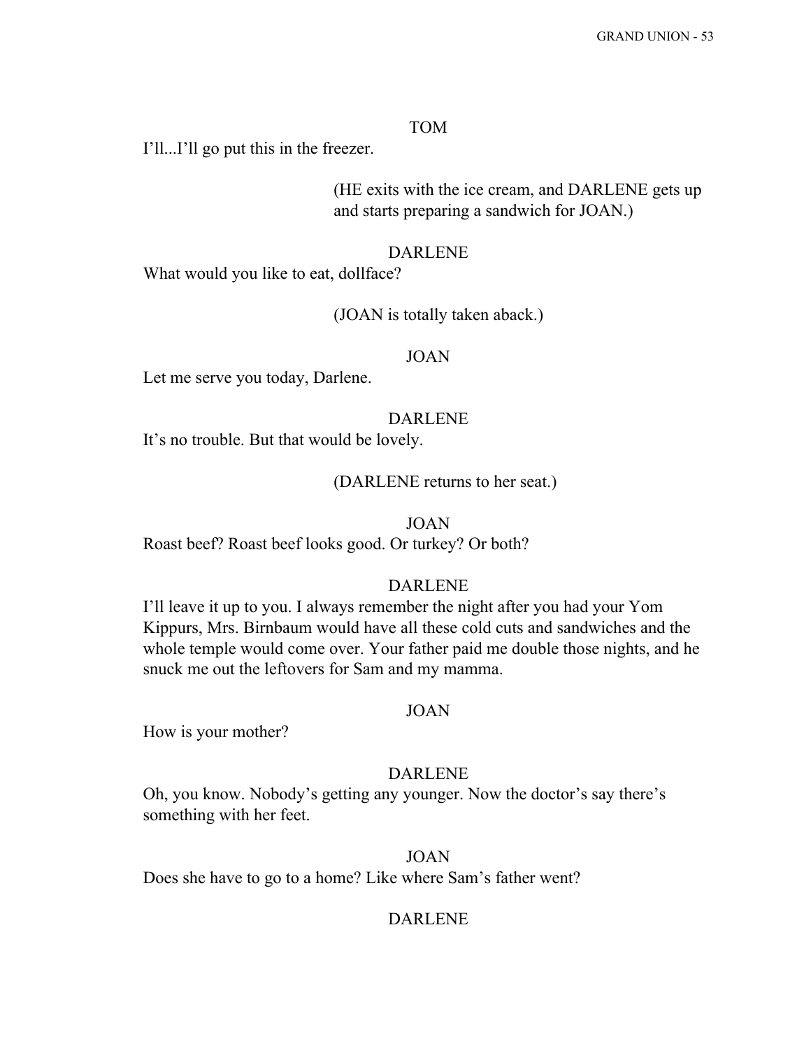TOM

I'll...I'll go put this in the freezer.

(HE exits with the ice cream, and DARLENE gets up and starts preparing a sandwich for JOAN.)

DARLENE

What would you like to eat, dollface?

(JOAN is totally taken aback.)

JOAN

Let me serve you today, Darlene.

DARLENE

It's no trouble. But that would be lovely.

(DARLENE returns to her seat.)

JOAN

Roast beef? Roast beef looks good. Or turkey? Or both?

DARLENE

I'll leave it up to you. I always remember the night after you had your Yom Kippurs, Mrs. Birnbaum would have all these cold cuts and sandwiches and the whole temple would come over. Your father paid me double those nights, and he snuck me out the leftovers for Sam and my mamma.

JOAN

How is your mother?

DARLENE

Oh, you know. Nobody's getting any younger. Now the doctor's say there's something with her feet.

JOAN

Does she have to go to a home? Like where Sam's father went?

DARLENE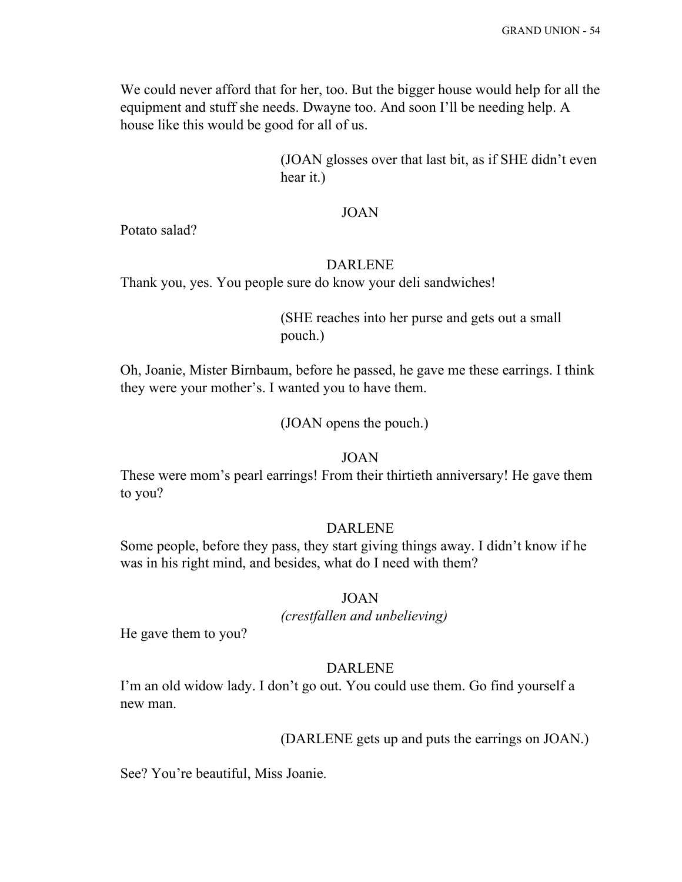We could never afford that for her, too. But the bigger house would help for all the equipment and stuff she needs. Dwayne too. And soon I'll be needing help. A house like this would be good for all of us.

(JOAN glosses over that last bit, as if SHE didn't even hear it.)

JOAN

Potato salad?

DARLENE

Thank you, yes. You people sure do know your deli sandwiches!

(SHE reaches into her purse and gets out a small pouch.)

Oh, Joanie, Mister Birnbaum, before he passed, he gave me these earrings. I think they were your mother's. I wanted you to have them.

(JOAN opens the pouch.)

JOAN

These were mom's pearl earrings! From their thirtieth anniversary! He gave them to you?

DARLENE

Some people, before they pass, they start giving things away. I didn't know if he was in his right mind, and besides, what do I need with them?

JOAN

*(crestfallen and unbelieving)*

He gave them to you?

DARLENE

I'm an old widow lady. I don't go out. You could use them. Go find yourself a new man.

(DARLENE gets up and puts the earrings on JOAN.)

See? You're beautiful, Miss Joanie.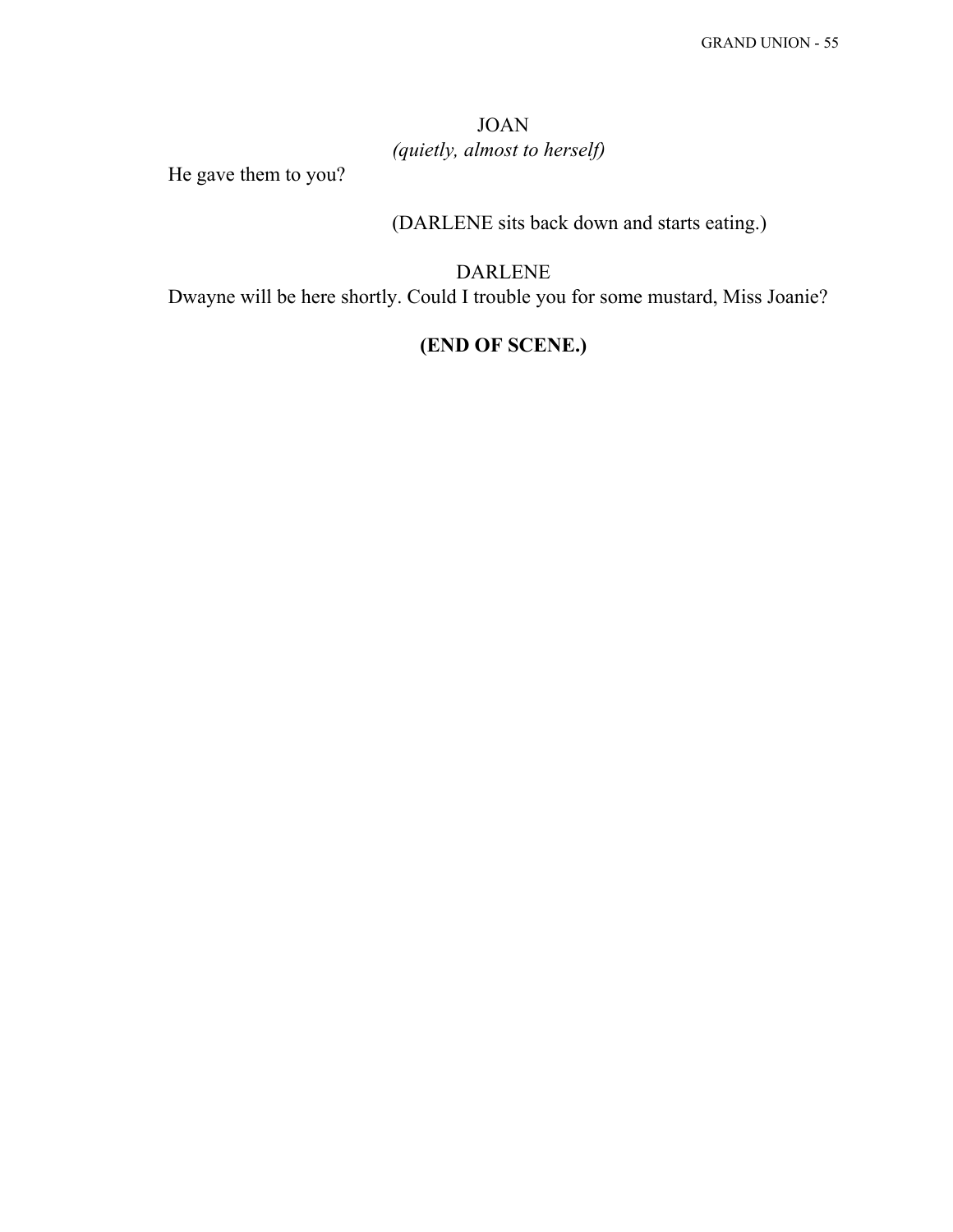JOAN
*(quietly, almost to herself)*

He gave them to you?

(DARLENE sits back down and starts eating.)

DARLENE

Dwayne will be here shortly. Could I trouble you for some mustard, Miss Joanie?

**(END OF SCENE.)**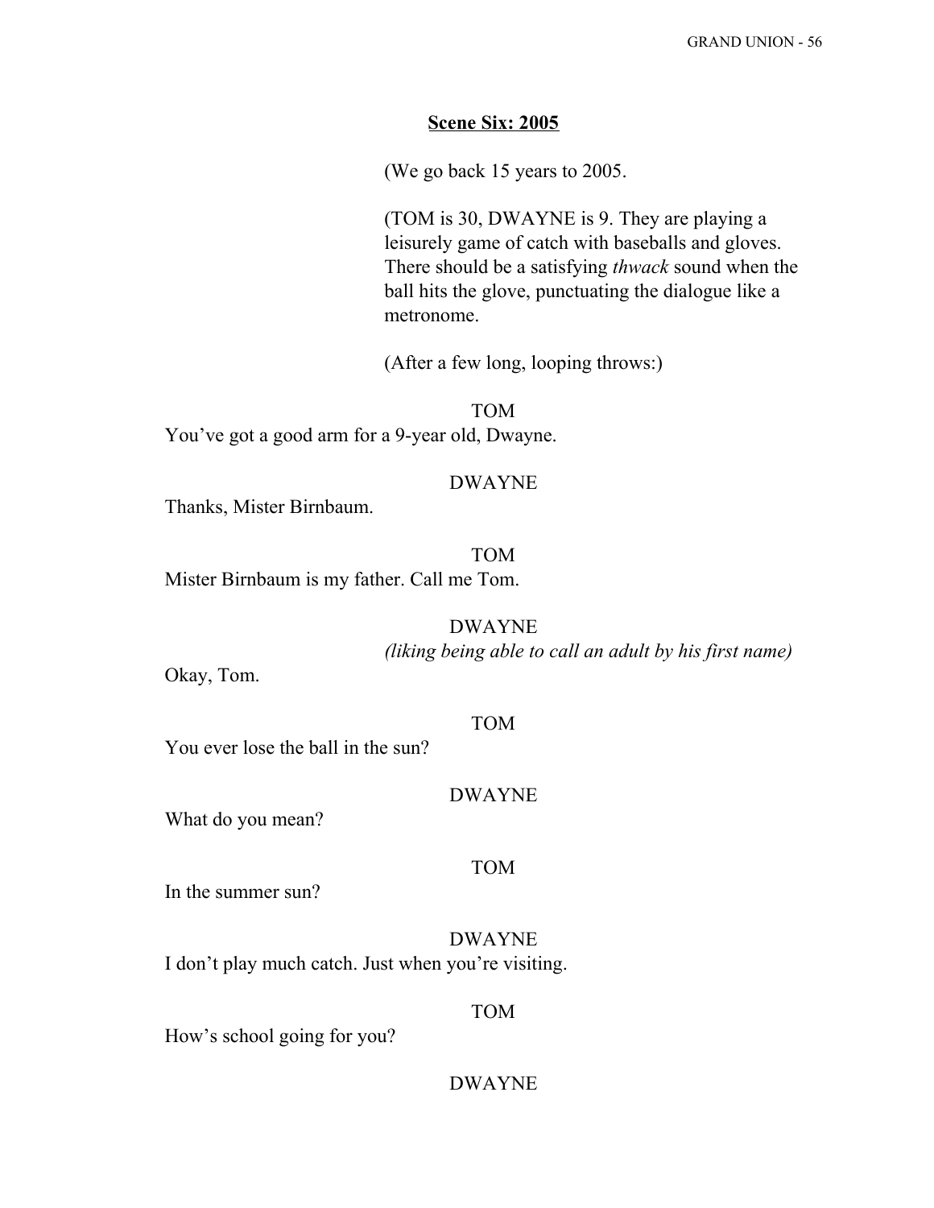**Scene Six: 2005**

(We go back 15 years to 2005.

(TOM is 30, DWAYNE is 9. They are playing a leisurely game of catch with baseballs and gloves. There should be a satisfying *thwack* sound when the ball hits the glove, punctuating the dialogue like a metronome.

(After a few long, looping throws:)

TOM

You've got a good arm for a 9-year old, Dwayne.

DWAYNE

Thanks, Mister Birnbaum.

TOM

Mister Birnbaum is my father. Call me Tom.

DWAYNE

*(liking being able to call an adult by his first name)*

Okay, Tom.

TOM

You ever lose the ball in the sun?

DWAYNE

What do you mean?

TOM

In the summer sun?

DWAYNE

I don't play much catch. Just when you're visiting.

TOM

How's school going for you?

DWAYNE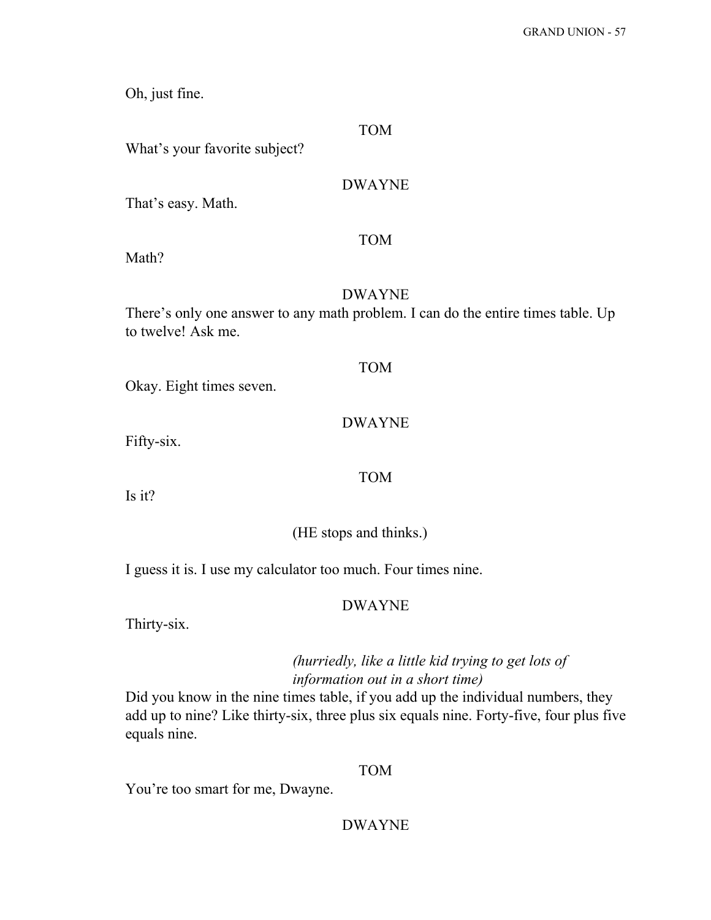Oh, just fine.

TOM

What's your favorite subject?

DWAYNE

That's easy. Math.

TOM

Math?

DWAYNE

There's only one answer to any math problem. I can do the entire times table. Up to twelve! Ask me.

TOM

Okay. Eight times seven.

DWAYNE

Fifty-six.

TOM

Is it?

(HE stops and thinks.)

I guess it is. I use my calculator too much. Four times nine.

DWAYNE

Thirty-six.

*(hurriedly, like a little kid trying to get lots of information out in a short time)*

Did you know in the nine times table, if you add up the individual numbers, they add up to nine? Like thirty-six, three plus six equals nine. Forty-five, four plus five equals nine.

TOM

You're too smart for me, Dwayne.

DWAYNE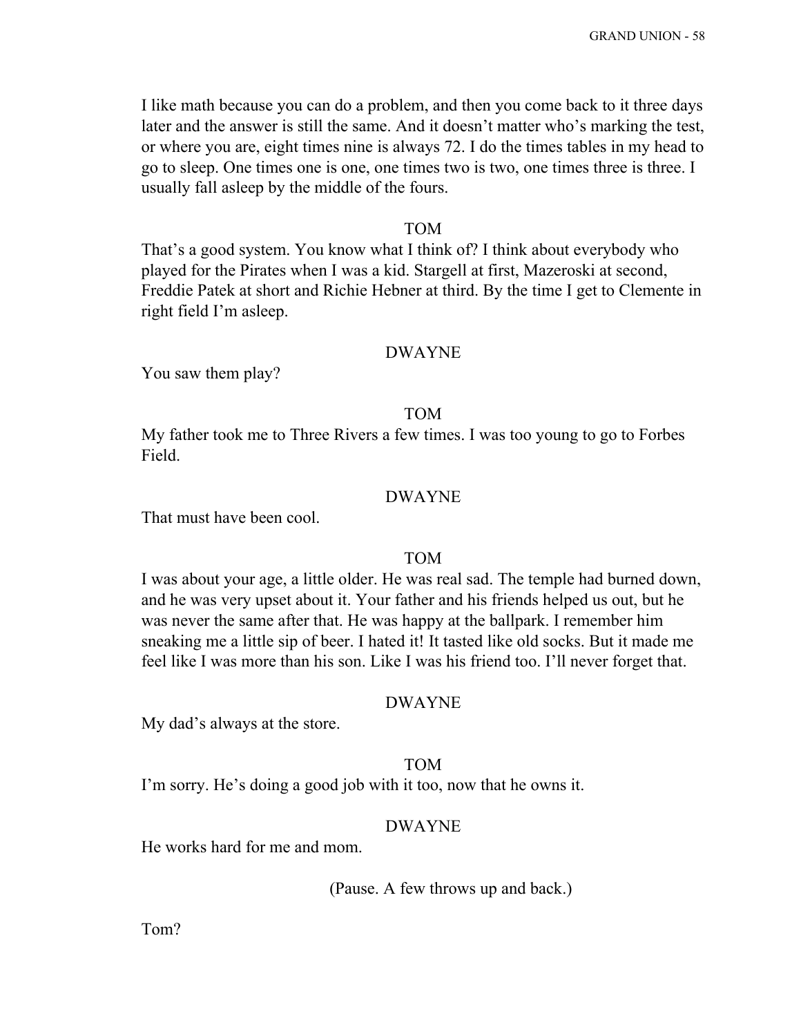I like math because you can do a problem, and then you come back to it three days later and the answer is still the same. And it doesn't matter who's marking the test, or where you are, eight times nine is always 72. I do the times tables in my head to go to sleep. One times one is one, one times two is two, one times three is three. I usually fall asleep by the middle of the fours.

TOM

That's a good system. You know what I think of? I think about everybody who played for the Pirates when I was a kid. Stargell at first, Mazeroski at second, Freddie Patek at short and Richie Hebner at third. By the time I get to Clemente in right field I'm asleep.

DWAYNE

You saw them play?

TOM

My father took me to Three Rivers a few times. I was too young to go to Forbes Field.

DWAYNE

That must have been cool.

TOM

I was about your age, a little older. He was real sad. The temple had burned down, and he was very upset about it. Your father and his friends helped us out, but he was never the same after that. He was happy at the ballpark. I remember him sneaking me a little sip of beer. I hated it! It tasted like old socks. But it made me feel like I was more than his son. Like I was his friend too. I'll never forget that.

DWAYNE

My dad's always at the store.

TOM

I'm sorry. He's doing a good job with it too, now that he owns it.

DWAYNE

He works hard for me and mom.

(Pause. A few throws up and back.)

Tom?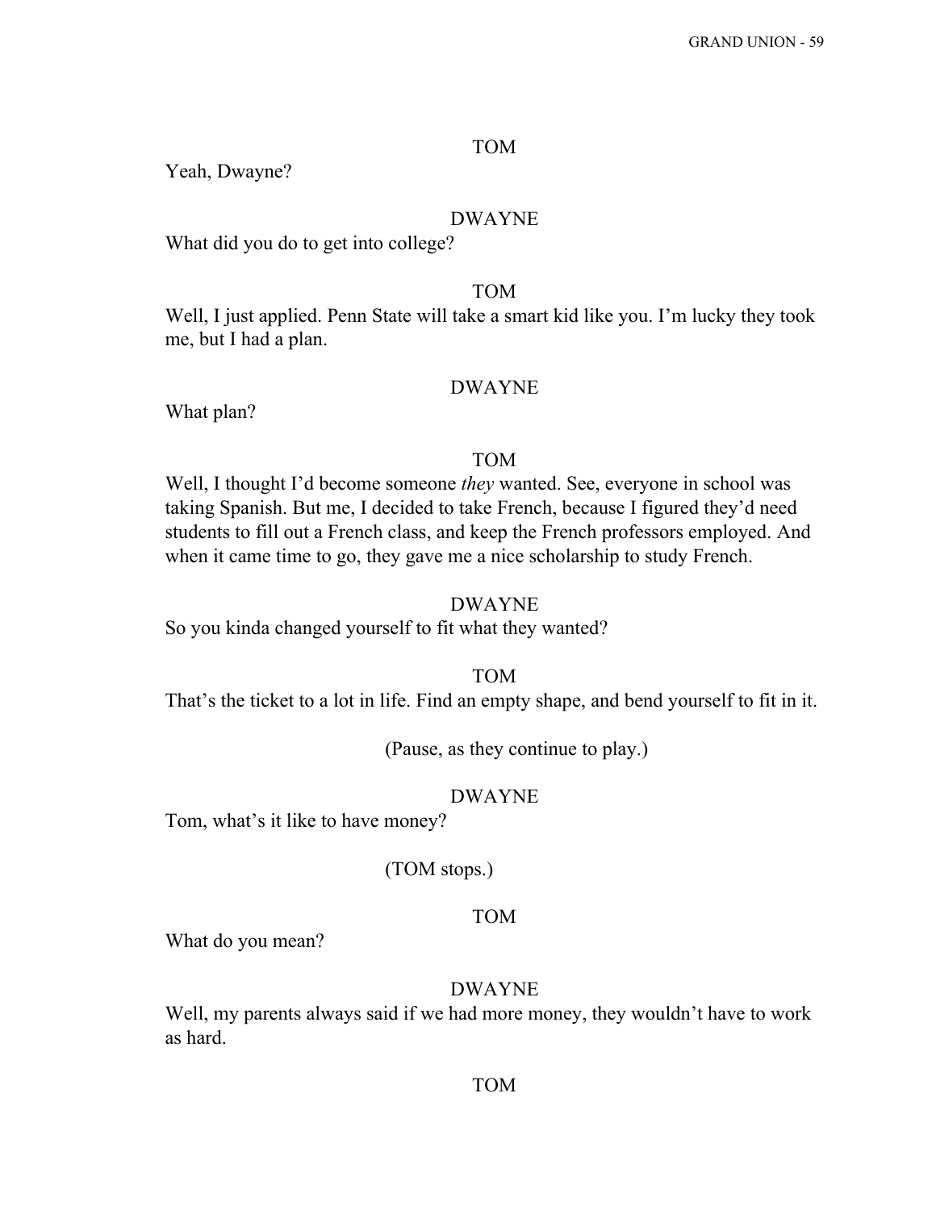TOM

Yeah, Dwayne?

DWAYNE

What did you do to get into college?

TOM

Well, I just applied. Penn State will take a smart kid like you. I'm lucky they took me, but I had a plan.

DWAYNE

What plan?

TOM

Well, I thought I'd become someone *they* wanted. See, everyone in school was taking Spanish. But me, I decided to take French, because I figured they'd need students to fill out a French class, and keep the French professors employed. And when it came time to go, they gave me a nice scholarship to study French.

DWAYNE

So you kinda changed yourself to fit what they wanted?

TOM

That's the ticket to a lot in life. Find an empty shape, and bend yourself to fit in it.

(Pause, as they continue to play.)

DWAYNE

Tom, what's it like to have money?

(TOM stops.)

TOM

What do you mean?

DWAYNE

Well, my parents always said if we had more money, they wouldn't have to work as hard.

TOM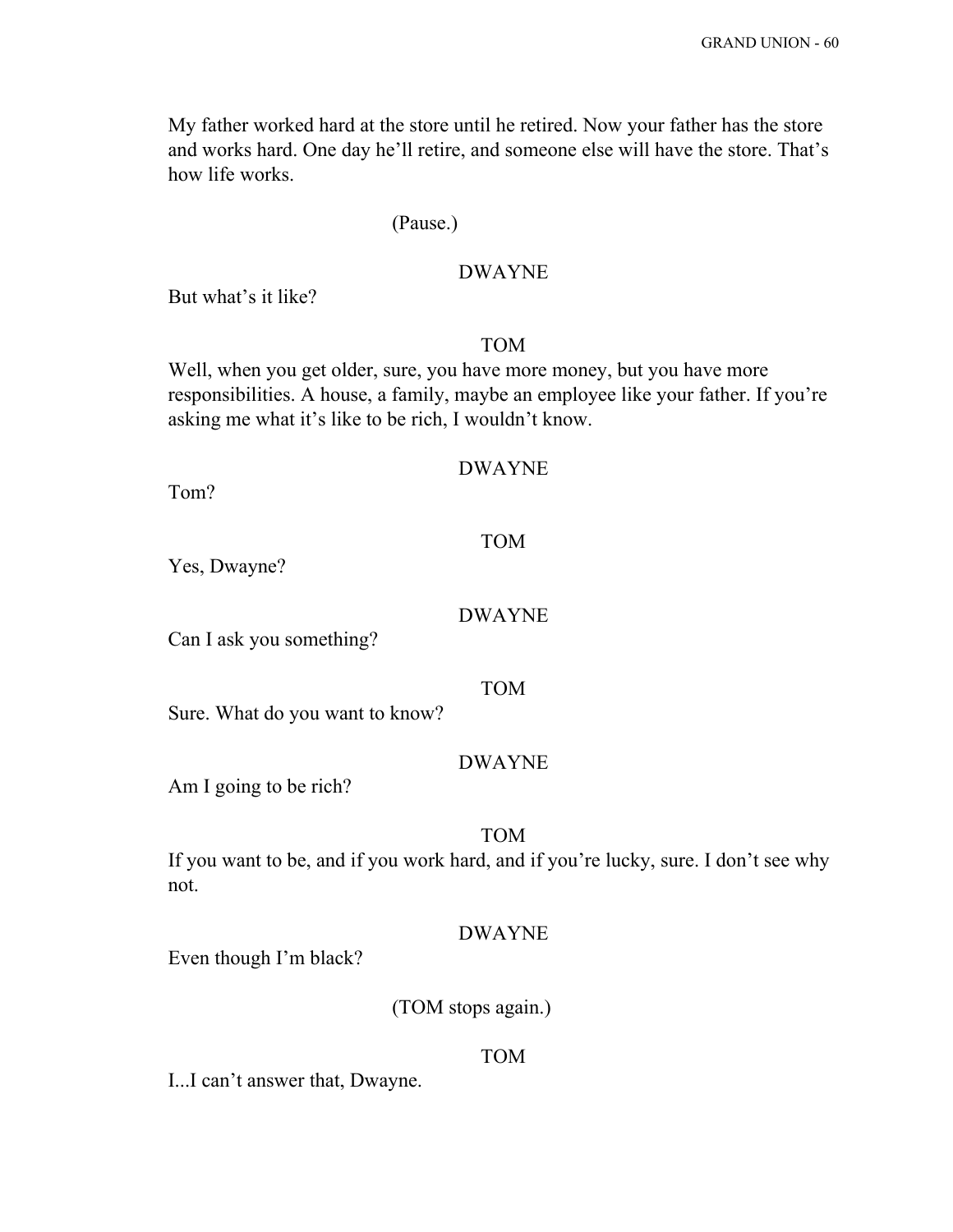My father worked hard at the store until he retired. Now your father has the store and works hard. One day he'll retire, and someone else will have the store. That's how life works.

(Pause.)

DWAYNE

But what's it like?

TOM

Well, when you get older, sure, you have more money, but you have more responsibilities. A house, a family, maybe an employee like your father. If you're asking me what it's like to be rich, I wouldn't know.

DWAYNE

Tom?

TOM

Yes, Dwayne?

DWAYNE

Can I ask you something?

TOM

Sure. What do you want to know?

DWAYNE

Am I going to be rich?

TOM

If you want to be, and if you work hard, and if you're lucky, sure. I don't see why not.

DWAYNE

Even though I'm black?

(TOM stops again.)

TOM

I...I can't answer that, Dwayne.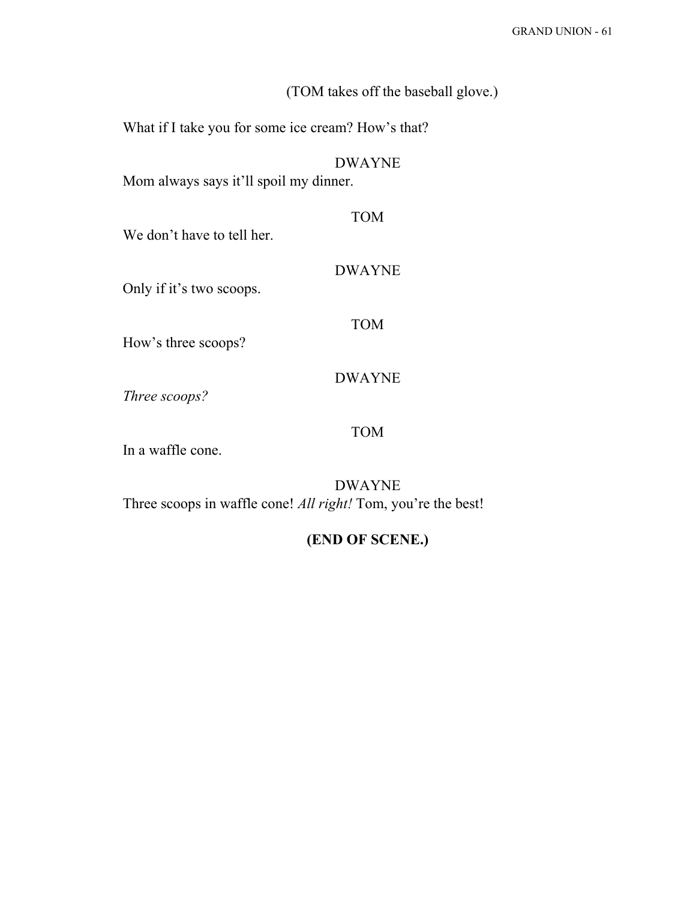(TOM takes off the baseball glove.)

What if I take you for some ice cream? How's that?

DWAYNE

Mom always says it'll spoil my dinner.

TOM

We don't have to tell her.

DWAYNE

Only if it's two scoops.

TOM

How's three scoops?

DWAYNE

*Three scoops?*

TOM

In a waffle cone.

DWAYNE

Three scoops in waffle cone! *All right!* Tom, you're the best!

**(END OF SCENE.)**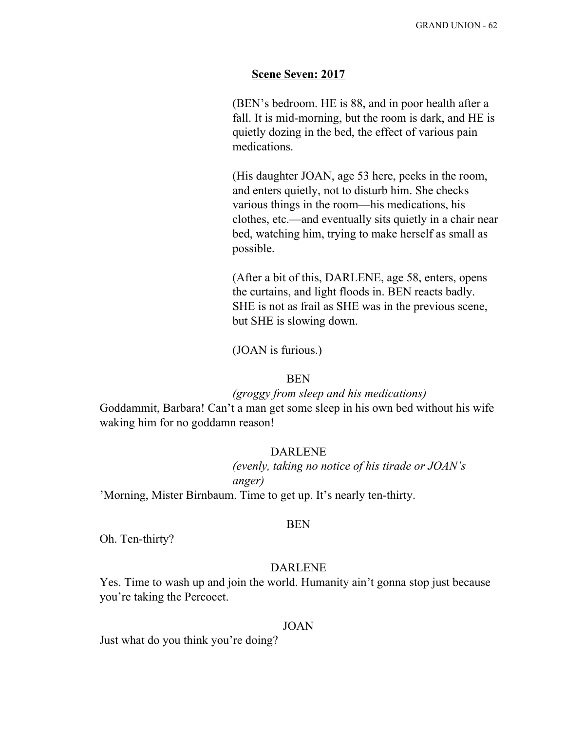**Scene Seven: 2017**

(BEN's bedroom. HE is 88, and in poor health after a fall. It is mid-morning, but the room is dark, and HE is quietly dozing in the bed, the effect of various pain medications.

(His daughter JOAN, age 53 here, peeks in the room, and enters quietly, not to disturb him. She checks various things in the room—his medications, his clothes, etc.—and eventually sits quietly in a chair near bed, watching him, trying to make herself as small as possible.

(After a bit of this, DARLENE, age 58, enters, opens the curtains, and light floods in. BEN reacts badly. SHE is not as frail as SHE was in the previous scene, but SHE is slowing down.

(JOAN is furious.)

BEN

*(groggy from sleep and his medications)*

Goddammit, Barbara! Can't a man get some sleep in his own bed without his wife waking him for no goddamn reason!

DARLENE

*(evenly, taking no notice of his tirade or JOAN's anger)*

'Morning, Mister Birnbaum. Time to get up. It's nearly ten-thirty.

BEN

Oh. Ten-thirty?

DARLENE

Yes. Time to wash up and join the world. Humanity ain't gonna stop just because you're taking the Percocet.

JOAN

Just what do you think you're doing?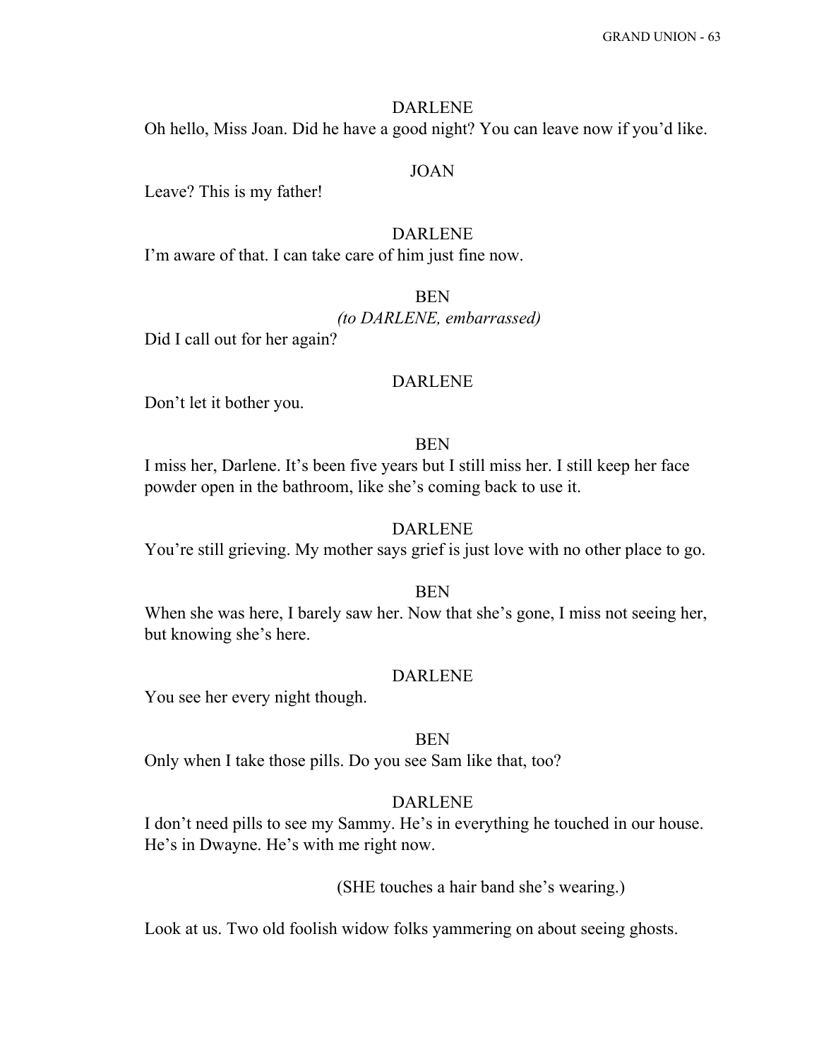DARLENE

Oh hello, Miss Joan. Did he have a good night? You can leave now if you'd like.

JOAN

Leave? This is my father!

DARLENE

I'm aware of that. I can take care of him just fine now.

BEN

*(to DARLENE, embarrassed)*

Did I call out for her again?

DARLENE

Don't let it bother you.

BEN

I miss her, Darlene. It's been five years but I still miss her. I still keep her face powder open in the bathroom, like she's coming back to use it.

DARLENE

You're still grieving. My mother says grief is just love with no other place to go.

BEN

When she was here, I barely saw her. Now that she's gone, I miss not seeing her, but knowing she's here.

DARLENE

You see her every night though.

BEN

Only when I take those pills. Do you see Sam like that, too?

DARLENE

I don't need pills to see my Sammy. He's in everything he touched in our house. He's in Dwayne. He's with me right now.

(SHE touches a hair band she's wearing.)

Look at us. Two old foolish widow folks yammering on about seeing ghosts.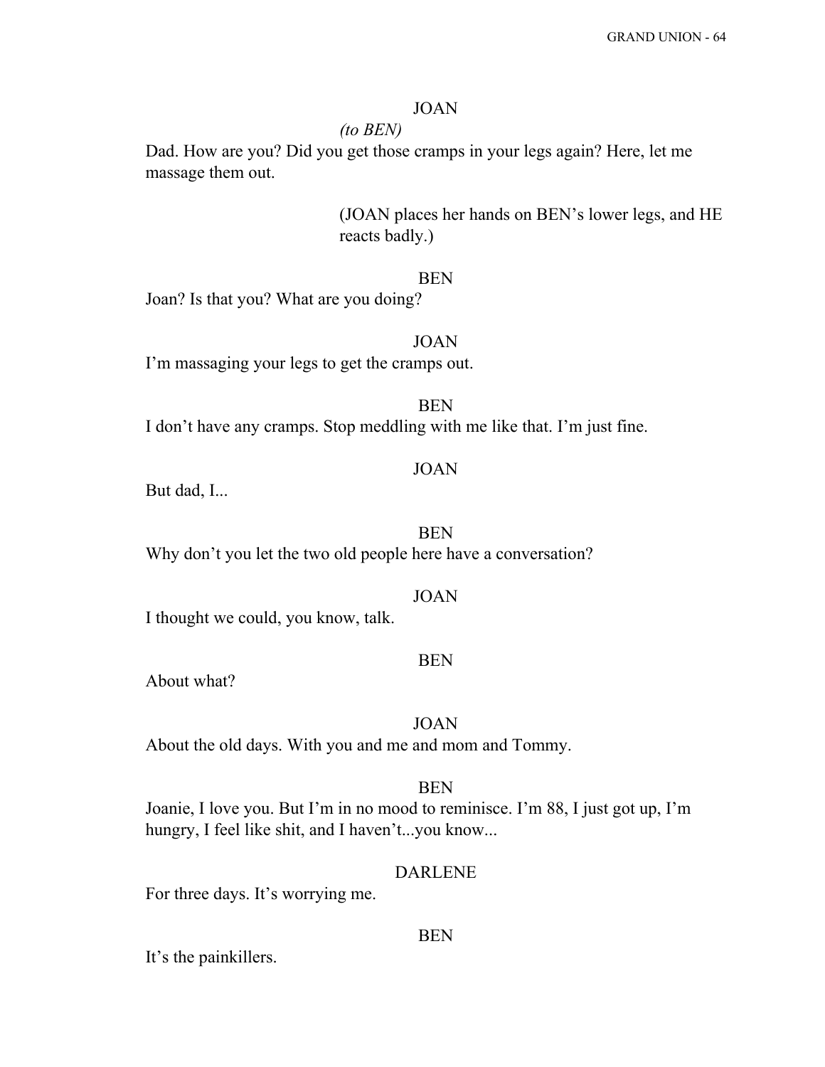JOAN

*(to BEN)*

Dad. How are you? Did you get those cramps in your legs again? Here, let me massage them out.

(JOAN places her hands on BEN's lower legs, and HE reacts badly.)

BEN

Joan? Is that you? What are you doing?

JOAN

I'm massaging your legs to get the cramps out.

BEN

I don't have any cramps. Stop meddling with me like that. I'm just fine.

JOAN

But dad, I...

BEN

Why don't you let the two old people here have a conversation?

JOAN

I thought we could, you know, talk.

BEN

About what?

JOAN

About the old days. With you and me and mom and Tommy.

BEN

Joanie, I love you. But I'm in no mood to reminisce. I'm 88, I just got up, I'm hungry, I feel like shit, and I haven't...you know...

DARLENE

For three days. It's worrying me.

BEN

It's the painkillers.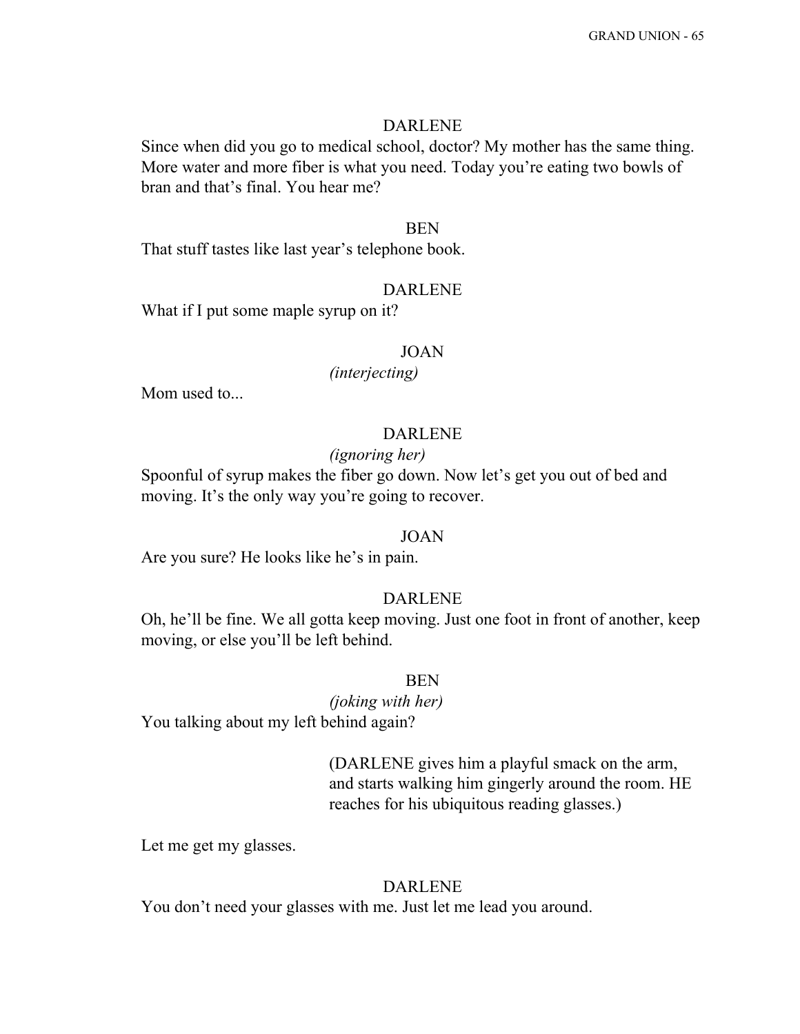DARLENE

Since when did you go to medical school, doctor? My mother has the same thing. More water and more fiber is what you need. Today you're eating two bowls of bran and that's final. You hear me?

BEN

That stuff tastes like last year's telephone book.

DARLENE

What if I put some maple syrup on it?

JOAN

*(interjecting)*

Mom used to...

DARLENE

*(ignoring her)*

Spoonful of syrup makes the fiber go down. Now let's get you out of bed and moving. It's the only way you're going to recover.

JOAN

Are you sure? He looks like he's in pain.

DARLENE

Oh, he'll be fine. We all gotta keep moving. Just one foot in front of another, keep moving, or else you'll be left behind.

BEN

*(joking with her)*

You talking about my left behind again?

(DARLENE gives him a playful smack on the arm, and starts walking him gingerly around the room. HE reaches for his ubiquitous reading glasses.)

Let me get my glasses.

DARLENE

You don't need your glasses with me. Just let me lead you around.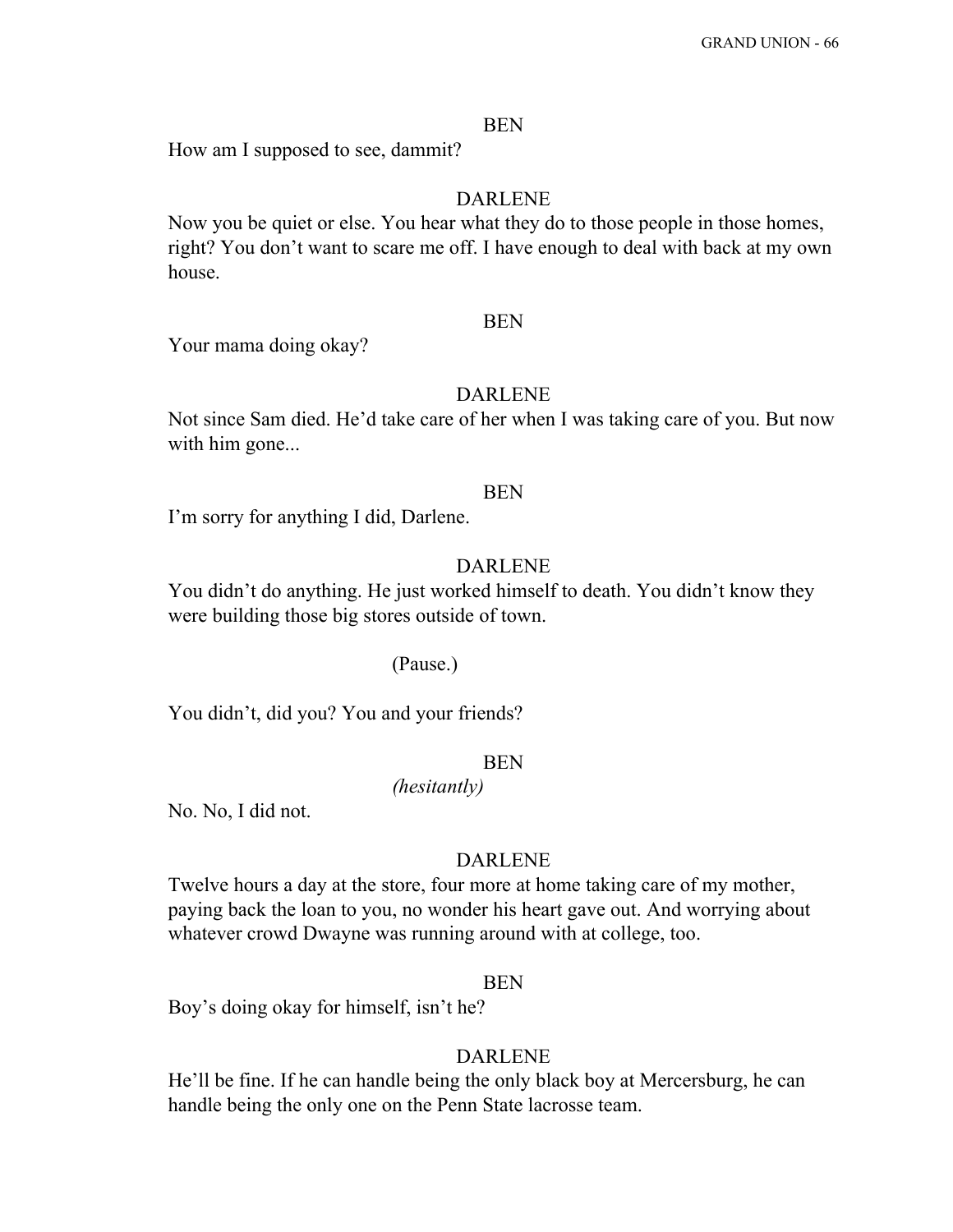BEN

How am I supposed to see, dammit?

DARLENE

Now you be quiet or else. You hear what they do to those people in those homes, right? You don't want to scare me off. I have enough to deal with back at my own house.

BEN

Your mama doing okay?

DARLENE

Not since Sam died. He'd take care of her when I was taking care of you. But now with him gone...

BEN

I'm sorry for anything I did, Darlene.

DARLENE

You didn't do anything. He just worked himself to death. You didn't know they were building those big stores outside of town.

(Pause.)

You didn't, did you? You and your friends?

BEN

*(hesitantly)*

No. No, I did not.

DARLENE

Twelve hours a day at the store, four more at home taking care of my mother, paying back the loan to you, no wonder his heart gave out. And worrying about whatever crowd Dwayne was running around with at college, too.

BEN

Boy's doing okay for himself, isn't he?

DARLENE

He'll be fine. If he can handle being the only black boy at Mercersburg, he can handle being the only one on the Penn State lacrosse team.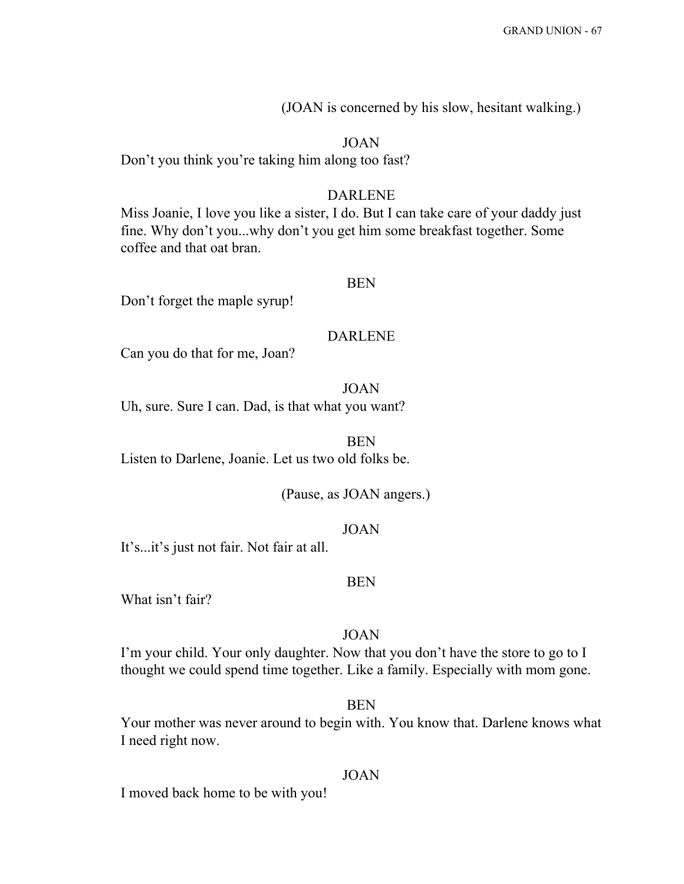(JOAN is concerned by his slow, hesitant walking.)

JOAN

Don't you think you're taking him along too fast?

DARLENE

Miss Joanie, I love you like a sister, I do. But I can take care of your daddy just fine. Why don't you...why don't you get him some breakfast together. Some coffee and that oat bran.

BEN

Don't forget the maple syrup!

DARLENE

Can you do that for me, Joan?

JOAN

Uh, sure. Sure I can. Dad, is that what you want?

BEN

Listen to Darlene, Joanie. Let us two old folks be.

(Pause, as JOAN angers.)

JOAN

It's...it's just not fair. Not fair at all.

BEN

What isn't fair?

JOAN

I'm your child. Your only daughter. Now that you don't have the store to go to I thought we could spend time together. Like a family. Especially with mom gone.

BEN

Your mother was never around to begin with. You know that. Darlene knows what I need right now.

JOAN

I moved back home to be with you!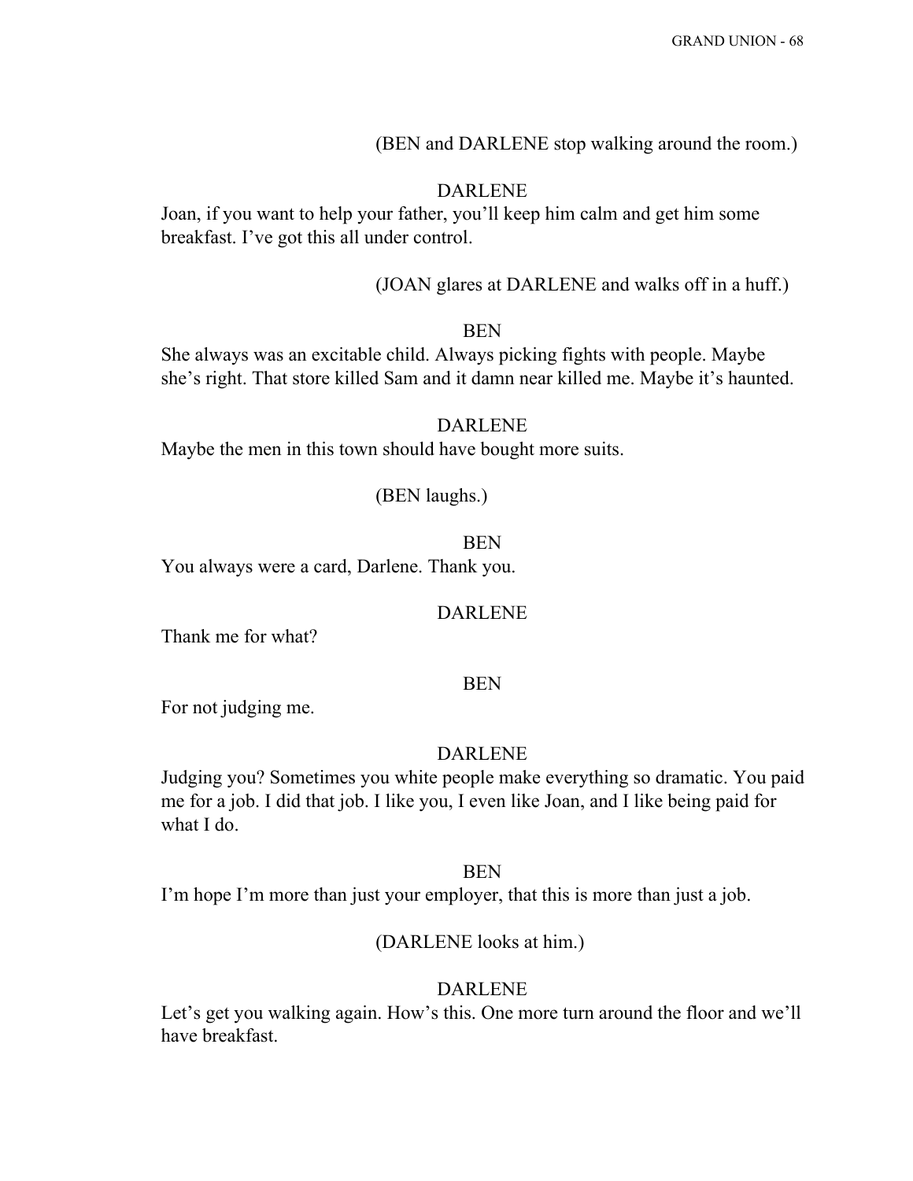(BEN and DARLENE stop walking around the room.)

DARLENE

Joan, if you want to help your father, you'll keep him calm and get him some breakfast. I've got this all under control.

(JOAN glares at DARLENE and walks off in a huff.)

BEN

She always was an excitable child. Always picking fights with people. Maybe she's right. That store killed Sam and it damn near killed me. Maybe it's haunted.

DARLENE

Maybe the men in this town should have bought more suits.

(BEN laughs.)

BEN

You always were a card, Darlene. Thank you.

DARLENE

Thank me for what?

BEN

For not judging me.

DARLENE

Judging you? Sometimes you white people make everything so dramatic. You paid me for a job. I did that job. I like you, I even like Joan, and I like being paid for what I do.

BEN

I'm hope I'm more than just your employer, that this is more than just a job.

(DARLENE looks at him.)

DARLENE

Let's get you walking again. How's this. One more turn around the floor and we'll have breakfast.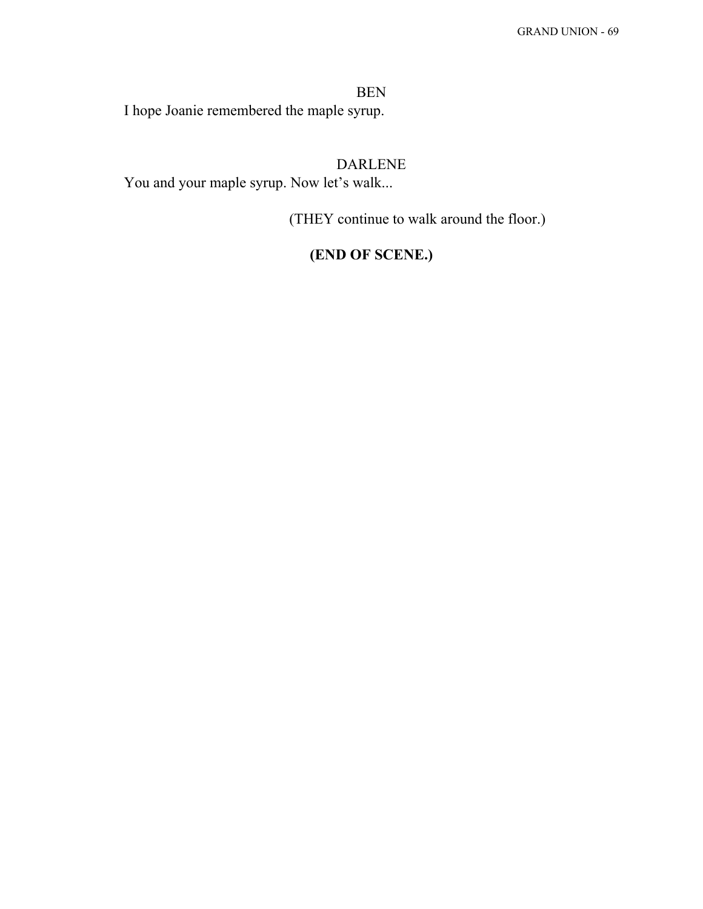BEN

I hope Joanie remembered the maple syrup.

DARLENE

You and your maple syrup. Now let's walk...

(THEY continue to walk around the floor.)

**(END OF SCENE.)**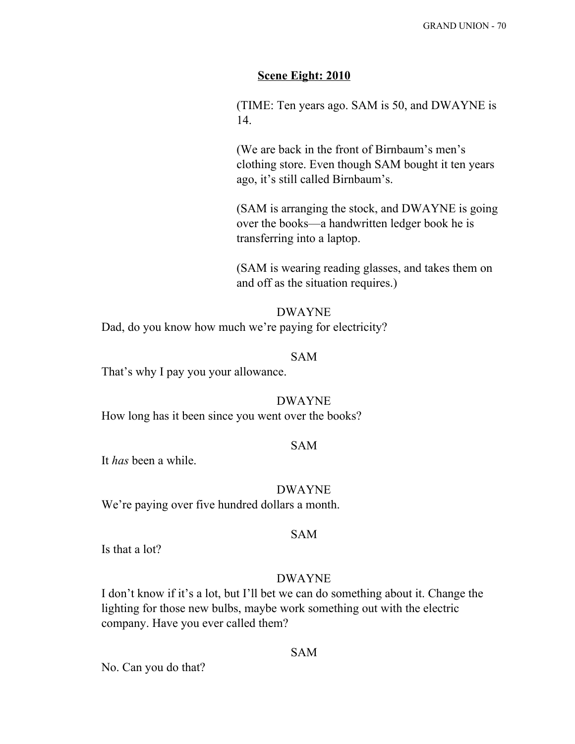**Scene Eight: 2010**

(TIME: Ten years ago. SAM is 50, and DWAYNE is 14.

(We are back in the front of Birnbaum's men's clothing store. Even though SAM bought it ten years ago, it's still called Birnbaum's.

(SAM is arranging the stock, and DWAYNE is going over the books—a handwritten ledger book he is transferring into a laptop.

(SAM is wearing reading glasses, and takes them on and off as the situation requires.)

DWAYNE

Dad, do you know how much we're paying for electricity?

SAM

That's why I pay you your allowance.

DWAYNE

How long has it been since you went over the books?

SAM

It *has* been a while.

DWAYNE

We're paying over five hundred dollars a month.

SAM

Is that a lot?

DWAYNE

I don't know if it's a lot, but I'll bet we can do something about it. Change the lighting for those new bulbs, maybe work something out with the electric company. Have you ever called them?

SAM

No. Can you do that?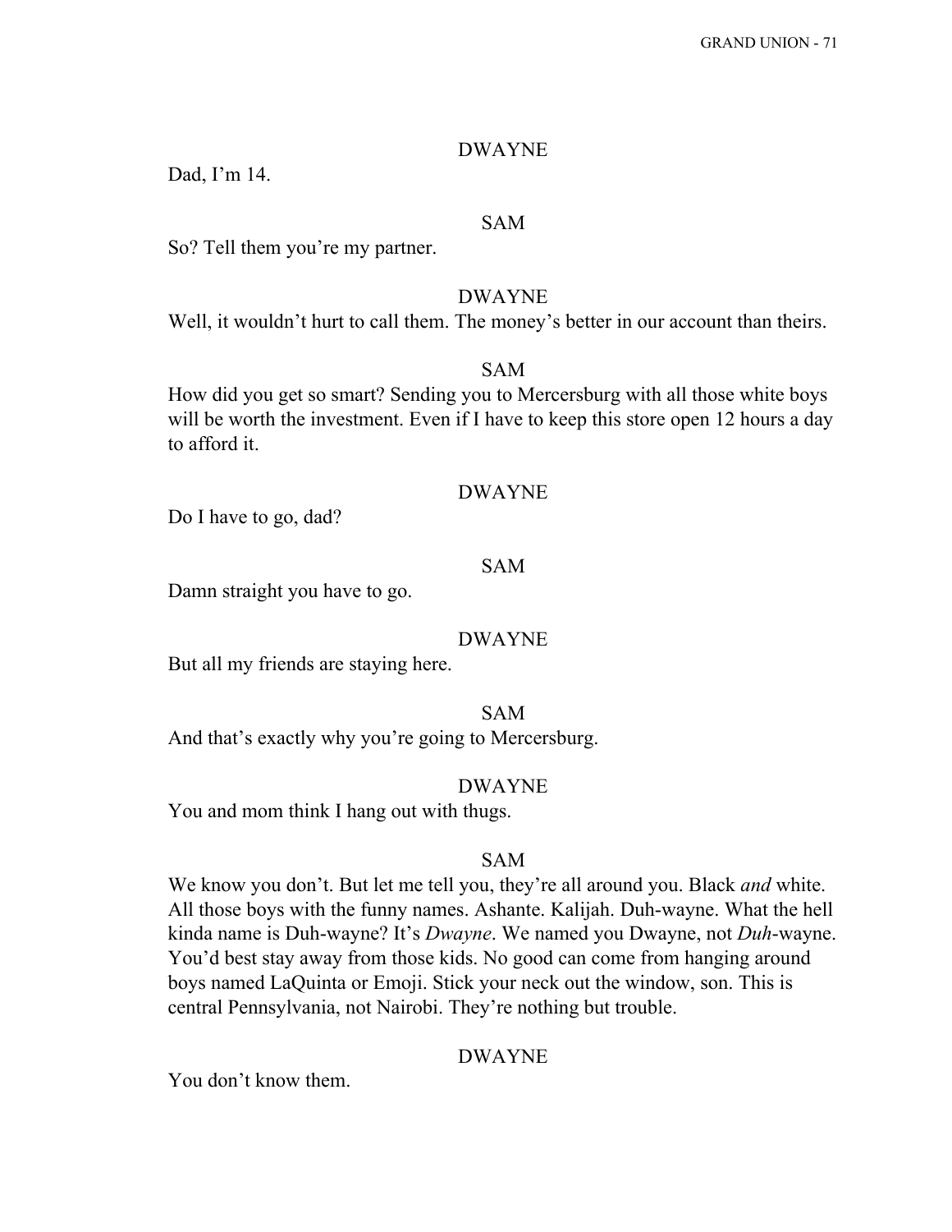DWAYNE

Dad, I'm 14.

SAM

So? Tell them you're my partner.

DWAYNE

Well, it wouldn't hurt to call them. The money's better in our account than theirs.

SAM

How did you get so smart? Sending you to Mercersburg with all those white boys will be worth the investment. Even if I have to keep this store open 12 hours a day to afford it.

DWAYNE

Do I have to go, dad?

SAM

Damn straight you have to go.

DWAYNE

But all my friends are staying here.

SAM

And that's exactly why you're going to Mercersburg.

DWAYNE

You and mom think I hang out with thugs.

SAM

We know you don't. But let me tell you, they're all around you. Black *and* white. All those boys with the funny names. Ashante. Kalijah. Duh-wayne. What the hell kinda name is Duh-wayne? It's *Dwayne*. We named you Dwayne, not *Duh*-wayne. You'd best stay away from those kids. No good can come from hanging around boys named LaQuinta or Emoji. Stick your neck out the window, son. This is central Pennsylvania, not Nairobi. They're nothing but trouble.

DWAYNE

You don't know them.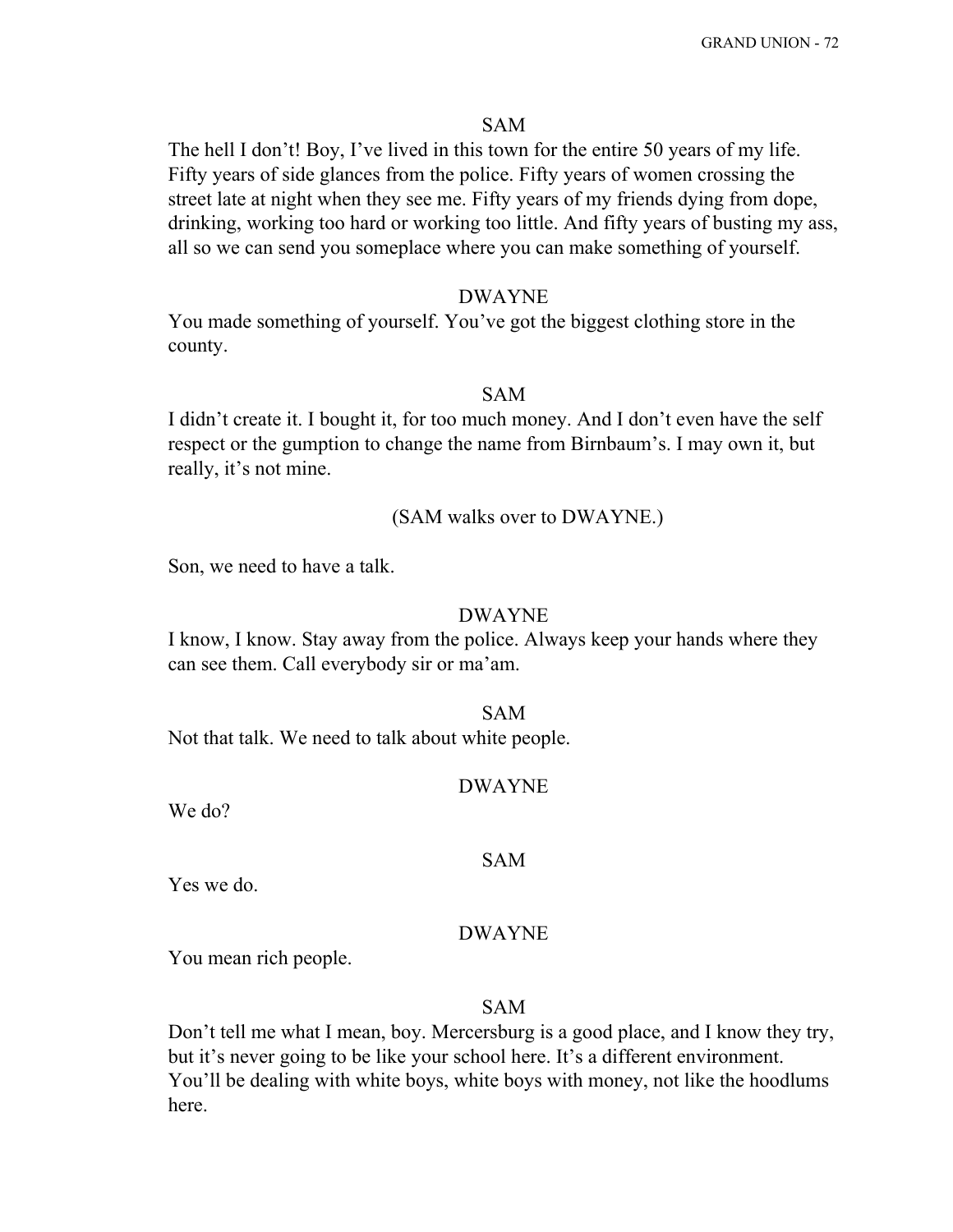SAM

The hell I don't! Boy, I've lived in this town for the entire 50 years of my life. Fifty years of side glances from the police. Fifty years of women crossing the street late at night when they see me. Fifty years of my friends dying from dope, drinking, working too hard or working too little. And fifty years of busting my ass, all so we can send you someplace where you can make something of yourself.

DWAYNE

You made something of yourself. You've got the biggest clothing store in the county.

SAM

I didn't create it. I bought it, for too much money. And I don't even have the self respect or the gumption to change the name from Birnbaum's. I may own it, but really, it's not mine.

(SAM walks over to DWAYNE.)

Son, we need to have a talk.

DWAYNE

I know, I know. Stay away from the police. Always keep your hands where they can see them. Call everybody sir or ma'am.

SAM

Not that talk. We need to talk about white people.

DWAYNE

We do?

SAM

Yes we do.

DWAYNE

You mean rich people.

SAM

Don't tell me what I mean, boy. Mercersburg is a good place, and I know they try, but it's never going to be like your school here. It's a different environment. You'll be dealing with white boys, white boys with money, not like the hoodlums here.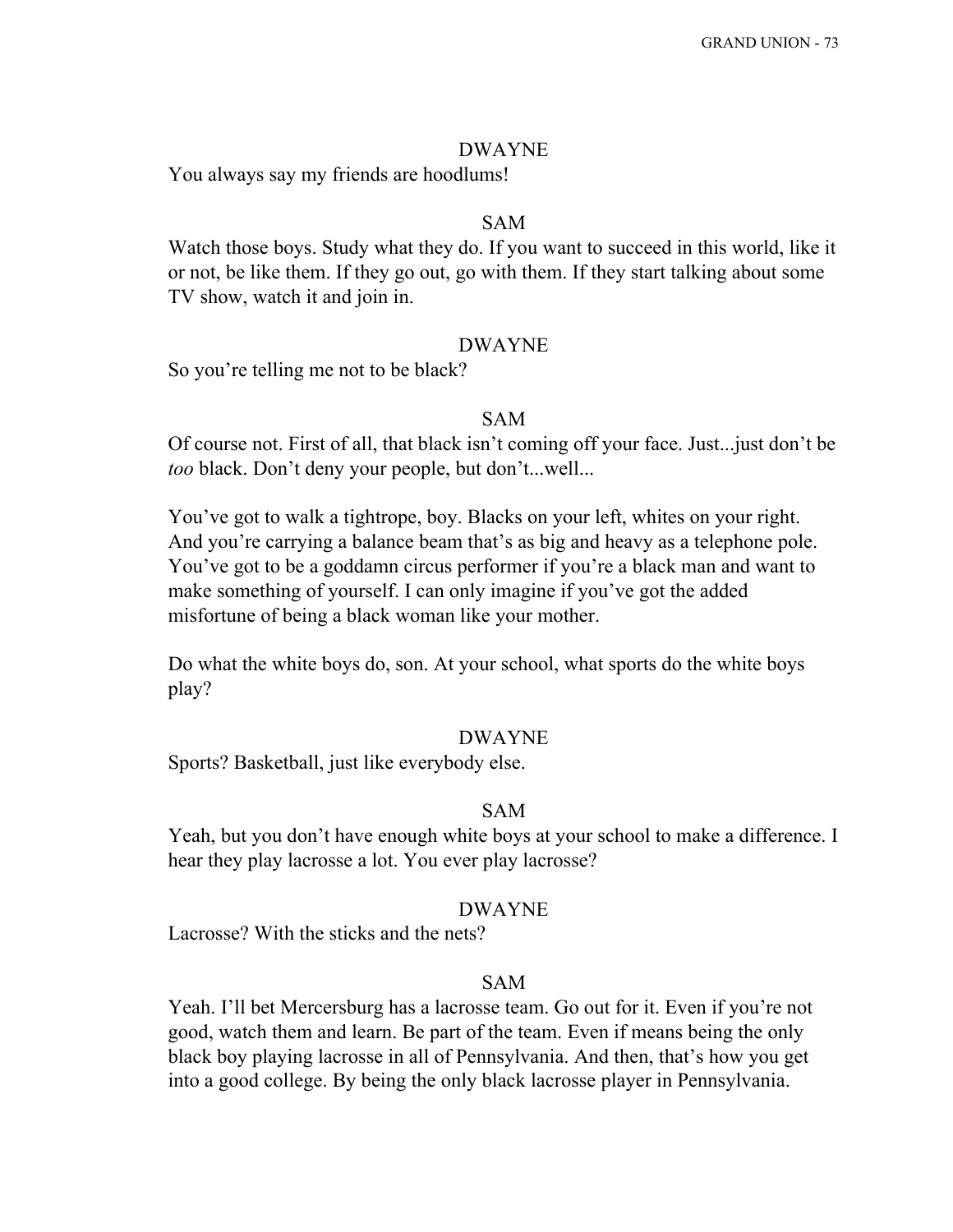DWAYNE

You always say my friends are hoodlums!

SAM

Watch those boys. Study what they do. If you want to succeed in this world, like it or not, be like them. If they go out, go with them. If they start talking about some TV show, watch it and join in.

DWAYNE

So you're telling me not to be black?

SAM

Of course not. First of all, that black isn't coming off your face. Just...just don't be *too* black. Don't deny your people, but don't...well...

You've got to walk a tightrope, boy. Blacks on your left, whites on your right. And you're carrying a balance beam that's as big and heavy as a telephone pole. You've got to be a goddamn circus performer if you're a black man and want to make something of yourself. I can only imagine if you've got the added misfortune of being a black woman like your mother.

Do what the white boys do, son. At your school, what sports do the white boys play?

DWAYNE

Sports? Basketball, just like everybody else.

SAM

Yeah, but you don't have enough white boys at your school to make a difference. I hear they play lacrosse a lot. You ever play lacrosse?

DWAYNE

Lacrosse? With the sticks and the nets?

SAM

Yeah. I'll bet Mercersburg has a lacrosse team. Go out for it. Even if you're not good, watch them and learn. Be part of the team. Even if means being the only black boy playing lacrosse in all of Pennsylvania. And then, that's how you get into a good college. By being the only black lacrosse player in Pennsylvania.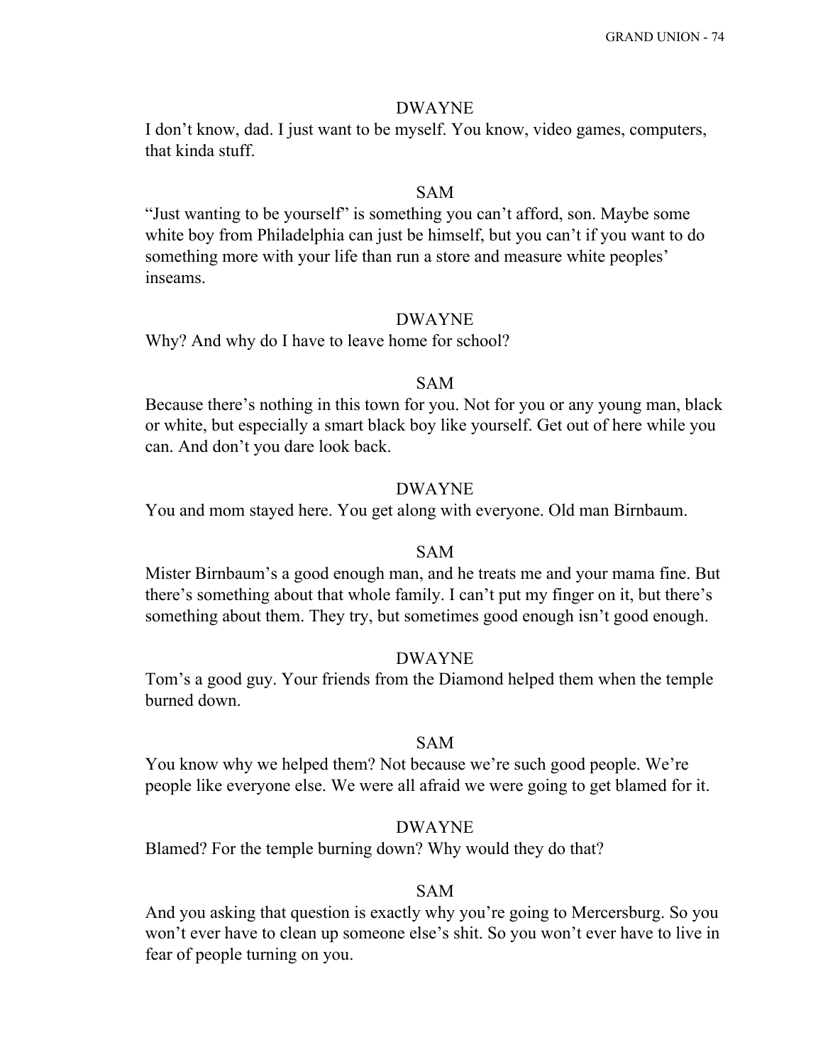DWAYNE

I don't know, dad. I just want to be myself. You know, video games, computers, that kinda stuff.

SAM

"Just wanting to be yourself" is something you can't afford, son. Maybe some white boy from Philadelphia can just be himself, but you can't if you want to do something more with your life than run a store and measure white peoples' inseams.

DWAYNE

Why? And why do I have to leave home for school?

SAM

Because there's nothing in this town for you. Not for you or any young man, black or white, but especially a smart black boy like yourself. Get out of here while you can. And don't you dare look back.

DWAYNE

You and mom stayed here. You get along with everyone. Old man Birnbaum.

SAM

Mister Birnbaum's a good enough man, and he treats me and your mama fine. But there's something about that whole family. I can't put my finger on it, but there's something about them. They try, but sometimes good enough isn't good enough.

DWAYNE

Tom's a good guy. Your friends from the Diamond helped them when the temple burned down.

SAM

You know why we helped them? Not because we're such good people. We're people like everyone else. We were all afraid we were going to get blamed for it.

DWAYNE

Blamed? For the temple burning down? Why would they do that?

SAM

And you asking that question is exactly why you're going to Mercersburg. So you won't ever have to clean up someone else's shit. So you won't ever have to live in fear of people turning on you.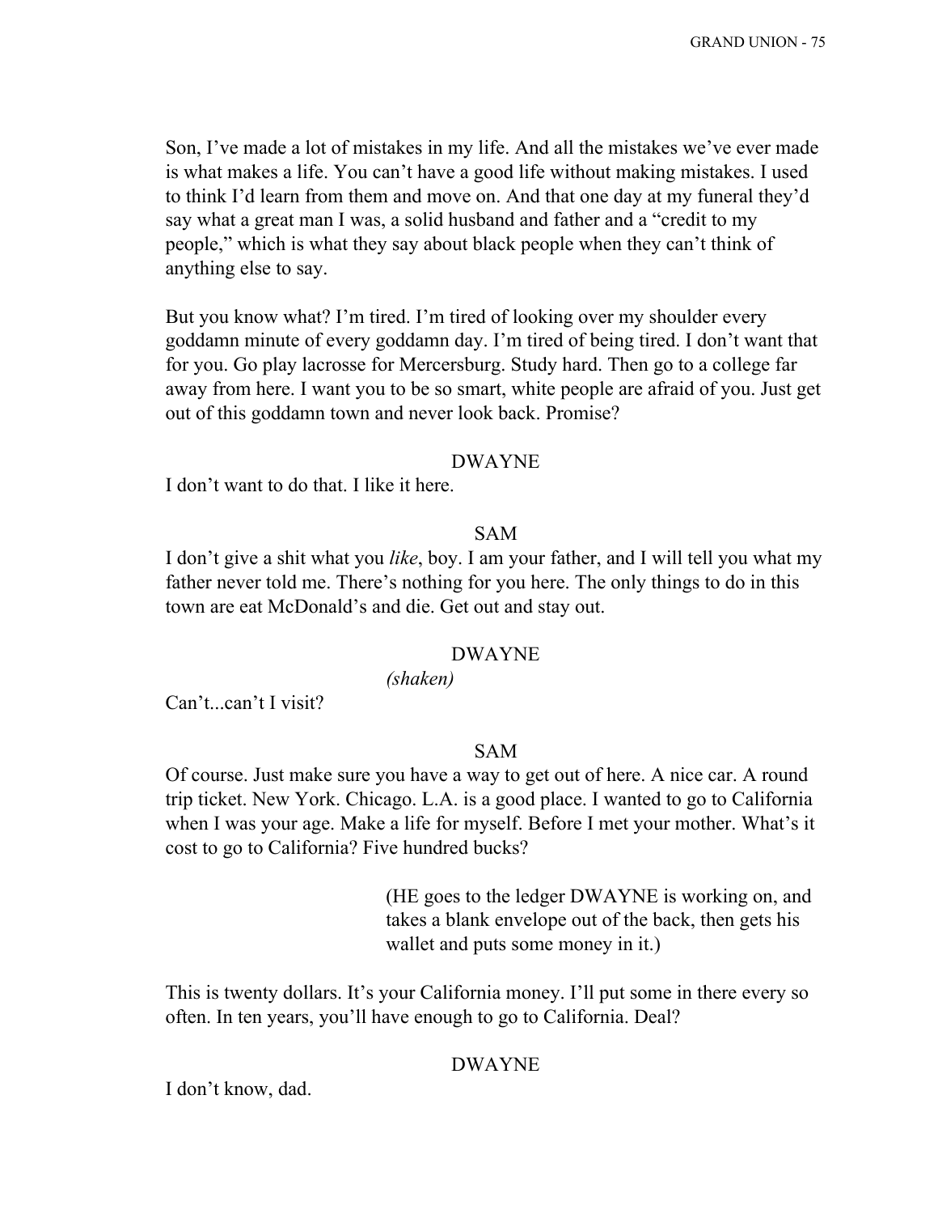Son, I've made a lot of mistakes in my life. And all the mistakes we've ever made is what makes a life. You can't have a good life without making mistakes. I used to think I'd learn from them and move on. And that one day at my funeral they'd say what a great man I was, a solid husband and father and a "credit to my people," which is what they say about black people when they can't think of anything else to say.

But you know what? I'm tired. I'm tired of looking over my shoulder every goddamn minute of every goddamn day. I'm tired of being tired. I don't want that for you. Go play lacrosse for Mercersburg. Study hard. Then go to a college far away from here. I want you to be so smart, white people are afraid of you. Just get out of this goddamn town and never look back. Promise?

DWAYNE

I don't want to do that. I like it here.

SAM

I don't give a shit what you *like*, boy. I am your father, and I will tell you what my father never told me. There's nothing for you here. The only things to do in this town are eat McDonald's and die. Get out and stay out.

DWAYNE

*(shaken)*

Can't...can't I visit?

SAM

Of course. Just make sure you have a way to get out of here. A nice car. A round trip ticket. New York. Chicago. L.A. is a good place. I wanted to go to California when I was your age. Make a life for myself. Before I met your mother. What's it cost to go to California? Five hundred bucks?

(HE goes to the ledger DWAYNE is working on, and takes a blank envelope out of the back, then gets his wallet and puts some money in it.)

This is twenty dollars. It's your California money. I'll put some in there every so often. In ten years, you'll have enough to go to California. Deal?

DWAYNE

I don't know, dad.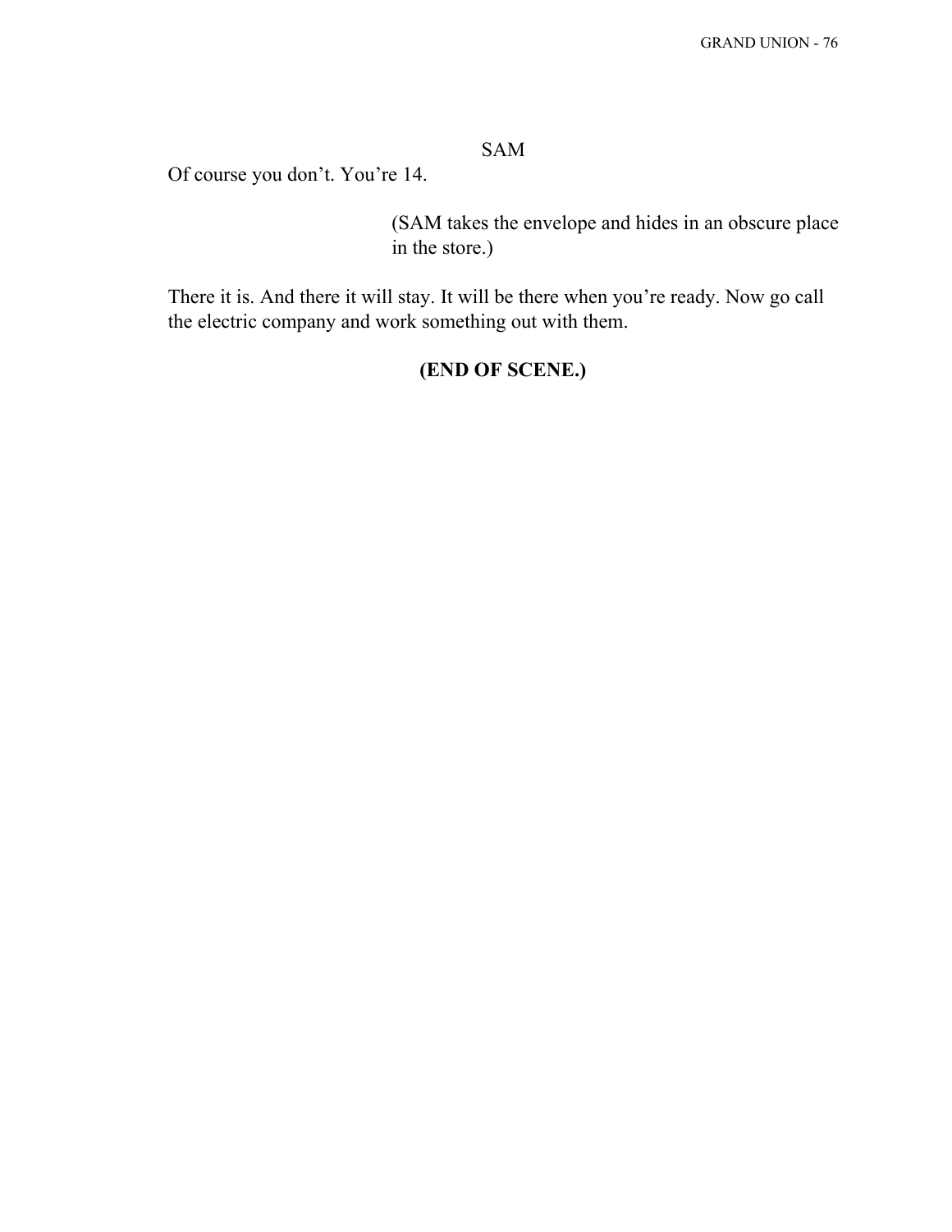SAM

Of course you don't. You're 14.

(SAM takes the envelope and hides in an obscure place in the store.)

There it is. And there it will stay. It will be there when you're ready. Now go call the electric company and work something out with them.

**(END OF SCENE.)**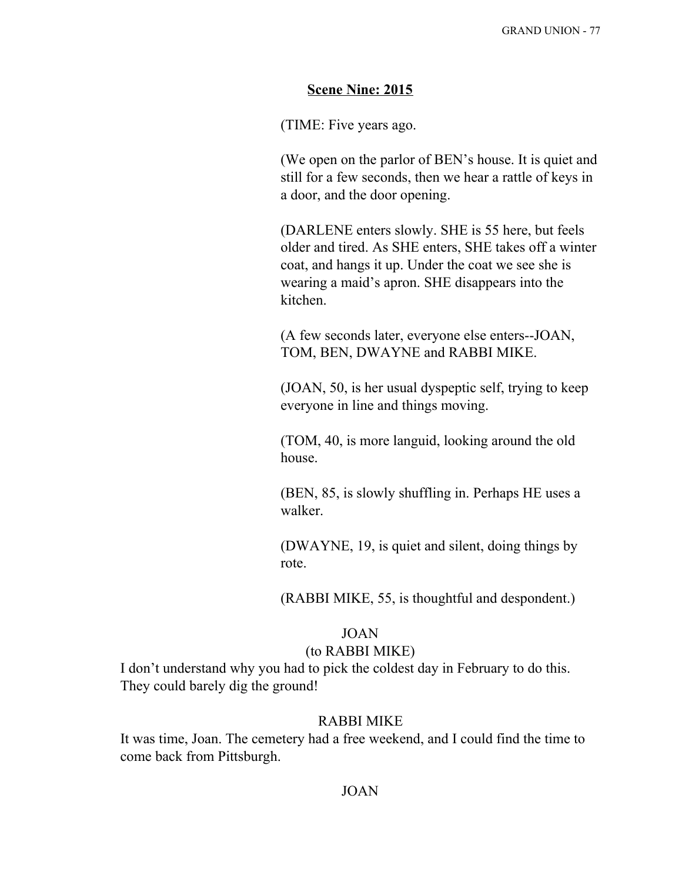**Scene Nine: 2015**

(TIME: Five years ago.

(We open on the parlor of BEN's house. It is quiet and still for a few seconds, then we hear a rattle of keys in a door, and the door opening.

(DARLENE enters slowly. SHE is 55 here, but feels older and tired. As SHE enters, SHE takes off a winter coat, and hangs it up. Under the coat we see she is wearing a maid's apron. SHE disappears into the kitchen.

(A few seconds later, everyone else enters--JOAN, TOM, BEN, DWAYNE and RABBI MIKE.

(JOAN, 50, is her usual dyspeptic self, trying to keep everyone in line and things moving.

(TOM, 40, is more languid, looking around the old house.

(BEN, 85, is slowly shuffling in. Perhaps HE uses a walker.

(DWAYNE, 19, is quiet and silent, doing things by rote.

(RABBI MIKE, 55, is thoughtful and despondent.)

JOAN
(to RABBI MIKE)
I don't understand why you had to pick the coldest day in February to do this. They could barely dig the ground!

RABBI MIKE
It was time, Joan. The cemetery had a free weekend, and I could find the time to come back from Pittsburgh.

JOAN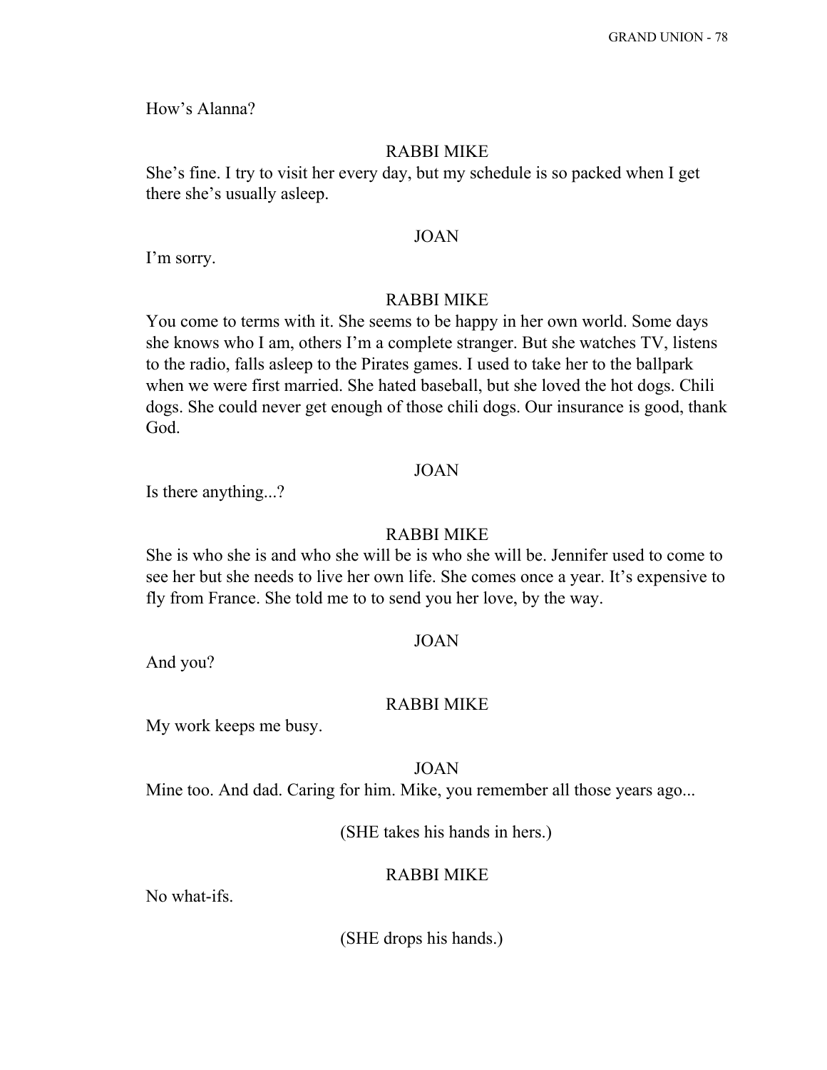How's Alanna?

RABBI MIKE

She's fine. I try to visit her every day, but my schedule is so packed when I get there she's usually asleep.

JOAN

I'm sorry.

RABBI MIKE

You come to terms with it. She seems to be happy in her own world. Some days she knows who I am, others I'm a complete stranger. But she watches TV, listens to the radio, falls asleep to the Pirates games. I used to take her to the ballpark when we were first married. She hated baseball, but she loved the hot dogs. Chili dogs. She could never get enough of those chili dogs. Our insurance is good, thank God.

JOAN

Is there anything...?

RABBI MIKE

She is who she is and who she will be is who she will be. Jennifer used to come to see her but she needs to live her own life. She comes once a year. It's expensive to fly from France. She told me to to send you her love, by the way.

JOAN

And you?

RABBI MIKE

My work keeps me busy.

JOAN

Mine too. And dad. Caring for him. Mike, you remember all those years ago...

(SHE takes his hands in hers.)

RABBI MIKE

No what-ifs.

(SHE drops his hands.)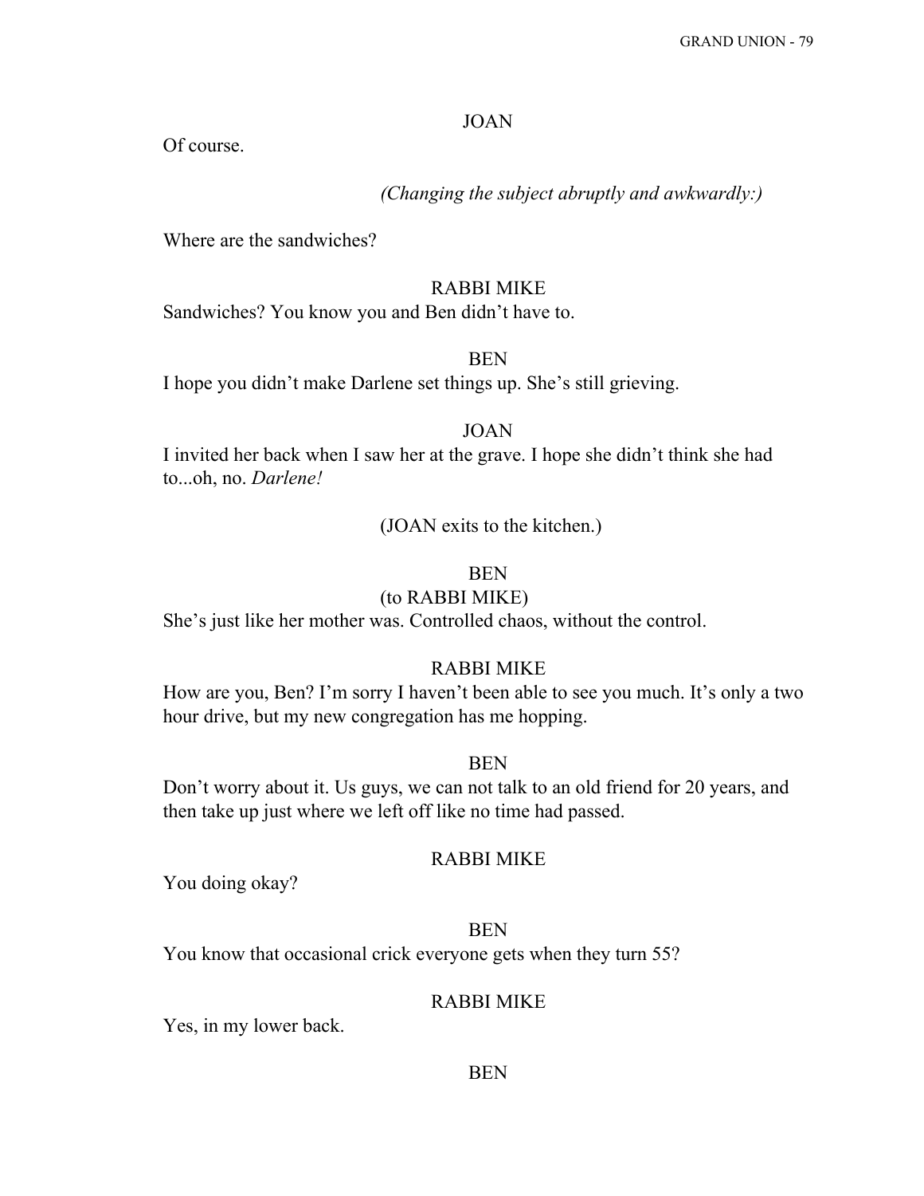JOAN

Of course.

*(Changing the subject abruptly and awkwardly:)*

Where are the sandwiches?

RABBI MIKE

Sandwiches? You know you and Ben didn't have to.

BEN

I hope you didn't make Darlene set things up. She's still grieving.

JOAN

I invited her back when I saw her at the grave. I hope she didn't think she had to...oh, no. *Darlene!*

(JOAN exits to the kitchen.)

BEN

(to RABBI MIKE)

She's just like her mother was. Controlled chaos, without the control.

RABBI MIKE

How are you, Ben? I'm sorry I haven't been able to see you much. It's only a two hour drive, but my new congregation has me hopping.

BEN

Don't worry about it. Us guys, we can not talk to an old friend for 20 years, and then take up just where we left off like no time had passed.

RABBI MIKE

You doing okay?

BEN

You know that occasional crick everyone gets when they turn 55?

RABBI MIKE

Yes, in my lower back.

BEN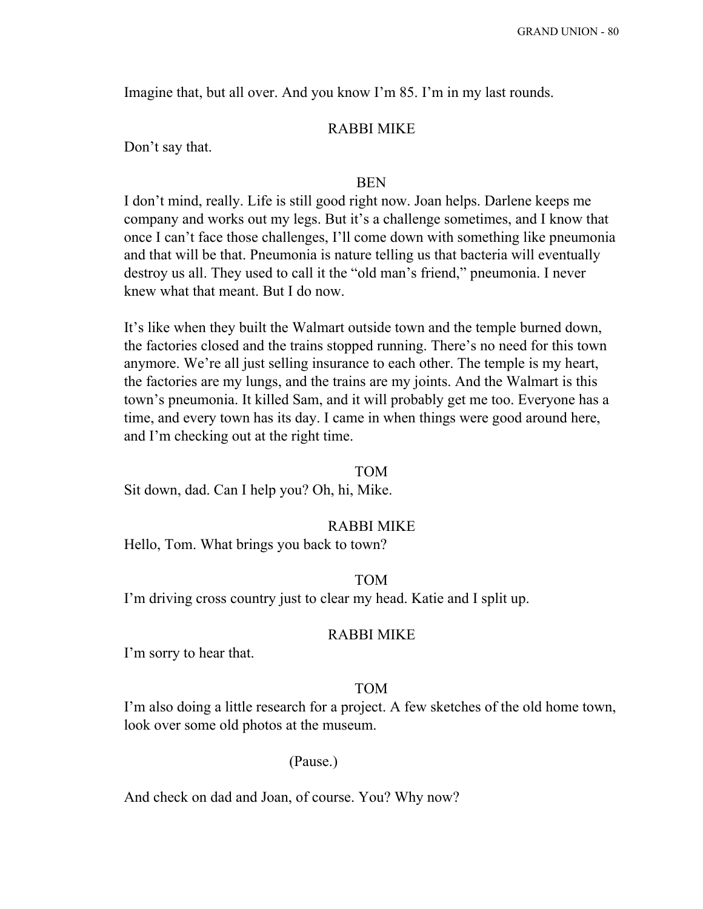Imagine that, but all over. And you know I'm 85. I'm in my last rounds.

RABBI MIKE

Don't say that.

BEN

I don't mind, really. Life is still good right now. Joan helps. Darlene keeps me company and works out my legs. But it's a challenge sometimes, and I know that once I can't face those challenges, I'll come down with something like pneumonia and that will be that. Pneumonia is nature telling us that bacteria will eventually destroy us all. They used to call it the "old man's friend," pneumonia. I never knew what that meant. But I do now.

It's like when they built the Walmart outside town and the temple burned down, the factories closed and the trains stopped running. There's no need for this town anymore. We're all just selling insurance to each other. The temple is my heart, the factories are my lungs, and the trains are my joints. And the Walmart is this town's pneumonia. It killed Sam, and it will probably get me too. Everyone has a time, and every town has its day. I came in when things were good around here, and I'm checking out at the right time.

TOM

Sit down, dad. Can I help you? Oh, hi, Mike.

RABBI MIKE

Hello, Tom. What brings you back to town?

TOM

I'm driving cross country just to clear my head. Katie and I split up.

RABBI MIKE

I'm sorry to hear that.

TOM

I'm also doing a little research for a project. A few sketches of the old home town, look over some old photos at the museum.

(Pause.)

And check on dad and Joan, of course. You? Why now?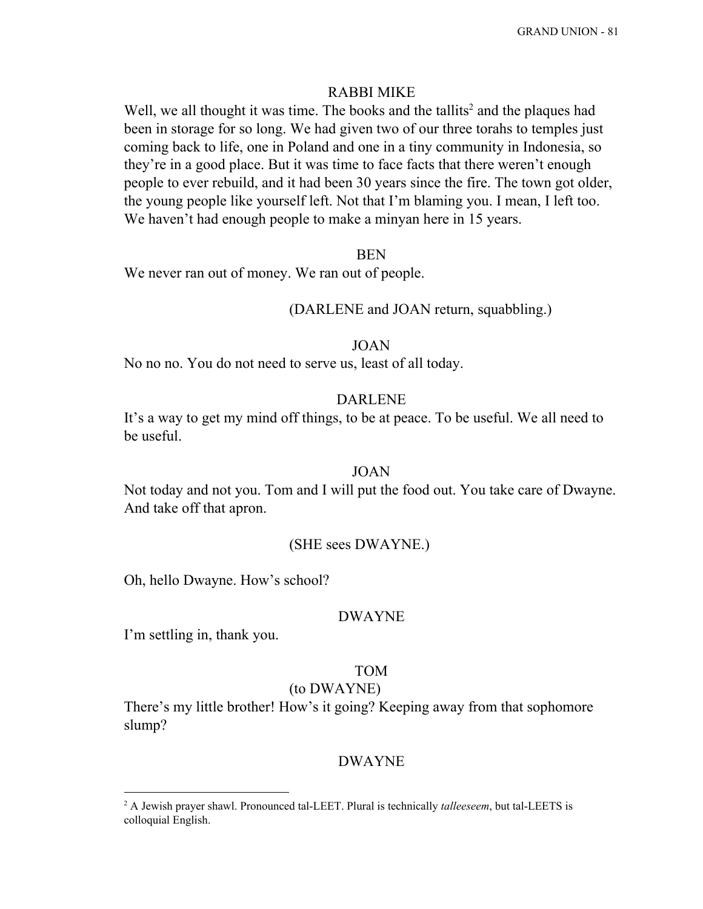RABBI MIKE

Well, we all thought it was time. The books and the tallits[2] and the plaques had been in storage for so long. We had given two of our three torahs to temples just coming back to life, one in Poland and one in a tiny community in Indonesia, so they're in a good place. But it was time to face facts that there weren't enough people to ever rebuild, and it had been 30 years since the fire. The town got older, the young people like yourself left. Not that I'm blaming you. I mean, I left too. We haven't had enough people to make a minyan here in 15 years.

BEN

We never ran out of money. We ran out of people.

(DARLENE and JOAN return, squabbling.)

JOAN

No no no. You do not need to serve us, least of all today.

DARLENE

It's a way to get my mind off things, to be at peace. To be useful. We all need to be useful.

JOAN

Not today and not you. Tom and I will put the food out. You take care of Dwayne. And take off that apron.

(SHE sees DWAYNE.)

Oh, hello Dwayne. How's school?

DWAYNE

I'm settling in, thank you.

TOM

(to DWAYNE)

There's my little brother! How's it going? Keeping away from that sophomore slump?

DWAYNE

---

[2] A Jewish prayer shawl. Pronounced tal-LEET. Plural is technically *talleeseem*, but tal-LEETS is colloquial English.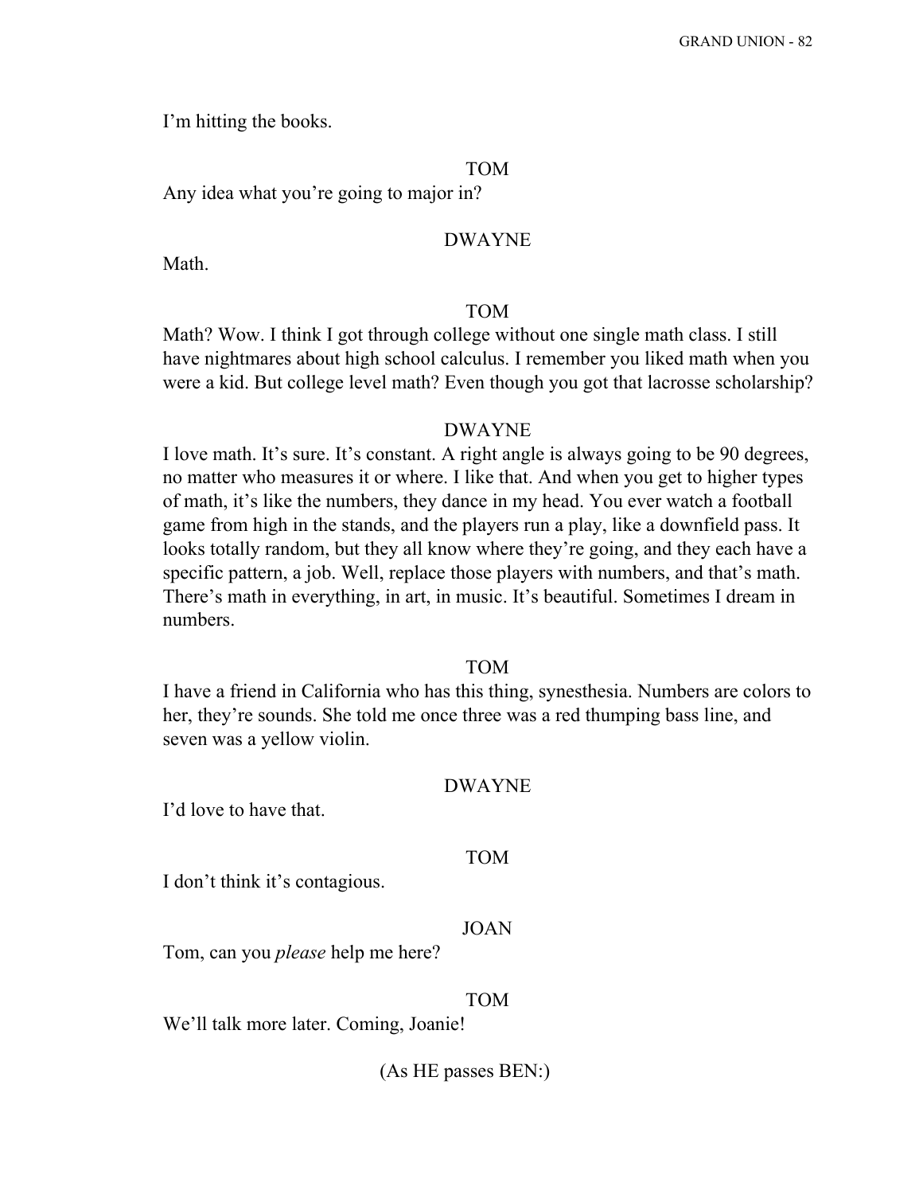I'm hitting the books.

TOM

Any idea what you're going to major in?

DWAYNE

Math.

TOM

Math? Wow. I think I got through college without one single math class. I still have nightmares about high school calculus. I remember you liked math when you were a kid. But college level math? Even though you got that lacrosse scholarship?

DWAYNE

I love math. It's sure. It's constant. A right angle is always going to be 90 degrees, no matter who measures it or where. I like that. And when you get to higher types of math, it's like the numbers, they dance in my head. You ever watch a football game from high in the stands, and the players run a play, like a downfield pass. It looks totally random, but they all know where they're going, and they each have a specific pattern, a job. Well, replace those players with numbers, and that's math. There's math in everything, in art, in music. It's beautiful. Sometimes I dream in numbers.

TOM

I have a friend in California who has this thing, synesthesia. Numbers are colors to her, they're sounds. She told me once three was a red thumping bass line, and seven was a yellow violin.

DWAYNE

I'd love to have that.

TOM

I don't think it's contagious.

JOAN

Tom, can you *please* help me here?

TOM

We'll talk more later. Coming, Joanie!

(As HE passes BEN:)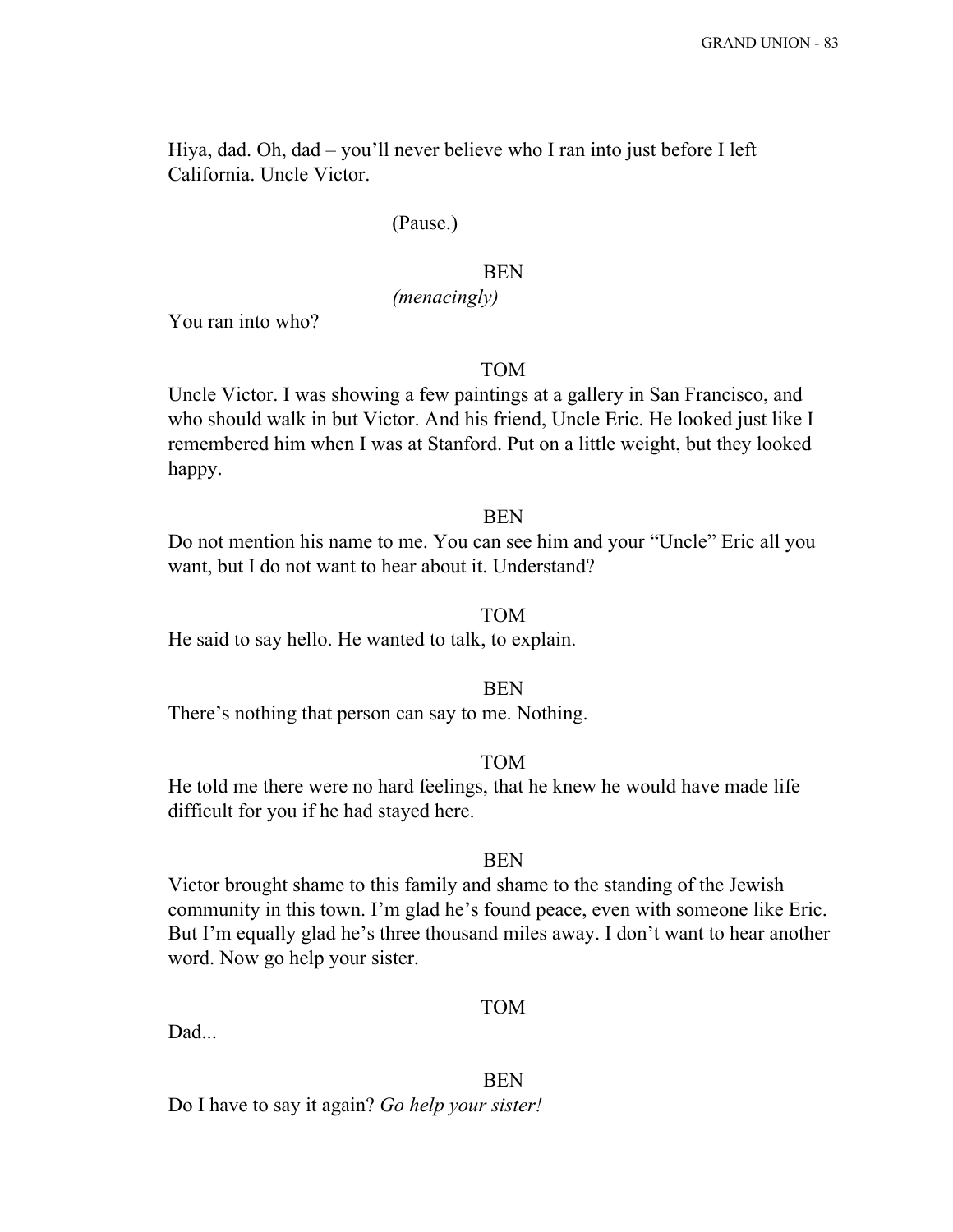Hiya, dad. Oh, dad – you'll never believe who I ran into just before I left California. Uncle Victor.

(Pause.)

BEN
*(menacingly)*

You ran into who?

TOM

Uncle Victor. I was showing a few paintings at a gallery in San Francisco, and who should walk in but Victor. And his friend, Uncle Eric. He looked just like I remembered him when I was at Stanford. Put on a little weight, but they looked happy.

BEN

Do not mention his name to me. You can see him and your "Uncle" Eric all you want, but I do not want to hear about it. Understand?

TOM

He said to say hello. He wanted to talk, to explain.

BEN

There's nothing that person can say to me. Nothing.

TOM

He told me there were no hard feelings, that he knew he would have made life difficult for you if he had stayed here.

BEN

Victor brought shame to this family and shame to the standing of the Jewish community in this town. I'm glad he's found peace, even with someone like Eric. But I'm equally glad he's three thousand miles away. I don't want to hear another word. Now go help your sister.

TOM

Dad...

BEN

Do I have to say it again? *Go help your sister!*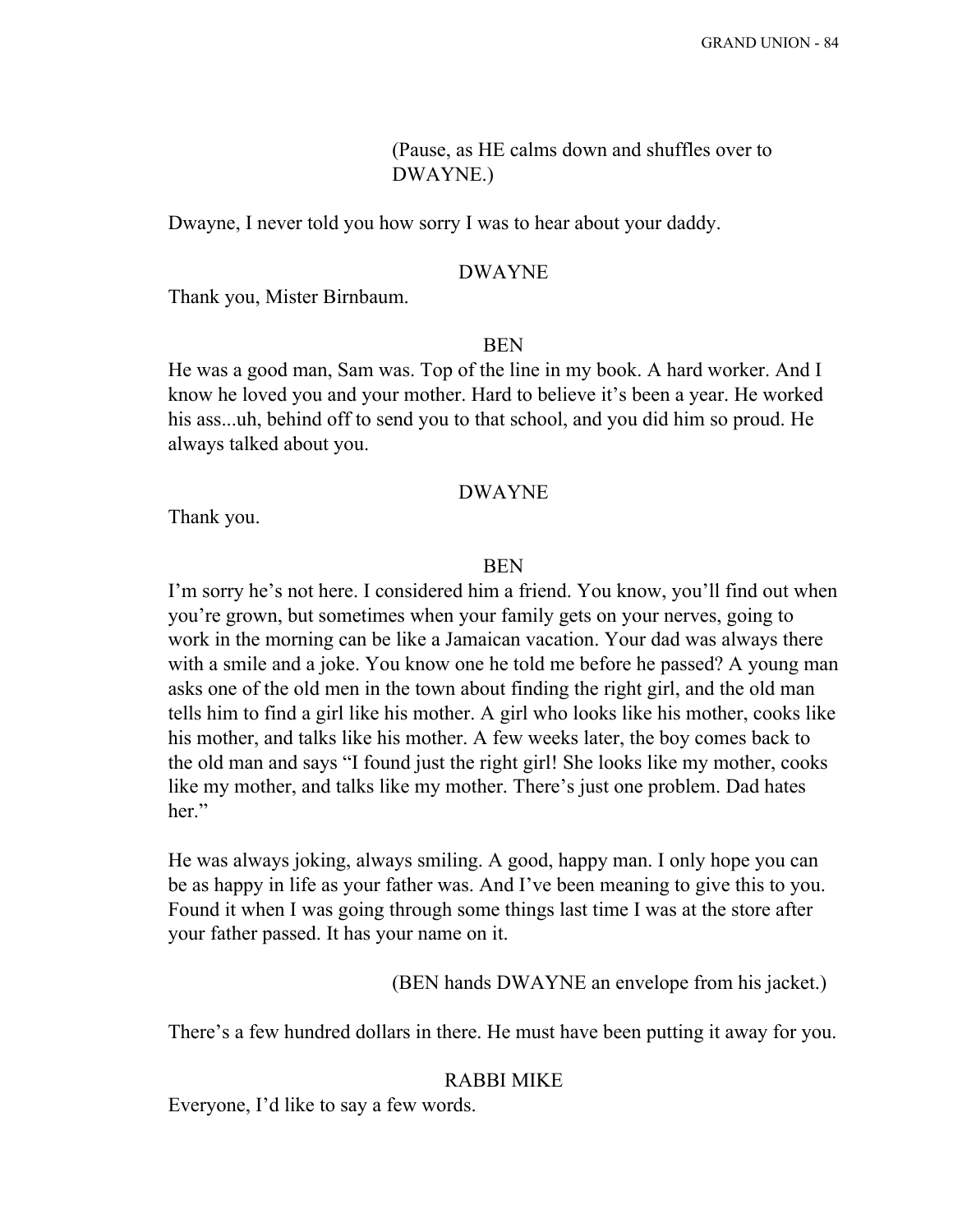(Pause, as HE calms down and shuffles over to DWAYNE.)

Dwayne, I never told you how sorry I was to hear about your daddy.

DWAYNE

Thank you, Mister Birnbaum.

BEN

He was a good man, Sam was. Top of the line in my book. A hard worker. And I know he loved you and your mother. Hard to believe it's been a year. He worked his ass...uh, behind off to send you to that school, and you did him so proud. He always talked about you.

DWAYNE

Thank you.

BEN

I'm sorry he's not here. I considered him a friend. You know, you'll find out when you're grown, but sometimes when your family gets on your nerves, going to work in the morning can be like a Jamaican vacation. Your dad was always there with a smile and a joke. You know one he told me before he passed? A young man asks one of the old men in the town about finding the right girl, and the old man tells him to find a girl like his mother. A girl who looks like his mother, cooks like his mother, and talks like his mother. A few weeks later, the boy comes back to the old man and says "I found just the right girl! She looks like my mother, cooks like my mother, and talks like my mother. There's just one problem. Dad hates her."

He was always joking, always smiling. A good, happy man. I only hope you can be as happy in life as your father was. And I've been meaning to give this to you. Found it when I was going through some things last time I was at the store after your father passed. It has your name on it.

(BEN hands DWAYNE an envelope from his jacket.)

There's a few hundred dollars in there. He must have been putting it away for you.

RABBI MIKE

Everyone, I'd like to say a few words.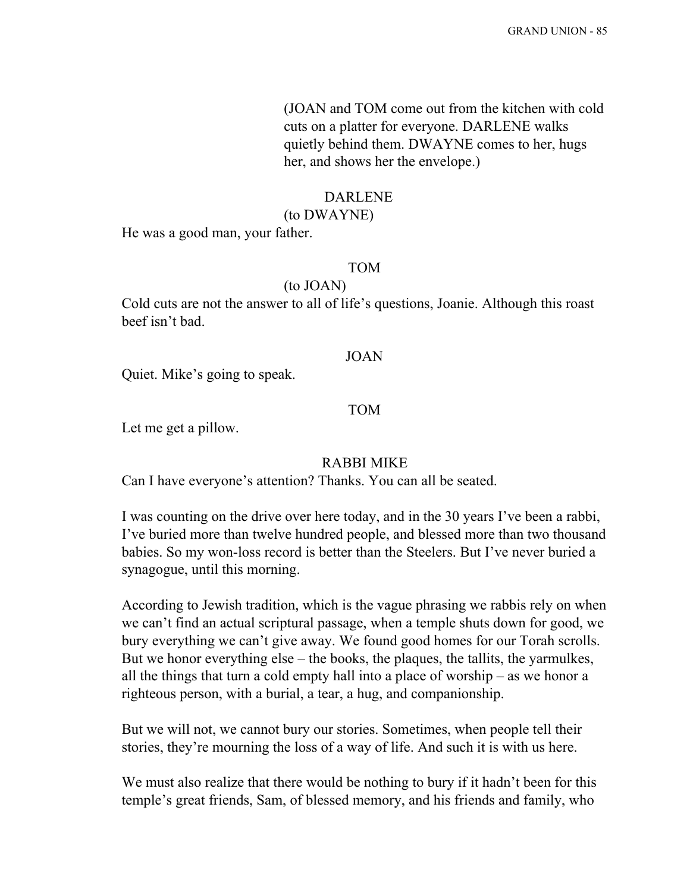(JOAN and TOM come out from the kitchen with cold cuts on a platter for everyone. DARLENE walks quietly behind them. DWAYNE comes to her, hugs her, and shows her the envelope.)

DARLENE
(to DWAYNE)
He was a good man, your father.

TOM
(to JOAN)
Cold cuts are not the answer to all of life's questions, Joanie. Although this roast beef isn't bad.

JOAN
Quiet. Mike's going to speak.

TOM
Let me get a pillow.

RABBI MIKE
Can I have everyone's attention? Thanks. You can all be seated.

I was counting on the drive over here today, and in the 30 years I've been a rabbi, I've buried more than twelve hundred people, and blessed more than two thousand babies. So my won-loss record is better than the Steelers. But I've never buried a synagogue, until this morning.

According to Jewish tradition, which is the vague phrasing we rabbis rely on when we can't find an actual scriptural passage, when a temple shuts down for good, we bury everything we can't give away. We found good homes for our Torah scrolls. But we honor everything else – the books, the plaques, the tallits, the yarmulkes, all the things that turn a cold empty hall into a place of worship – as we honor a righteous person, with a burial, a tear, a hug, and companionship.

But we will not, we cannot bury our stories. Sometimes, when people tell their stories, they're mourning the loss of a way of life. And such it is with us here.

We must also realize that there would be nothing to bury if it hadn't been for this temple's great friends, Sam, of blessed memory, and his friends and family, who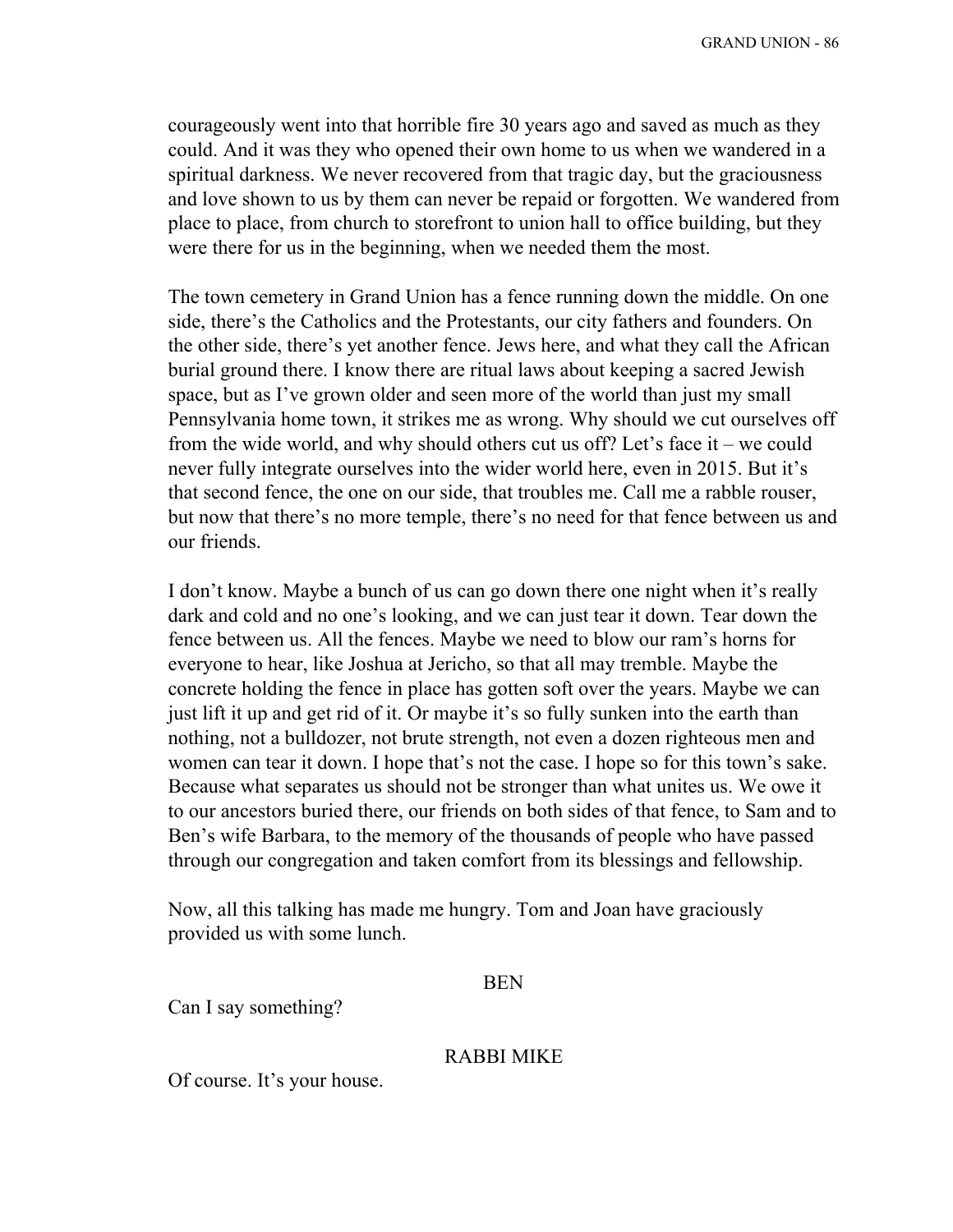courageously went into that horrible fire 30 years ago and saved as much as they could. And it was they who opened their own home to us when we wandered in a spiritual darkness. We never recovered from that tragic day, but the graciousness and love shown to us by them can never be repaid or forgotten. We wandered from place to place, from church to storefront to union hall to office building, but they were there for us in the beginning, when we needed them the most.

The town cemetery in Grand Union has a fence running down the middle. On one side, there's the Catholics and the Protestants, our city fathers and founders. On the other side, there's yet another fence. Jews here, and what they call the African burial ground there. I know there are ritual laws about keeping a sacred Jewish space, but as I've grown older and seen more of the world than just my small Pennsylvania home town, it strikes me as wrong. Why should we cut ourselves off from the wide world, and why should others cut us off? Let's face it – we could never fully integrate ourselves into the wider world here, even in 2015. But it's that second fence, the one on our side, that troubles me. Call me a rabble rouser, but now that there's no more temple, there's no need for that fence between us and our friends.

I don't know. Maybe a bunch of us can go down there one night when it's really dark and cold and no one's looking, and we can just tear it down. Tear down the fence between us. All the fences. Maybe we need to blow our ram's horns for everyone to hear, like Joshua at Jericho, so that all may tremble. Maybe the concrete holding the fence in place has gotten soft over the years. Maybe we can just lift it up and get rid of it. Or maybe it's so fully sunken into the earth than nothing, not a bulldozer, not brute strength, not even a dozen righteous men and women can tear it down. I hope that's not the case. I hope so for this town's sake. Because what separates us should not be stronger than what unites us. We owe it to our ancestors buried there, our friends on both sides of that fence, to Sam and to Ben's wife Barbara, to the memory of the thousands of people who have passed through our congregation and taken comfort from its blessings and fellowship.

Now, all this talking has made me hungry. Tom and Joan have graciously provided us with some lunch.

BEN

Can I say something?

RABBI MIKE

Of course. It's your house.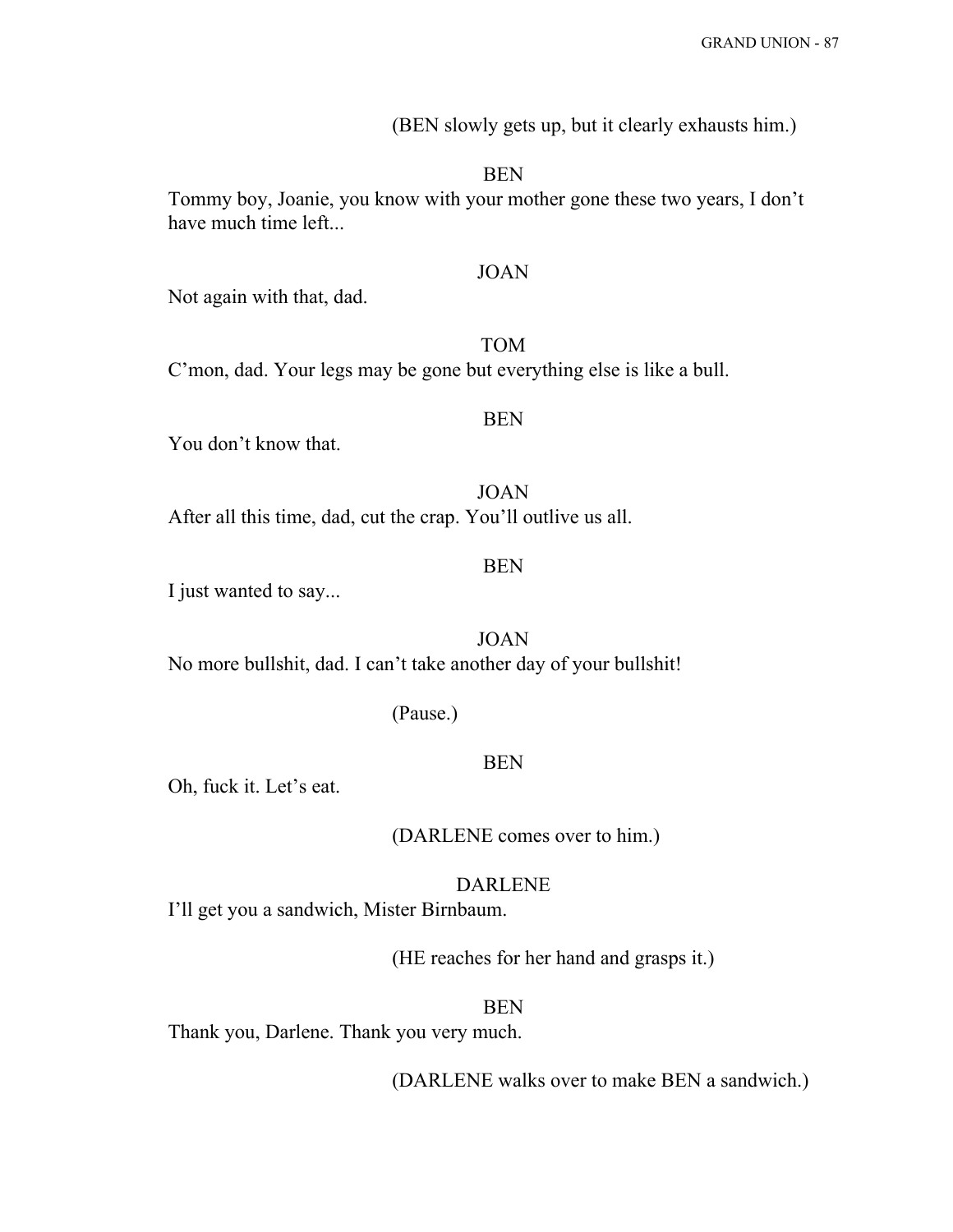(BEN slowly gets up, but it clearly exhausts him.)

BEN

Tommy boy, Joanie, you know with your mother gone these two years, I don't have much time left...

JOAN

Not again with that, dad.

TOM

C'mon, dad. Your legs may be gone but everything else is like a bull.

BEN

You don't know that.

JOAN

After all this time, dad, cut the crap. You'll outlive us all.

BEN

I just wanted to say...

JOAN

No more bullshit, dad. I can't take another day of your bullshit!

(Pause.)

BEN

Oh, fuck it. Let's eat.

(DARLENE comes over to him.)

DARLENE

I'll get you a sandwich, Mister Birnbaum.

(HE reaches for her hand and grasps it.)

BEN

Thank you, Darlene. Thank you very much.

(DARLENE walks over to make BEN a sandwich.)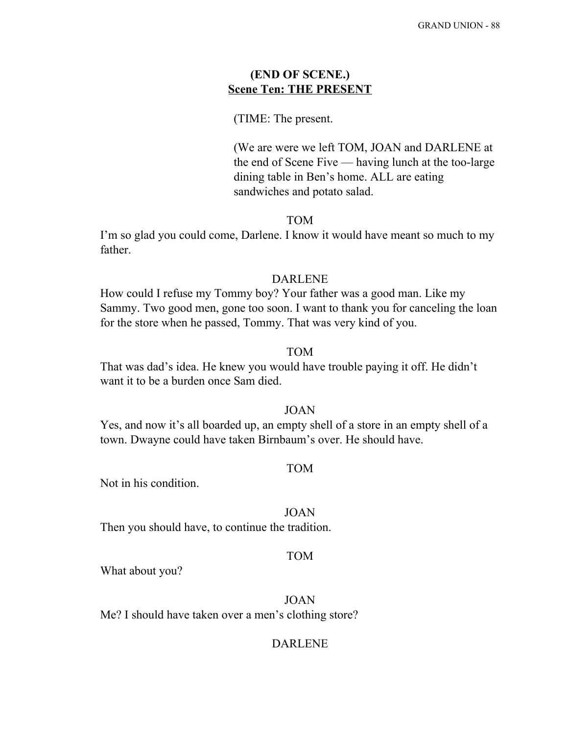**(END OF SCENE.)**

**<u>Scene Ten: THE PRESENT</u>**

(TIME: The present.

(We are were we left TOM, JOAN and DARLENE at the end of Scene Five — having lunch at the too-large dining table in Ben's home. ALL are eating sandwiches and potato salad.

TOM

I'm so glad you could come, Darlene. I know it would have meant so much to my father.

DARLENE

How could I refuse my Tommy boy? Your father was a good man. Like my Sammy. Two good men, gone too soon. I want to thank you for canceling the loan for the store when he passed, Tommy. That was very kind of you.

TOM

That was dad's idea. He knew you would have trouble paying it off. He didn't want it to be a burden once Sam died.

JOAN

Yes, and now it's all boarded up, an empty shell of a store in an empty shell of a town. Dwayne could have taken Birnbaum's over. He should have.

TOM

Not in his condition.

JOAN

Then you should have, to continue the tradition.

TOM

What about you?

JOAN

Me? I should have taken over a men's clothing store?

DARLENE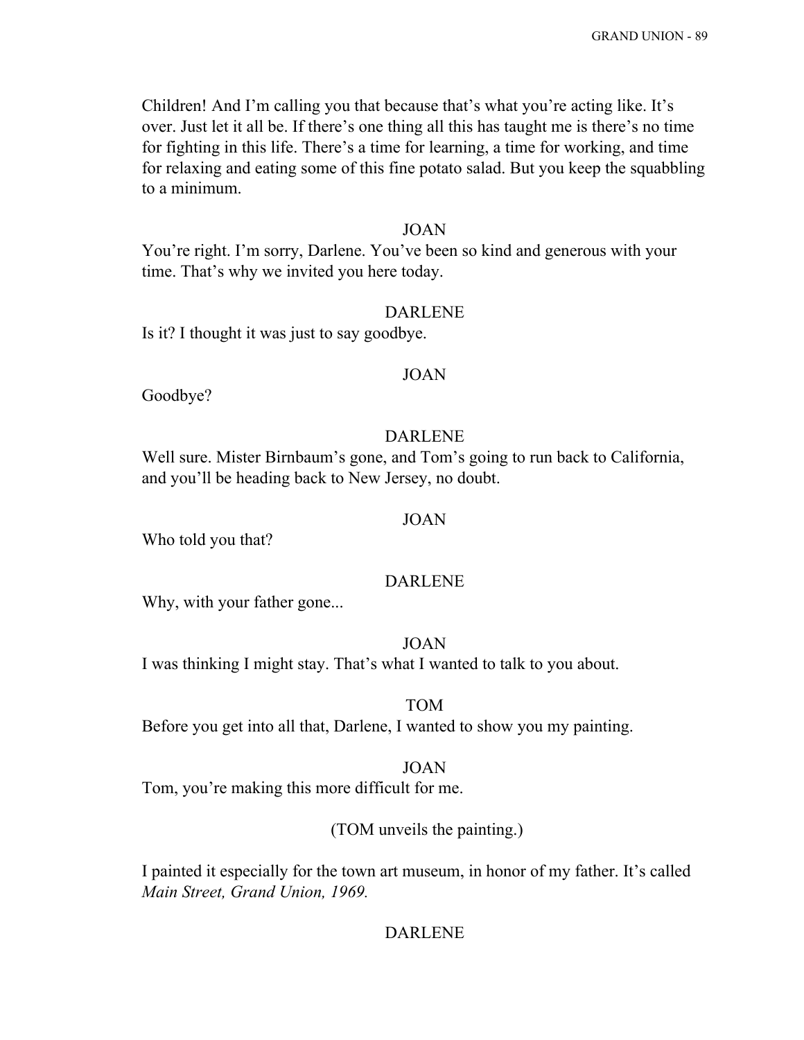Children! And I'm calling you that because that's what you're acting like. It's over. Just let it all be. If there's one thing all this has taught me is there's no time for fighting in this life. There's a time for learning, a time for working, and time for relaxing and eating some of this fine potato salad. But you keep the squabbling to a minimum.

JOAN

You're right. I'm sorry, Darlene. You've been so kind and generous with your time. That's why we invited you here today.

DARLENE

Is it? I thought it was just to say goodbye.

JOAN

Goodbye?

DARLENE

Well sure. Mister Birnbaum's gone, and Tom's going to run back to California, and you'll be heading back to New Jersey, no doubt.

JOAN

Who told you that?

DARLENE

Why, with your father gone...

JOAN

I was thinking I might stay. That's what I wanted to talk to you about.

TOM

Before you get into all that, Darlene, I wanted to show you my painting.

JOAN

Tom, you're making this more difficult for me.

(TOM unveils the painting.)

I painted it especially for the town art museum, in honor of my father. It's called *Main Street, Grand Union, 1969.*

DARLENE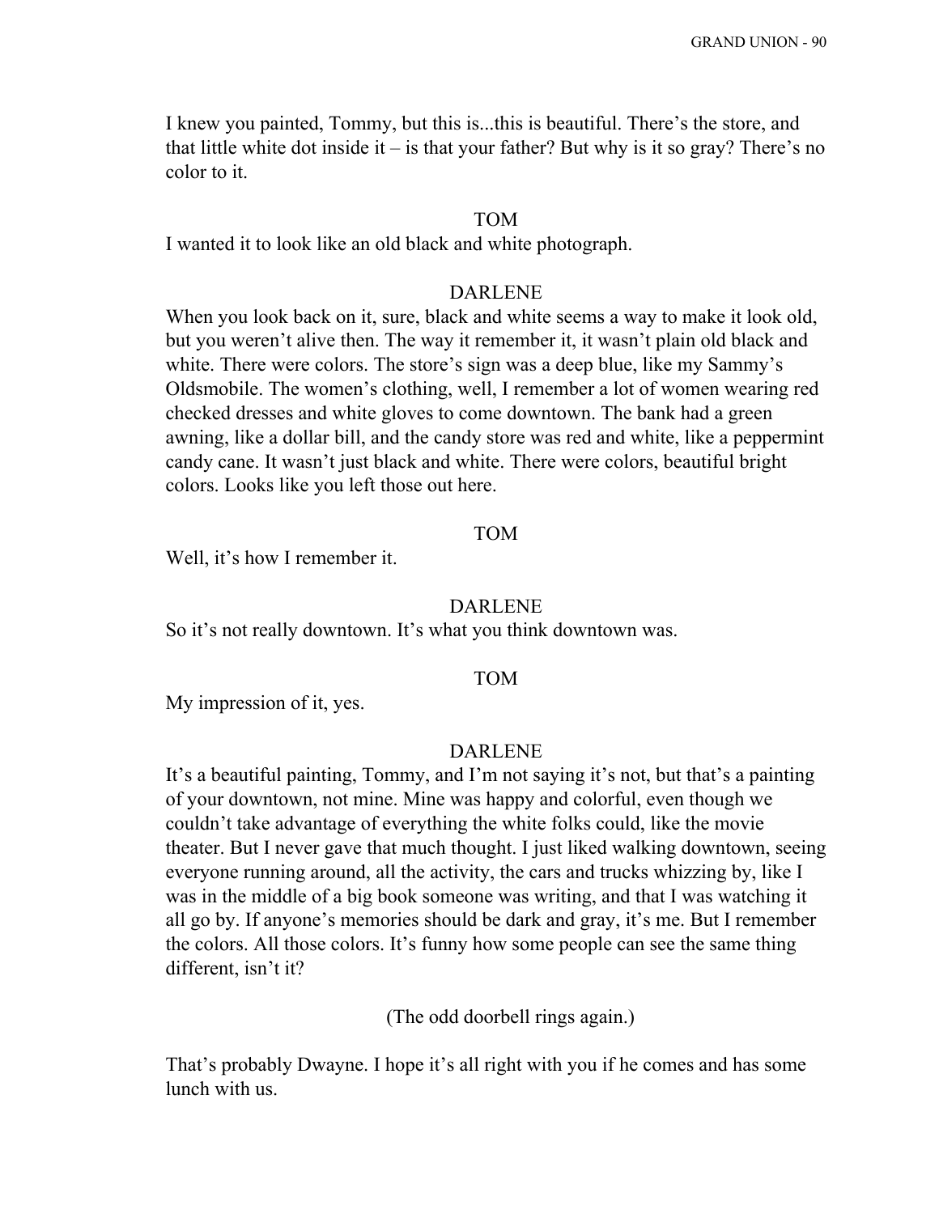I knew you painted, Tommy, but this is...this is beautiful. There's the store, and that little white dot inside it – is that your father? But why is it so gray? There's no color to it.

TOM

I wanted it to look like an old black and white photograph.

DARLENE

When you look back on it, sure, black and white seems a way to make it look old, but you weren't alive then. The way it remember it, it wasn't plain old black and white. There were colors. The store's sign was a deep blue, like my Sammy's Oldsmobile. The women's clothing, well, I remember a lot of women wearing red checked dresses and white gloves to come downtown. The bank had a green awning, like a dollar bill, and the candy store was red and white, like a peppermint candy cane. It wasn't just black and white. There were colors, beautiful bright colors. Looks like you left those out here.

TOM

Well, it's how I remember it.

DARLENE

So it's not really downtown. It's what you think downtown was.

TOM

My impression of it, yes.

DARLENE

It's a beautiful painting, Tommy, and I'm not saying it's not, but that's a painting of your downtown, not mine. Mine was happy and colorful, even though we couldn't take advantage of everything the white folks could, like the movie theater. But I never gave that much thought. I just liked walking downtown, seeing everyone running around, all the activity, the cars and trucks whizzing by, like I was in the middle of a big book someone was writing, and that I was watching it all go by. If anyone's memories should be dark and gray, it's me. But I remember the colors. All those colors. It's funny how some people can see the same thing different, isn't it?

(The odd doorbell rings again.)

That's probably Dwayne. I hope it's all right with you if he comes and has some lunch with us.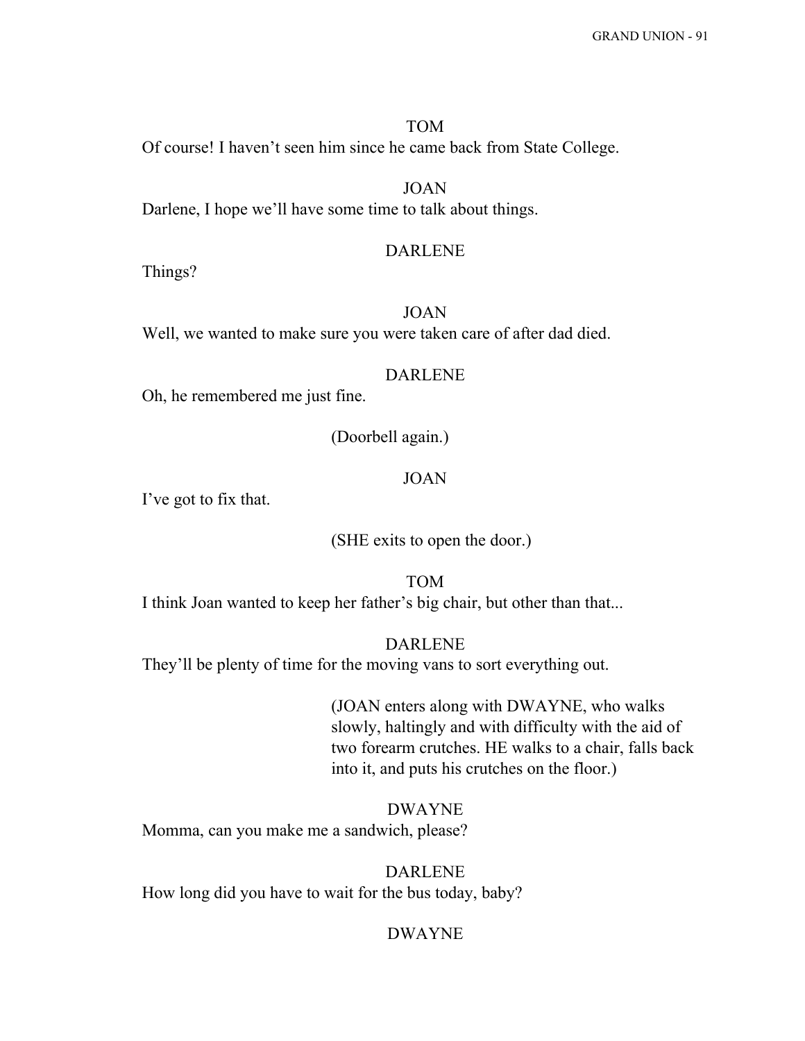TOM

Of course! I haven't seen him since he came back from State College.

JOAN

Darlene, I hope we'll have some time to talk about things.

DARLENE

Things?

JOAN

Well, we wanted to make sure you were taken care of after dad died.

DARLENE

Oh, he remembered me just fine.

(Doorbell again.)

JOAN

I've got to fix that.

(SHE exits to open the door.)

TOM

I think Joan wanted to keep her father's big chair, but other than that...

DARLENE

They'll be plenty of time for the moving vans to sort everything out.

(JOAN enters along with DWAYNE, who walks slowly, haltingly and with difficulty with the aid of two forearm crutches. HE walks to a chair, falls back into it, and puts his crutches on the floor.)

DWAYNE

Momma, can you make me a sandwich, please?

DARLENE

How long did you have to wait for the bus today, baby?

DWAYNE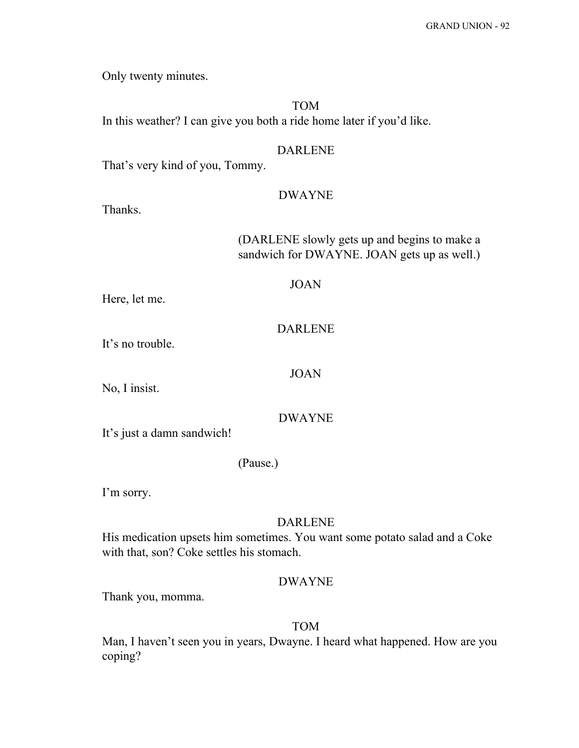Only twenty minutes.

TOM

In this weather? I can give you both a ride home later if you'd like.

DARLENE

That's very kind of you, Tommy.

DWAYNE

Thanks.

(DARLENE slowly gets up and begins to make a sandwich for DWAYNE. JOAN gets up as well.)

JOAN

Here, let me.

DARLENE

It's no trouble.

JOAN

No, I insist.

DWAYNE

It's just a damn sandwich!

(Pause.)

I'm sorry.

DARLENE

His medication upsets him sometimes. You want some potato salad and a Coke with that, son? Coke settles his stomach.

DWAYNE

Thank you, momma.

TOM

Man, I haven't seen you in years, Dwayne. I heard what happened. How are you coping?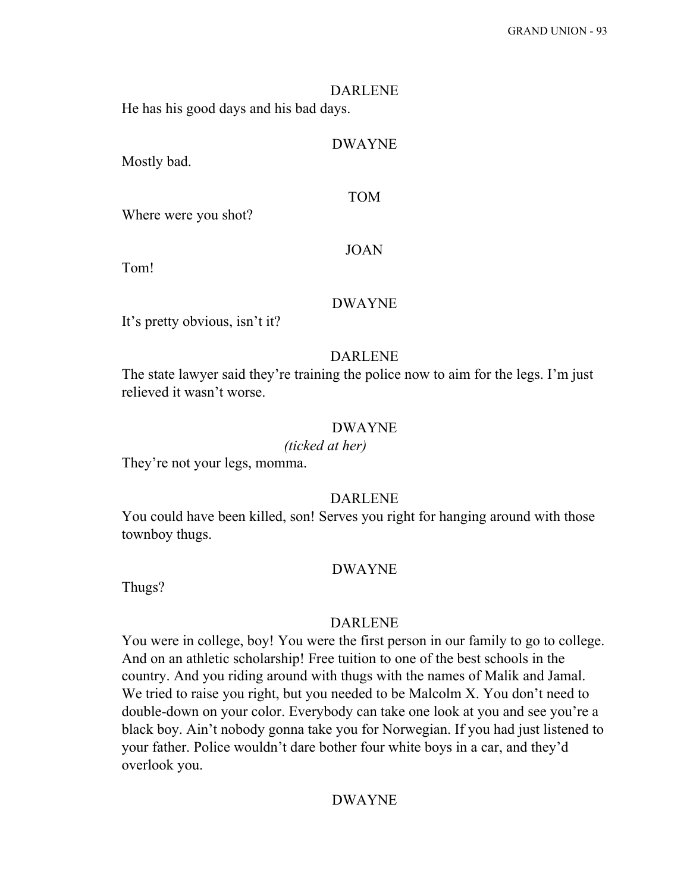DARLENE

He has his good days and his bad days.

DWAYNE

Mostly bad.

TOM

Where were you shot?

JOAN

Tom!

DWAYNE

It's pretty obvious, isn't it?

DARLENE

The state lawyer said they're training the police now to aim for the legs. I'm just relieved it wasn't worse.

DWAYNE

*(ticked at her)*

They're not your legs, momma.

DARLENE

You could have been killed, son! Serves you right for hanging around with those townboy thugs.

DWAYNE

Thugs?

DARLENE

You were in college, boy! You were the first person in our family to go to college. And on an athletic scholarship! Free tuition to one of the best schools in the country. And you riding around with thugs with the names of Malik and Jamal. We tried to raise you right, but you needed to be Malcolm X. You don't need to double-down on your color. Everybody can take one look at you and see you're a black boy. Ain't nobody gonna take you for Norwegian. If you had just listened to your father. Police wouldn't dare bother four white boys in a car, and they'd overlook you.

DWAYNE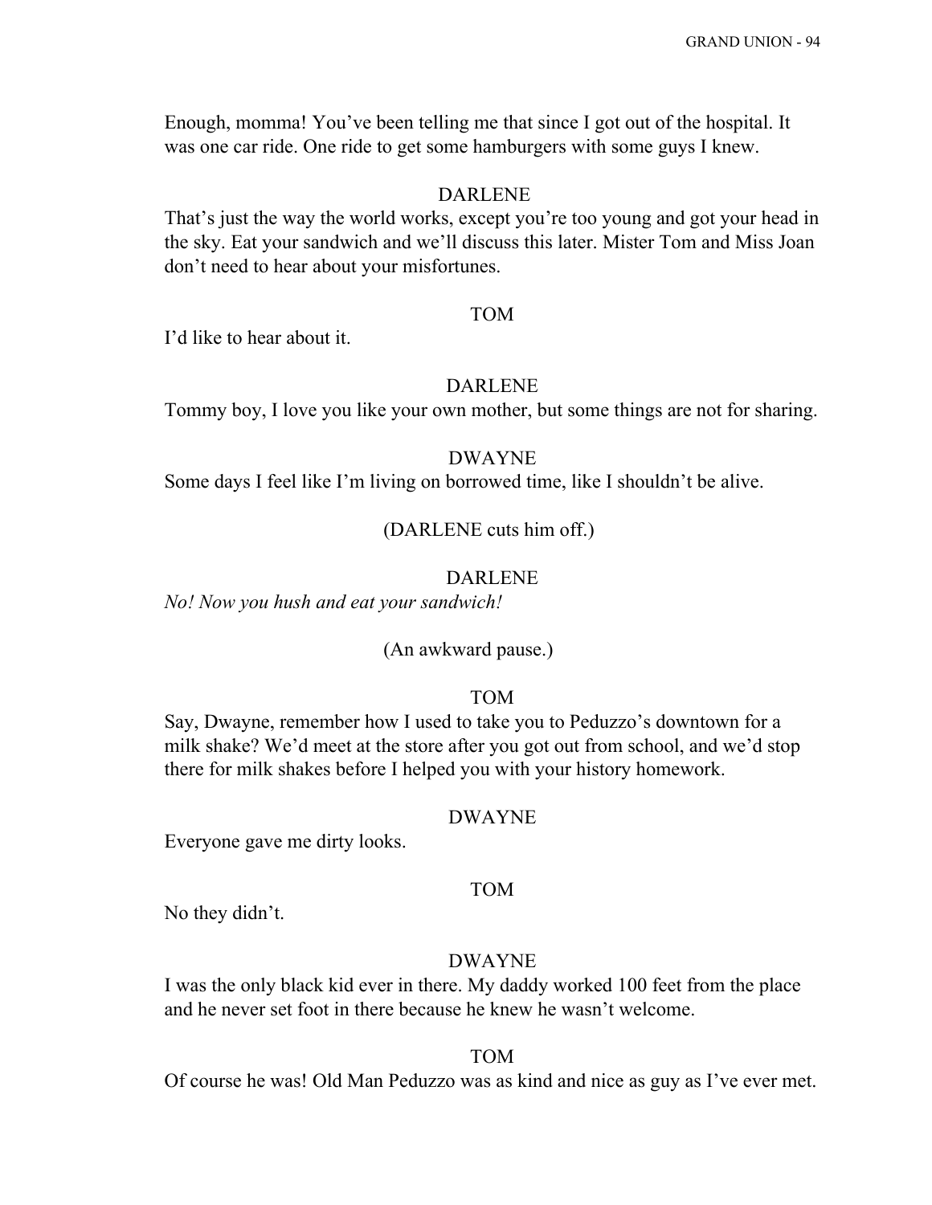Enough, momma! You've been telling me that since I got out of the hospital. It was one car ride. One ride to get some hamburgers with some guys I knew.

DARLENE

That's just the way the world works, except you're too young and got your head in the sky. Eat your sandwich and we'll discuss this later. Mister Tom and Miss Joan don't need to hear about your misfortunes.

TOM

I'd like to hear about it.

DARLENE

Tommy boy, I love you like your own mother, but some things are not for sharing.

DWAYNE

Some days I feel like I'm living on borrowed time, like I shouldn't be alive.

(DARLENE cuts him off.)

DARLENE

*No! Now you hush and eat your sandwich!*

(An awkward pause.)

TOM

Say, Dwayne, remember how I used to take you to Peduzzo's downtown for a milk shake? We'd meet at the store after you got out from school, and we'd stop there for milk shakes before I helped you with your history homework.

DWAYNE

Everyone gave me dirty looks.

TOM

No they didn't.

DWAYNE

I was the only black kid ever in there. My daddy worked 100 feet from the place and he never set foot in there because he knew he wasn't welcome.

TOM

Of course he was! Old Man Peduzzo was as kind and nice as guy as I've ever met.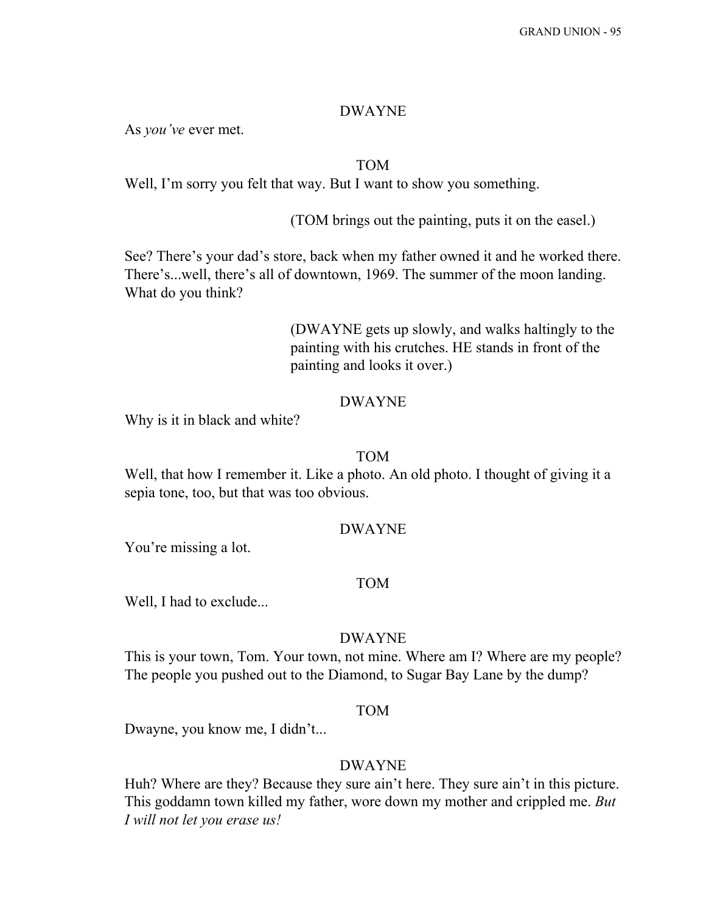DWAYNE

As *you've* ever met.

TOM

Well, I'm sorry you felt that way. But I want to show you something.

(TOM brings out the painting, puts it on the easel.)

See? There's your dad's store, back when my father owned it and he worked there. There's...well, there's all of downtown, 1969. The summer of the moon landing. What do you think?

(DWAYNE gets up slowly, and walks haltingly to the painting with his crutches. HE stands in front of the painting and looks it over.)

DWAYNE

Why is it in black and white?

TOM

Well, that how I remember it. Like a photo. An old photo. I thought of giving it a sepia tone, too, but that was too obvious.

DWAYNE

You're missing a lot.

TOM

Well, I had to exclude...

DWAYNE

This is your town, Tom. Your town, not mine. Where am I? Where are my people? The people you pushed out to the Diamond, to Sugar Bay Lane by the dump?

TOM

Dwayne, you know me, I didn't...

DWAYNE

Huh? Where are they? Because they sure ain't here. They sure ain't in this picture. This goddamn town killed my father, wore down my mother and crippled me. *But I will not let you erase us!*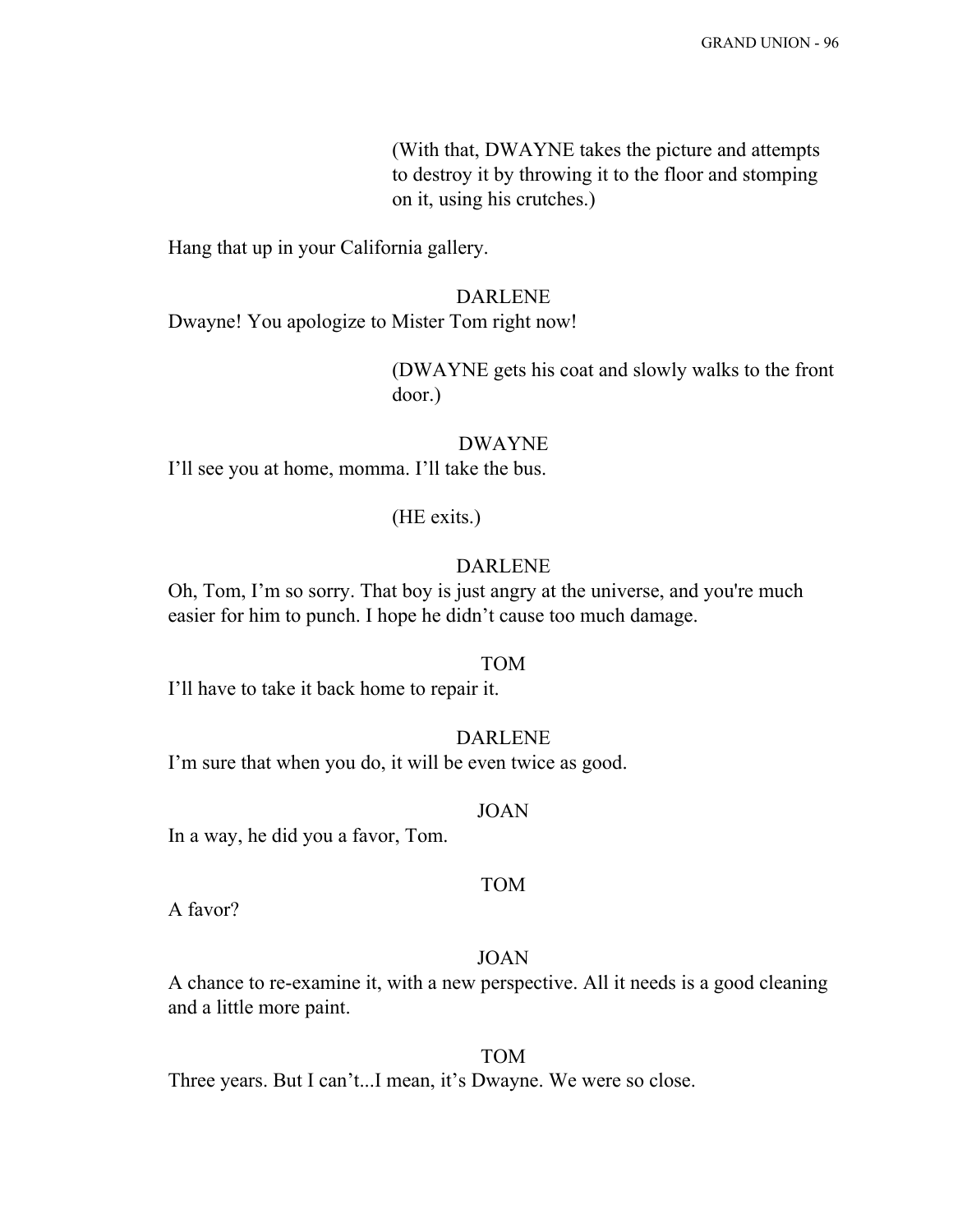(With that, DWAYNE takes the picture and attempts to destroy it by throwing it to the floor and stomping on it, using his crutches.)

Hang that up in your California gallery.

DARLENE

Dwayne! You apologize to Mister Tom right now!

(DWAYNE gets his coat and slowly walks to the front door.)

DWAYNE

I'll see you at home, momma. I'll take the bus.

(HE exits.)

DARLENE

Oh, Tom, I'm so sorry. That boy is just angry at the universe, and you're much easier for him to punch. I hope he didn't cause too much damage.

TOM

I'll have to take it back home to repair it.

DARLENE

I'm sure that when you do, it will be even twice as good.

JOAN

In a way, he did you a favor, Tom.

TOM

A favor?

JOAN

A chance to re-examine it, with a new perspective. All it needs is a good cleaning and a little more paint.

TOM

Three years. But I can't...I mean, it's Dwayne. We were so close.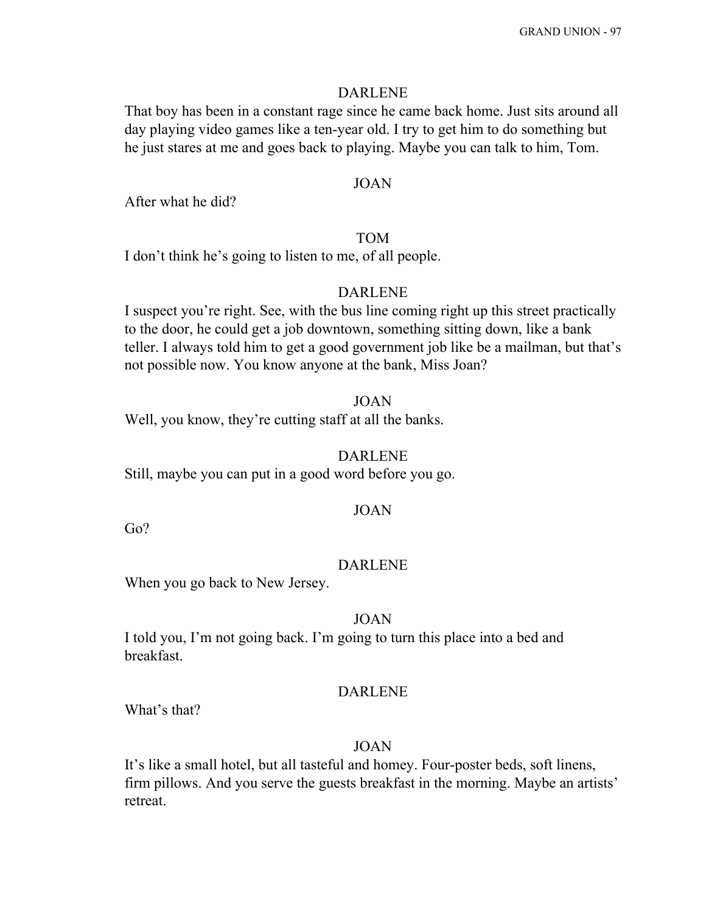DARLENE

That boy has been in a constant rage since he came back home. Just sits around all day playing video games like a ten-year old. I try to get him to do something but he just stares at me and goes back to playing. Maybe you can talk to him, Tom.

JOAN

After what he did?

TOM

I don't think he's going to listen to me, of all people.

DARLENE

I suspect you're right. See, with the bus line coming right up this street practically to the door, he could get a job downtown, something sitting down, like a bank teller. I always told him to get a good government job like be a mailman, but that's not possible now. You know anyone at the bank, Miss Joan?

JOAN

Well, you know, they're cutting staff at all the banks.

DARLENE

Still, maybe you can put in a good word before you go.

JOAN

Go?

DARLENE

When you go back to New Jersey.

JOAN

I told you, I'm not going back. I'm going to turn this place into a bed and breakfast.

DARLENE

What's that?

JOAN

It's like a small hotel, but all tasteful and homey. Four-poster beds, soft linens, firm pillows. And you serve the guests breakfast in the morning. Maybe an artists' retreat.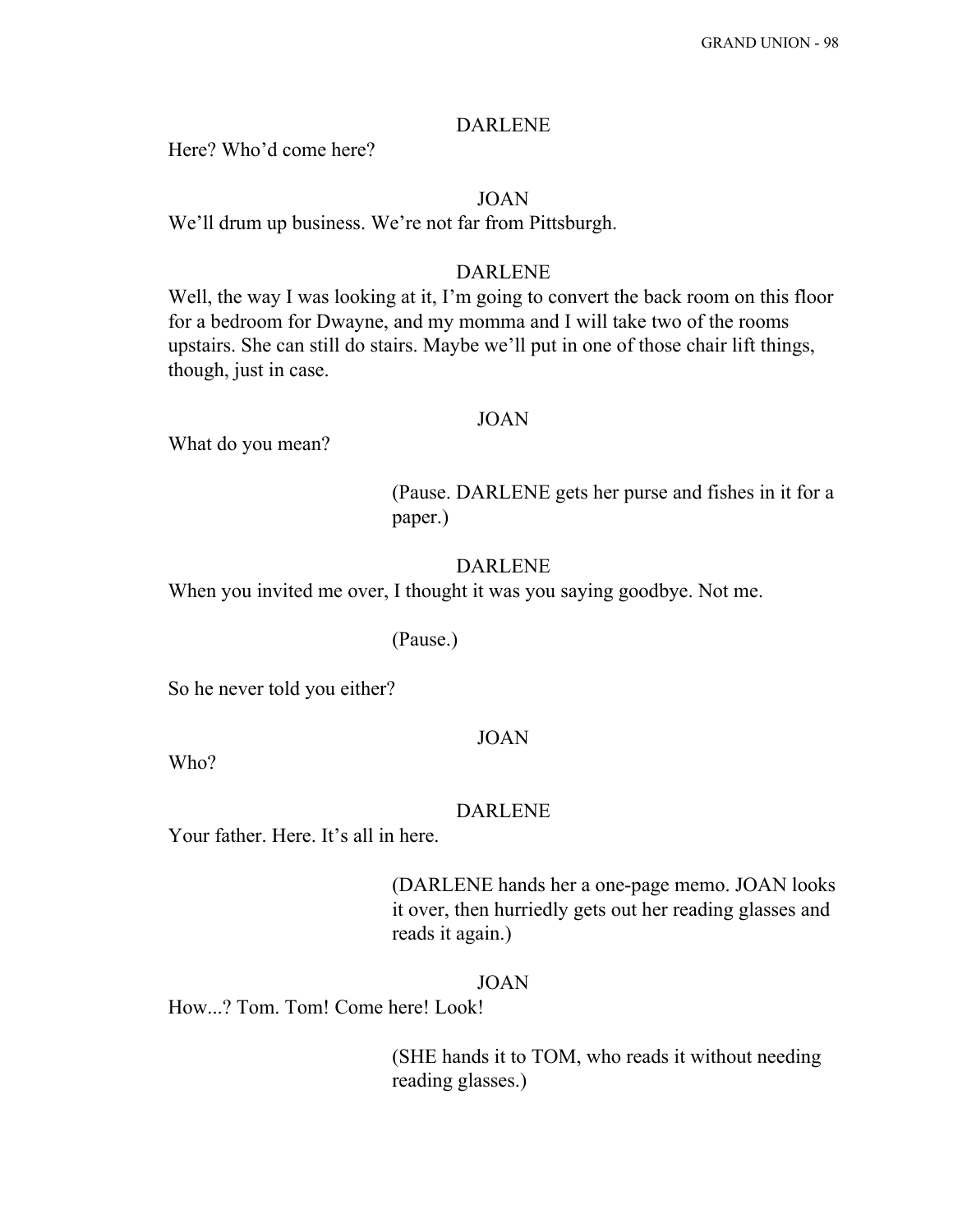DARLENE

Here? Who'd come here?

JOAN

We'll drum up business. We're not far from Pittsburgh.

DARLENE

Well, the way I was looking at it, I'm going to convert the back room on this floor for a bedroom for Dwayne, and my momma and I will take two of the rooms upstairs. She can still do stairs. Maybe we'll put in one of those chair lift things, though, just in case.

JOAN

What do you mean?

(Pause. DARLENE gets her purse and fishes in it for a paper.)

DARLENE

When you invited me over, I thought it was you saying goodbye. Not me.

(Pause.)

So he never told you either?

JOAN

Who?

DARLENE

Your father. Here. It's all in here.

(DARLENE hands her a one-page memo. JOAN looks it over, then hurriedly gets out her reading glasses and reads it again.)

JOAN

How...? Tom. Tom! Come here! Look!

(SHE hands it to TOM, who reads it without needing reading glasses.)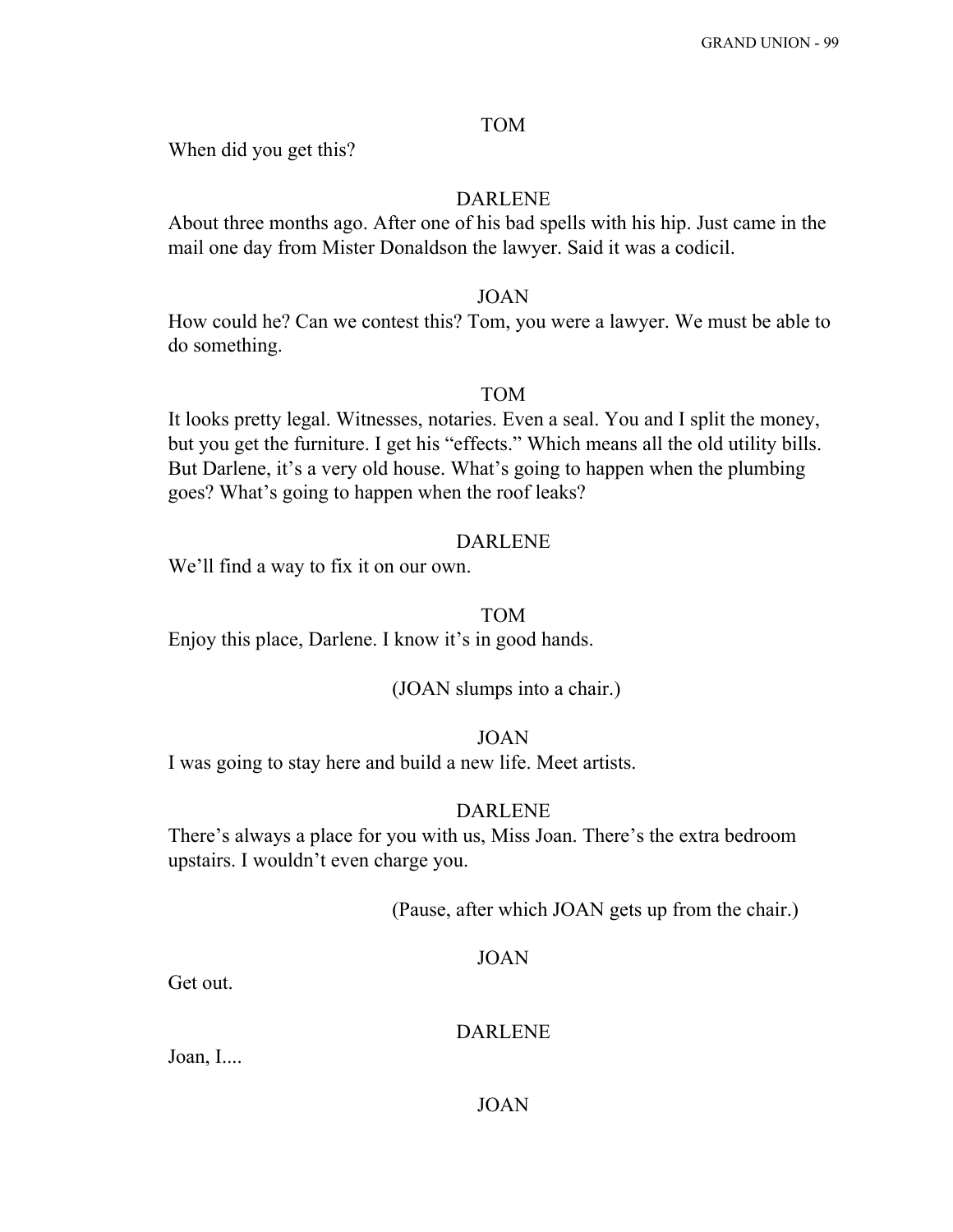TOM

When did you get this?

DARLENE

About three months ago. After one of his bad spells with his hip. Just came in the mail one day from Mister Donaldson the lawyer. Said it was a codicil.

JOAN

How could he? Can we contest this? Tom, you were a lawyer. We must be able to do something.

TOM

It looks pretty legal. Witnesses, notaries. Even a seal. You and I split the money, but you get the furniture. I get his "effects." Which means all the old utility bills. But Darlene, it's a very old house. What's going to happen when the plumbing goes? What's going to happen when the roof leaks?

DARLENE

We'll find a way to fix it on our own.

TOM

Enjoy this place, Darlene. I know it's in good hands.

(JOAN slumps into a chair.)

JOAN

I was going to stay here and build a new life. Meet artists.

DARLENE

There's always a place for you with us, Miss Joan. There's the extra bedroom upstairs. I wouldn't even charge you.

(Pause, after which JOAN gets up from the chair.)

JOAN

Get out.

DARLENE

Joan, I....

JOAN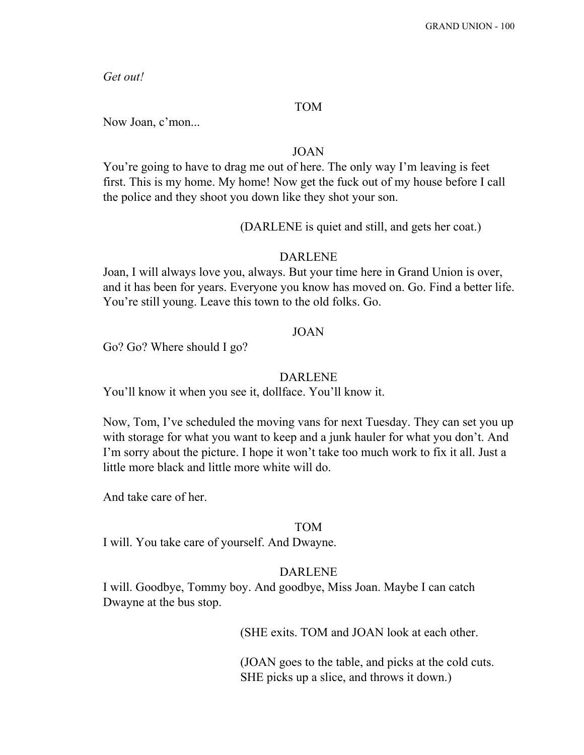*Get out!*

TOM

Now Joan, c'mon...

JOAN

You're going to have to drag me out of here. The only way I'm leaving is feet first. This is my home. My home! Now get the fuck out of my house before I call the police and they shoot you down like they shot your son.

(DARLENE is quiet and still, and gets her coat.)

DARLENE

Joan, I will always love you, always. But your time here in Grand Union is over, and it has been for years. Everyone you know has moved on. Go. Find a better life. You're still young. Leave this town to the old folks. Go.

JOAN

Go? Go? Where should I go?

DARLENE

You'll know it when you see it, dollface. You'll know it.

Now, Tom, I've scheduled the moving vans for next Tuesday. They can set you up with storage for what you want to keep and a junk hauler for what you don't. And I'm sorry about the picture. I hope it won't take too much work to fix it all. Just a little more black and little more white will do.

And take care of her.

TOM

I will. You take care of yourself. And Dwayne.

DARLENE

I will. Goodbye, Tommy boy. And goodbye, Miss Joan. Maybe I can catch Dwayne at the bus stop.

(SHE exits. TOM and JOAN look at each other.

(JOAN goes to the table, and picks at the cold cuts. SHE picks up a slice, and throws it down.)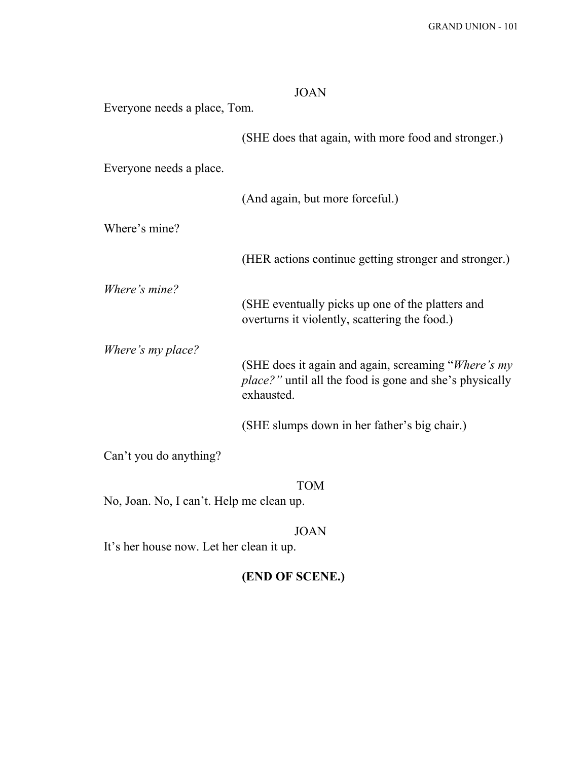JOAN

Everyone needs a place, Tom.

(SHE does that again, with more food and stronger.)

Everyone needs a place.

(And again, but more forceful.)

Where's mine?

(HER actions continue getting stronger and stronger.)

*Where's mine?*

(SHE eventually picks up one of the platters and overturns it violently, scattering the food.)

*Where's my place?*

(SHE does it again and again, screaming "*Where's my place?"* until all the food is gone and she's physically exhausted.

(SHE slumps down in her father's big chair.)

Can't you do anything?

TOM

No, Joan. No, I can't. Help me clean up.

JOAN

It's her house now. Let her clean it up.

**(END OF SCENE.)**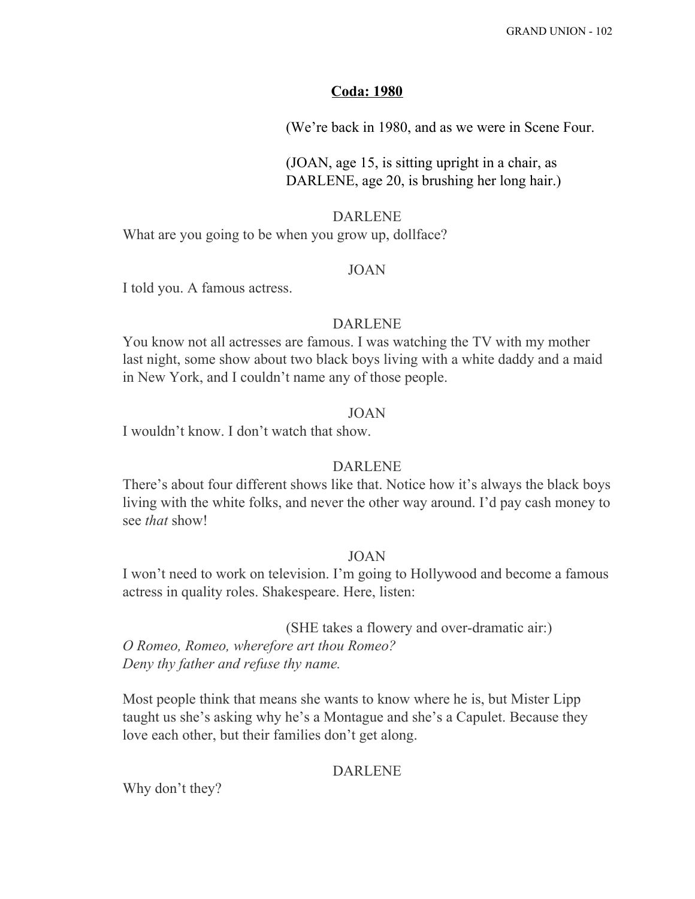**Coda: 1980**

(We're back in 1980, and as we were in Scene Four.

(JOAN, age 15, is sitting upright in a chair, as DARLENE, age 20, is brushing her long hair.)

DARLENE

What are you going to be when you grow up, dollface?

JOAN

I told you. A famous actress.

DARLENE

You know not all actresses are famous. I was watching the TV with my mother last night, some show about two black boys living with a white daddy and a maid in New York, and I couldn't name any of those people.

JOAN

I wouldn't know. I don't watch that show.

DARLENE

There's about four different shows like that. Notice how it's always the black boys living with the white folks, and never the other way around. I'd pay cash money to see *that* show!

JOAN

I won't need to work on television. I'm going to Hollywood and become a famous actress in quality roles. Shakespeare. Here, listen:

(SHE takes a flowery and over-dramatic air:)

*O Romeo, Romeo, wherefore art thou Romeo?*
*Deny thy father and refuse thy name.*

Most people think that means she wants to know where he is, but Mister Lipp taught us she's asking why he's a Montague and she's a Capulet. Because they love each other, but their families don't get along.

DARLENE

Why don't they?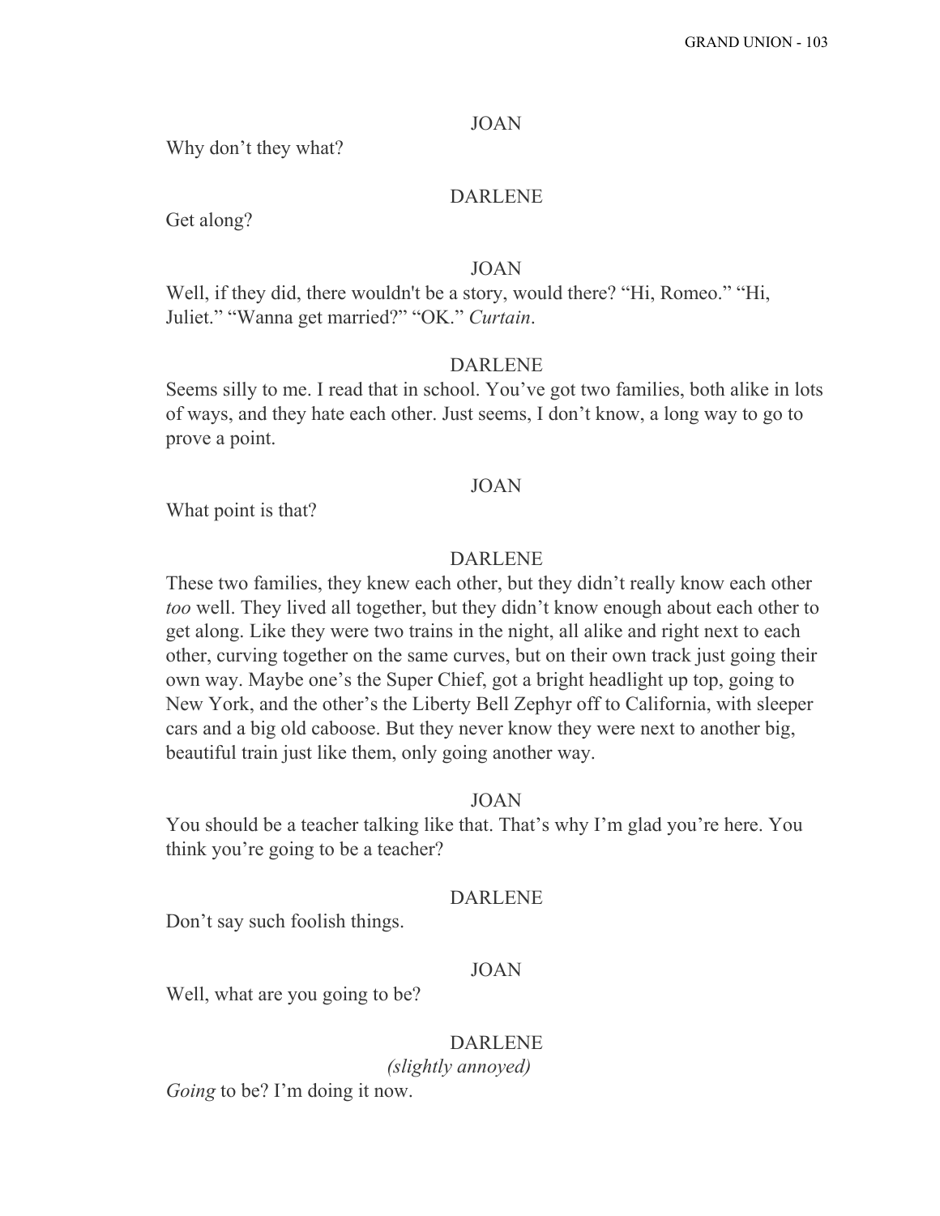JOAN

Why don't they what?

DARLENE

Get along?

JOAN

Well, if they did, there wouldn't be a story, would there? "Hi, Romeo." "Hi, Juliet." "Wanna get married?" "OK." *Curtain*.

DARLENE

Seems silly to me. I read that in school. You've got two families, both alike in lots of ways, and they hate each other. Just seems, I don't know, a long way to go to prove a point.

JOAN

What point is that?

DARLENE

These two families, they knew each other, but they didn't really know each other *too* well. They lived all together, but they didn't know enough about each other to get along. Like they were two trains in the night, all alike and right next to each other, curving together on the same curves, but on their own track just going their own way. Maybe one's the Super Chief, got a bright headlight up top, going to New York, and the other's the Liberty Bell Zephyr off to California, with sleeper cars and a big old caboose. But they never know they were next to another big, beautiful train just like them, only going another way.

JOAN

You should be a teacher talking like that. That's why I'm glad you're here. You think you're going to be a teacher?

DARLENE

Don't say such foolish things.

JOAN

Well, what are you going to be?

DARLENE

*(slightly annoyed)*

*Going* to be? I'm doing it now.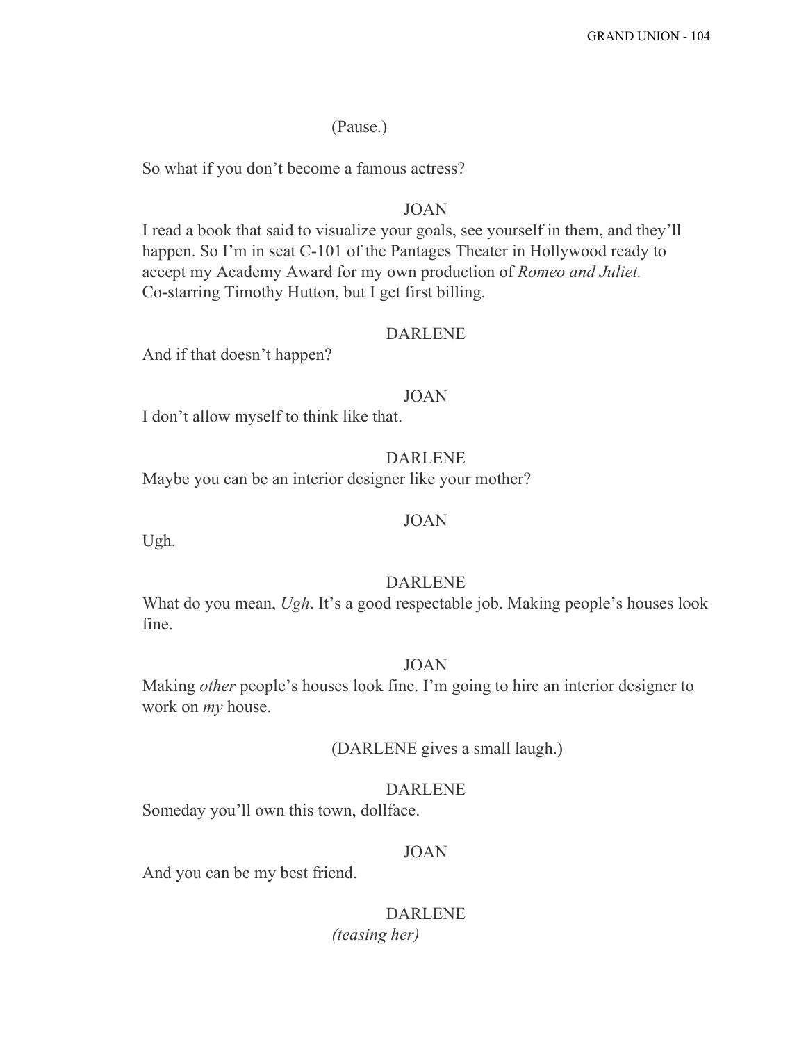(Pause.)

So what if you don't become a famous actress?

JOAN

I read a book that said to visualize your goals, see yourself in them, and they'll happen. So I'm in seat C-101 of the Pantages Theater in Hollywood ready to accept my Academy Award for my own production of *Romeo and Juliet.* Co-starring Timothy Hutton, but I get first billing.

DARLENE

And if that doesn't happen?

JOAN

I don't allow myself to think like that.

DARLENE

Maybe you can be an interior designer like your mother?

JOAN

Ugh.

DARLENE

What do you mean, *Ugh*. It's a good respectable job. Making people's houses look fine.

JOAN

Making *other* people's houses look fine. I'm going to hire an interior designer to work on *my* house.

(DARLENE gives a small laugh.)

DARLENE

Someday you'll own this town, dollface.

JOAN

And you can be my best friend.

DARLENE

*(teasing her)*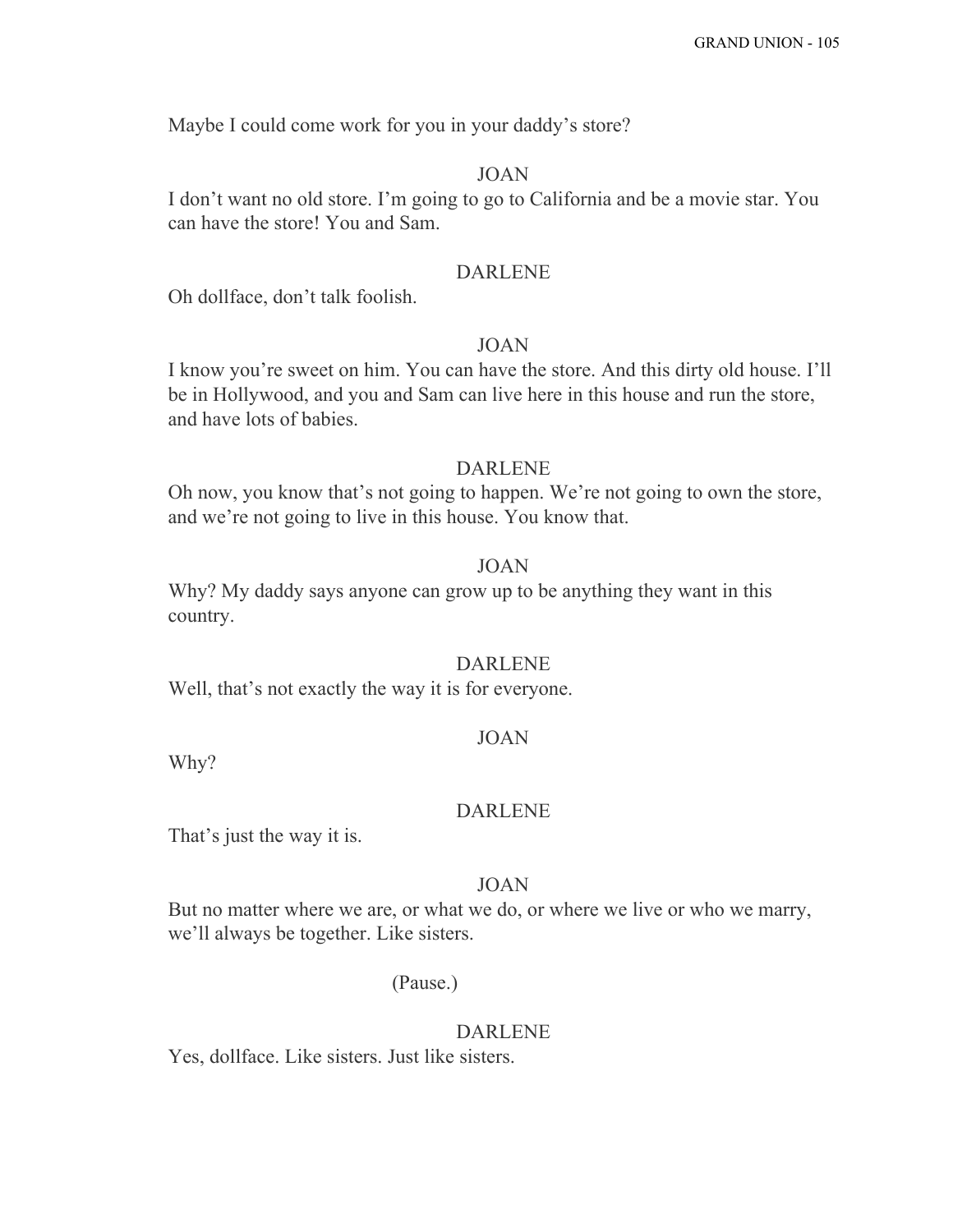Maybe I could come work for you in your daddy's store?

JOAN

I don't want no old store. I'm going to go to California and be a movie star. You can have the store! You and Sam.

DARLENE

Oh dollface, don't talk foolish.

JOAN

I know you're sweet on him. You can have the store. And this dirty old house. I'll be in Hollywood, and you and Sam can live here in this house and run the store, and have lots of babies.

DARLENE

Oh now, you know that's not going to happen. We're not going to own the store, and we're not going to live in this house. You know that.

JOAN

Why? My daddy says anyone can grow up to be anything they want in this country.

DARLENE

Well, that's not exactly the way it is for everyone.

JOAN

Why?

DARLENE

That's just the way it is.

JOAN

But no matter where we are, or what we do, or where we live or who we marry, we'll always be together. Like sisters.

(Pause.)

DARLENE

Yes, dollface. Like sisters. Just like sisters.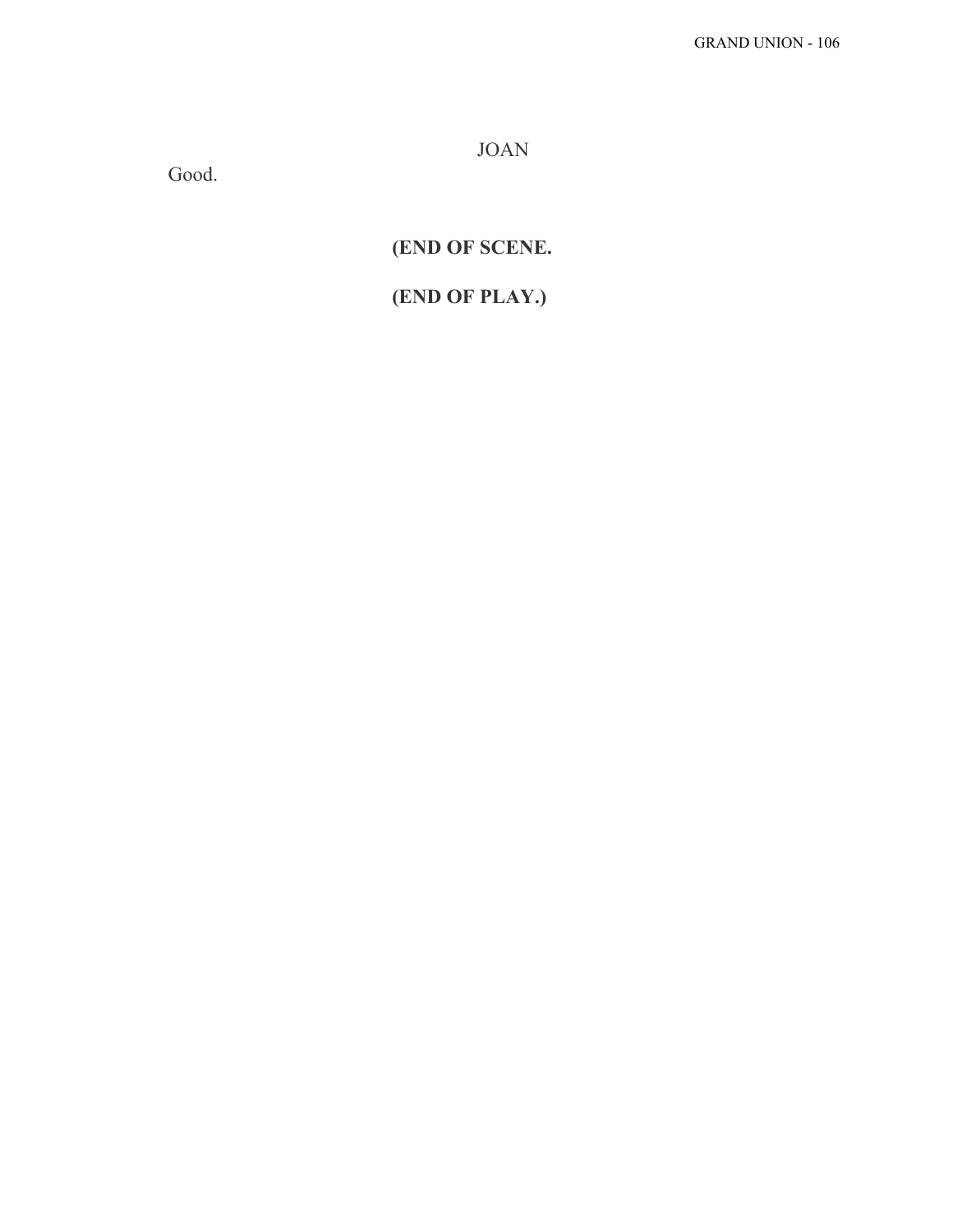JOAN

Good.

**(END OF SCENE.**

**(END OF PLAY.)**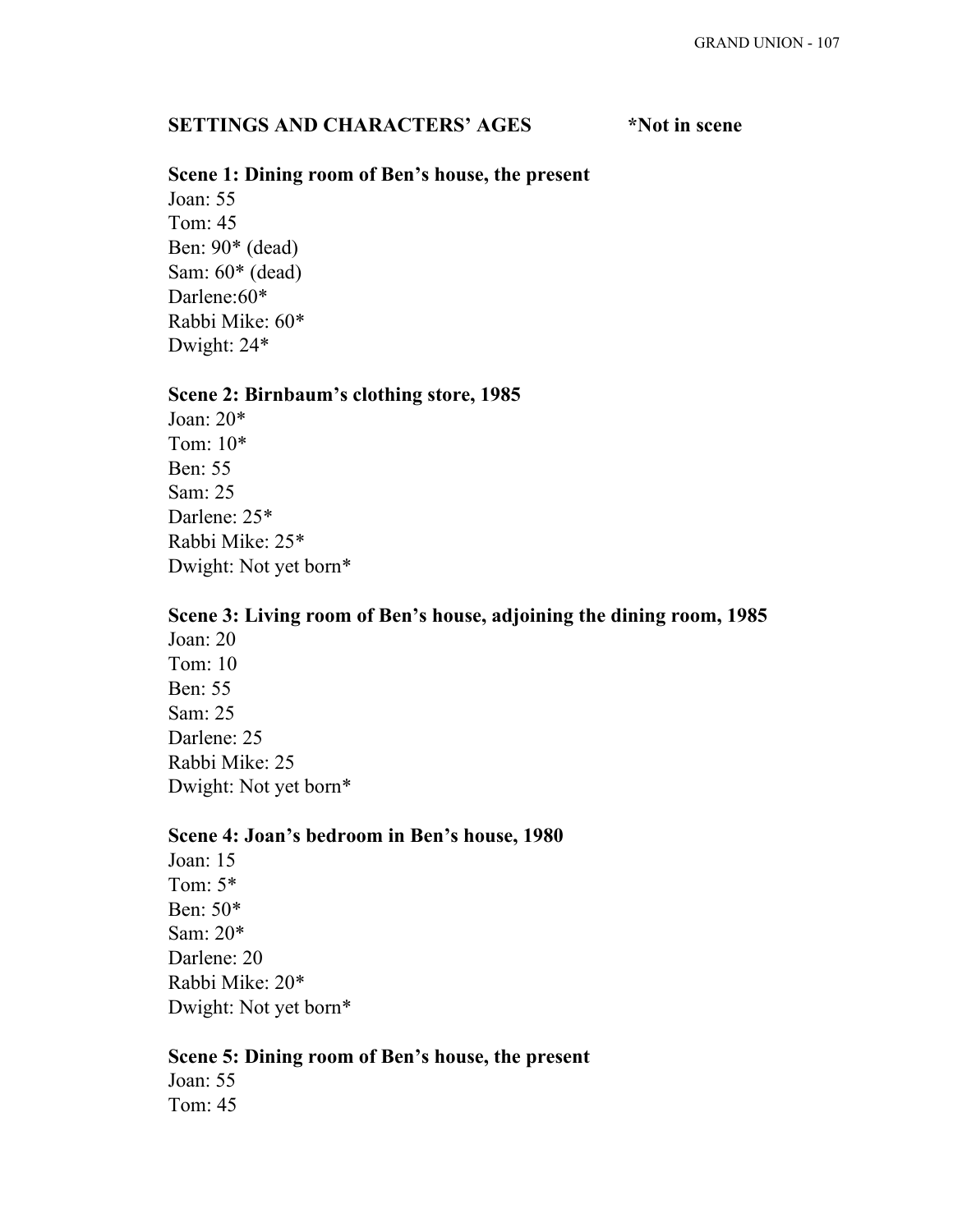## SETTINGS AND CHARACTERS' AGES *Not in scene

**Scene 1: Dining room of Ben's house, the present**

Joan: 55
Tom: 45
Ben: 90* (dead)
Sam: 60* (dead)
Darlene:60*
Rabbi Mike: 60*
Dwight: 24*

**Scene 2: Birnbaum's clothing store, 1985**

Joan: 20*
Tom: 10*
Ben: 55
Sam: 25
Darlene: 25*
Rabbi Mike: 25*
Dwight: Not yet born*

**Scene 3: Living room of Ben's house, adjoining the dining room, 1985**

Joan: 20
Tom: 10
Ben: 55
Sam: 25
Darlene: 25
Rabbi Mike: 25
Dwight: Not yet born*

**Scene 4: Joan's bedroom in Ben's house, 1980**

Joan: 15
Tom: 5*
Ben: 50*
Sam: 20*
Darlene: 20
Rabbi Mike: 20*
Dwight: Not yet born*

**Scene 5: Dining room of Ben's house, the present**

Joan: 55
Tom: 45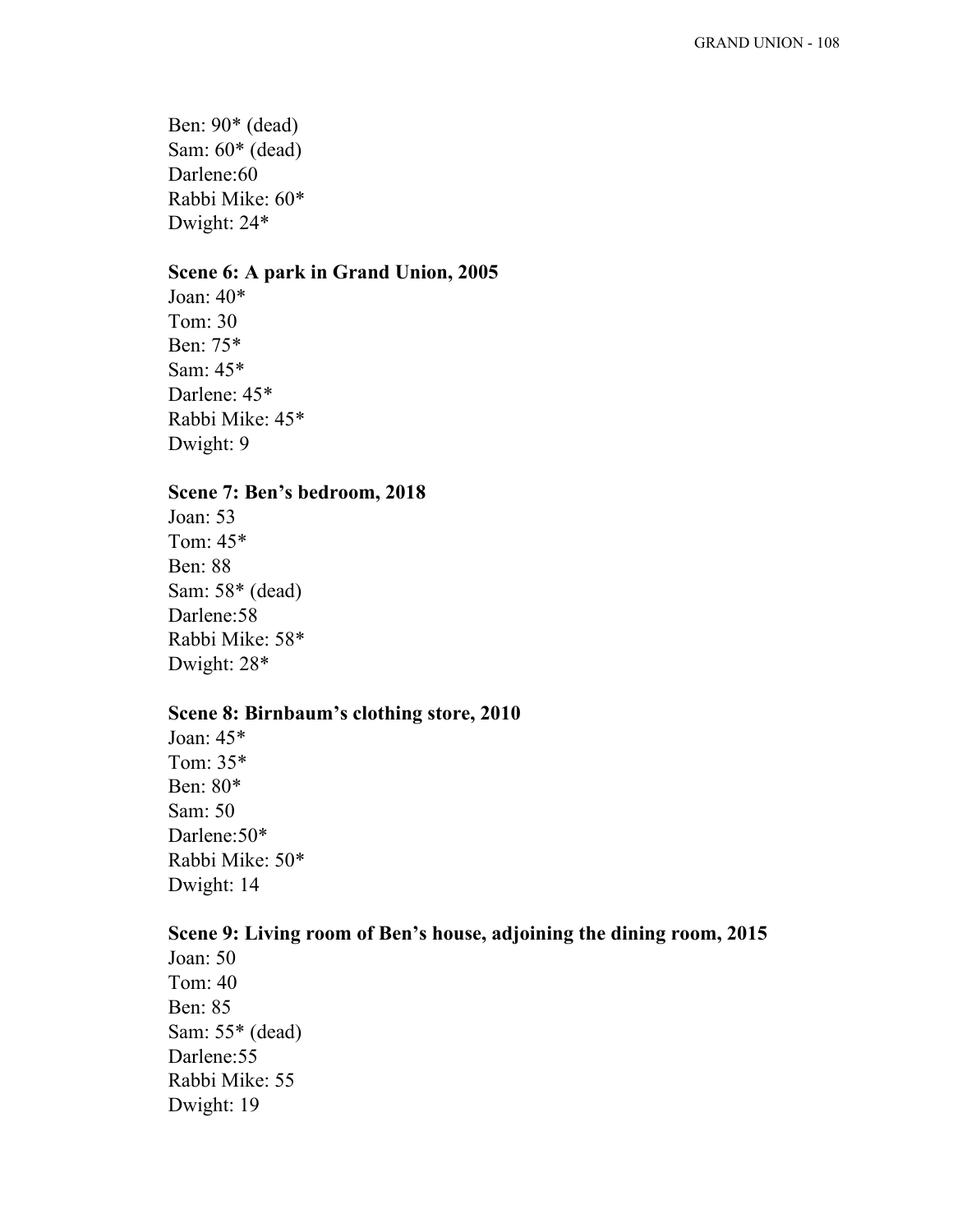Ben: 90* (dead)
Sam: 60* (dead)
Darlene:60
Rabbi Mike: 60*
Dwight: 24*

**Scene 6: A park in Grand Union, 2005**
Joan: 40*
Tom: 30
Ben: 75*
Sam: 45*
Darlene: 45*
Rabbi Mike: 45*
Dwight: 9

**Scene 7: Ben's bedroom, 2018**
Joan: 53
Tom: 45*
Ben: 88
Sam: 58* (dead)
Darlene:58
Rabbi Mike: 58*
Dwight: 28*

**Scene 8: Birnbaum's clothing store, 2010**
Joan: 45*
Tom: 35*
Ben: 80*
Sam: 50
Darlene:50*
Rabbi Mike: 50*
Dwight: 14

**Scene 9: Living room of Ben's house, adjoining the dining room, 2015**
Joan: 50
Tom: 40
Ben: 85
Sam: 55* (dead)
Darlene:55
Rabbi Mike: 55
Dwight: 19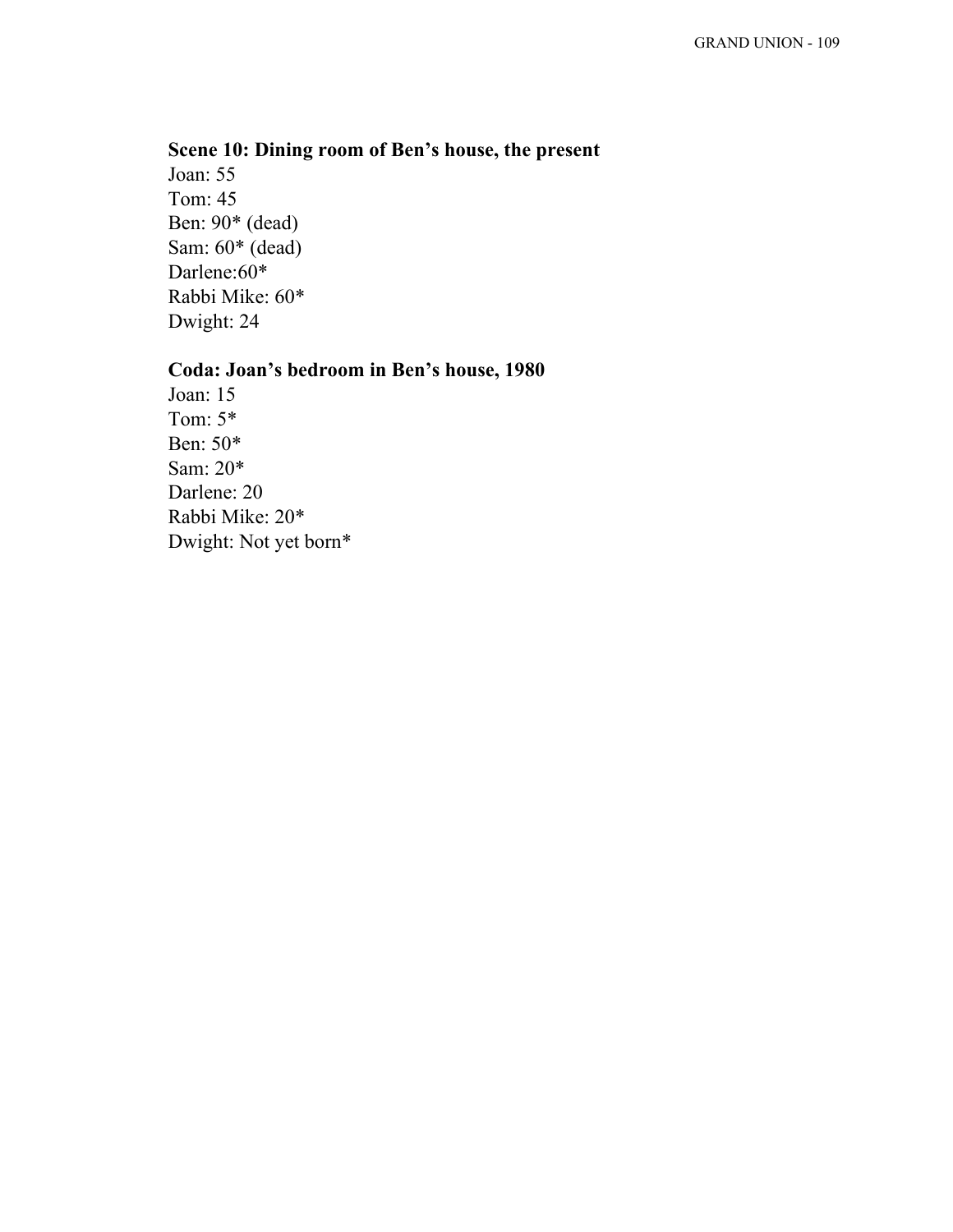**Scene 10: Dining room of Ben's house, the present**
Joan: 55
Tom: 45
Ben: 90* (dead)
Sam: 60* (dead)
Darlene:60*
Rabbi Mike: 60*
Dwight: 24

**Coda: Joan's bedroom in Ben's house, 1980**
Joan: 15
Tom: 5*
Ben: 50*
Sam: 20*
Darlene: 20
Rabbi Mike: 20*
Dwight: Not yet born*